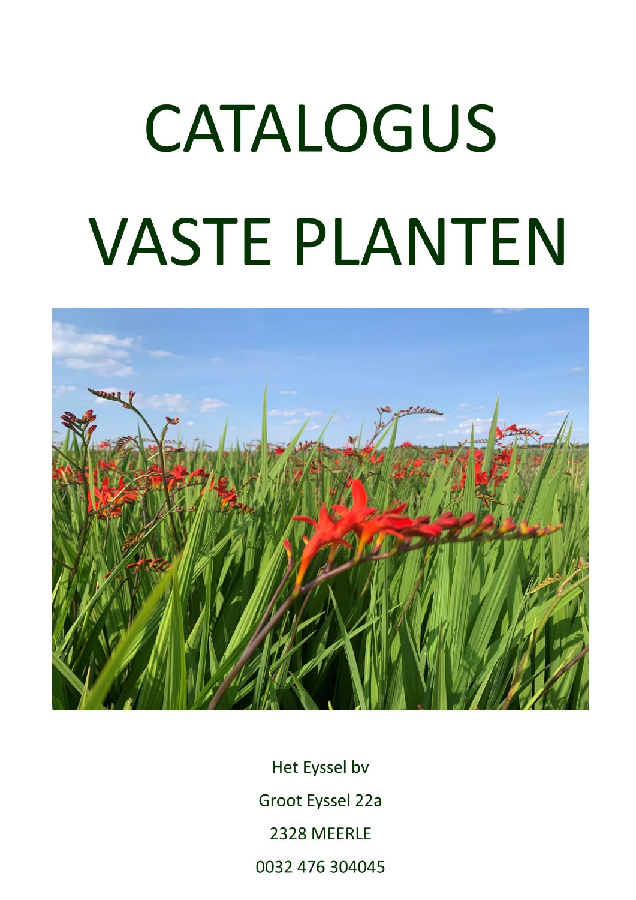# CATALOGUS

# VASTE PLANTEN

Het Eyssel bv

Groot Eyssel 22a

2328 MEERLE

0032 476 304045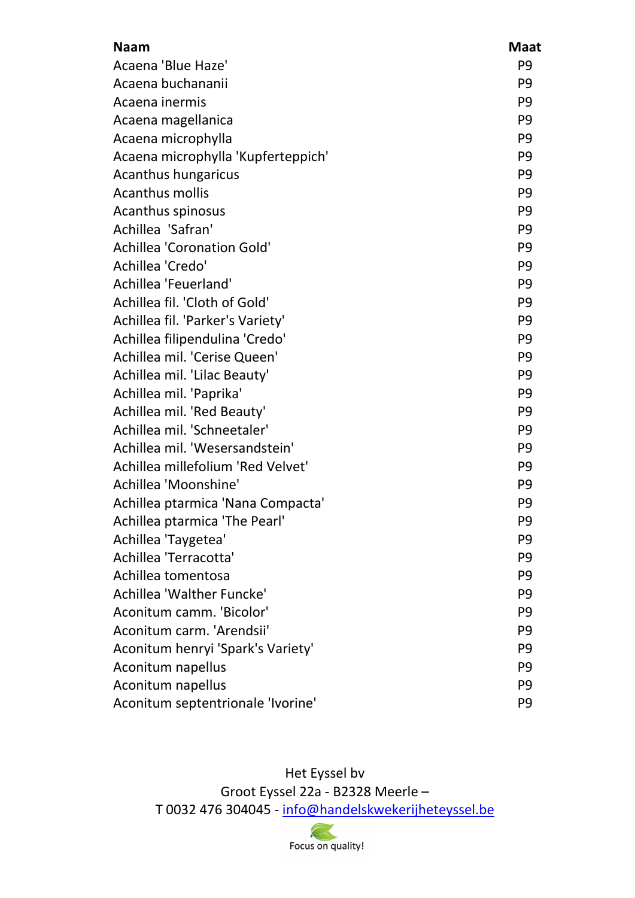| Naam | Maat |
| --- | --- |
| Acaena 'Blue Haze' | P9 |
| Acaena buchananii | P9 |
| Acaena inermis | P9 |
| Acaena magellanica | P9 |
| Acaena microphylla | P9 |
| Acaena microphylla 'Kupferteppich' | P9 |
| Acanthus hungaricus | P9 |
| Acanthus mollis | P9 |
| Acanthus spinosus | P9 |
| Achillea  'Safran' | P9 |
| Achillea 'Coronation Gold' | P9 |
| Achillea 'Credo' | P9 |
| Achillea 'Feuerland' | P9 |
| Achillea fil. 'Cloth of Gold' | P9 |
| Achillea fil. 'Parker's Variety' | P9 |
| Achillea filipendulina 'Credo' | P9 |
| Achillea mil. 'Cerise Queen' | P9 |
| Achillea mil. 'Lilac Beauty' | P9 |
| Achillea mil. 'Paprika' | P9 |
| Achillea mil. 'Red Beauty' | P9 |
| Achillea mil. 'Schneetaler' | P9 |
| Achillea mil. 'Wesersandstein' | P9 |
| Achillea millefolium 'Red Velvet' | P9 |
| Achillea 'Moonshine' | P9 |
| Achillea ptarmica 'Nana Compacta' | P9 |
| Achillea ptarmica 'The Pearl' | P9 |
| Achillea 'Taygetea' | P9 |
| Achillea 'Terracotta' | P9 |
| Achillea tomentosa | P9 |
| Achillea 'Walther Funcke' | P9 |
| Aconitum camm. 'Bicolor' | P9 |
| Aconitum carm. 'Arendsii' | P9 |
| Aconitum henryi 'Spark's Variety' | P9 |
| Aconitum napellus | P9 |
| Aconitum napellus | P9 |
| Aconitum septentrionale 'Ivorine' | P9 |

Het Eyssel bv
Groot Eyssel 22a - B2328 Meerle –
T 0032 476 304045 - info@handelskwekerijheteyssel.be

Focus on quality!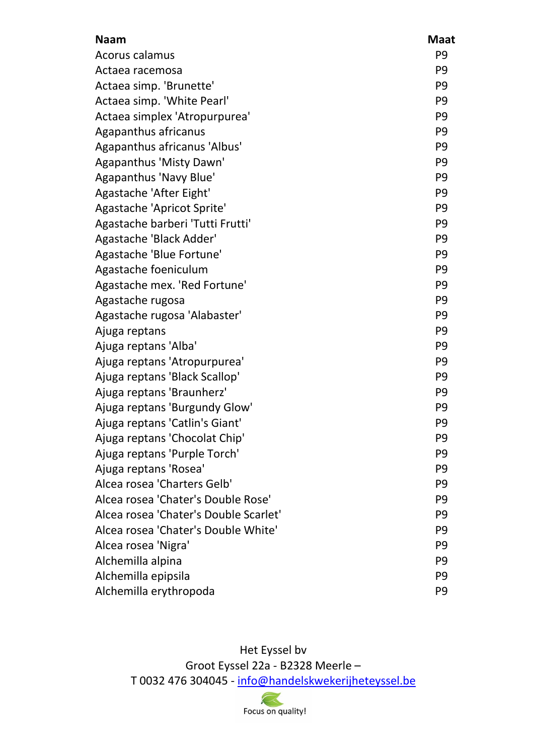| Naam | Maat |
|---|---|
| Acorus calamus | P9 |
| Actaea racemosa | P9 |
| Actaea simp. 'Brunette' | P9 |
| Actaea simp. 'White Pearl' | P9 |
| Actaea simplex 'Atropurpurea' | P9 |
| Agapanthus africanus | P9 |
| Agapanthus africanus 'Albus' | P9 |
| Agapanthus 'Misty Dawn' | P9 |
| Agapanthus 'Navy Blue' | P9 |
| Agastache 'After Eight' | P9 |
| Agastache 'Apricot Sprite' | P9 |
| Agastache barberi 'Tutti Frutti' | P9 |
| Agastache 'Black Adder' | P9 |
| Agastache 'Blue Fortune' | P9 |
| Agastache foeniculum | P9 |
| Agastache mex. 'Red Fortune' | P9 |
| Agastache rugosa | P9 |
| Agastache rugosa 'Alabaster' | P9 |
| Ajuga reptans | P9 |
| Ajuga reptans 'Alba' | P9 |
| Ajuga reptans 'Atropurpurea' | P9 |
| Ajuga reptans 'Black Scallop' | P9 |
| Ajuga reptans 'Braunherz' | P9 |
| Ajuga reptans 'Burgundy Glow' | P9 |
| Ajuga reptans 'Catlin's Giant' | P9 |
| Ajuga reptans 'Chocolat Chip' | P9 |
| Ajuga reptans 'Purple Torch' | P9 |
| Ajuga reptans 'Rosea' | P9 |
| Alcea rosea 'Charters Gelb' | P9 |
| Alcea rosea 'Chater's Double Rose' | P9 |
| Alcea rosea 'Chater's Double Scarlet' | P9 |
| Alcea rosea 'Chater's Double White' | P9 |
| Alcea rosea 'Nigra' | P9 |
| Alchemilla alpina | P9 |
| Alchemilla epipsila | P9 |
| Alchemilla erythropoda | P9 |

Het Eyssel bv
Groot Eyssel 22a - B2328 Meerle –
T 0032 476 304045 - info@handelskwekerijheteyssel.be

Focus on quality!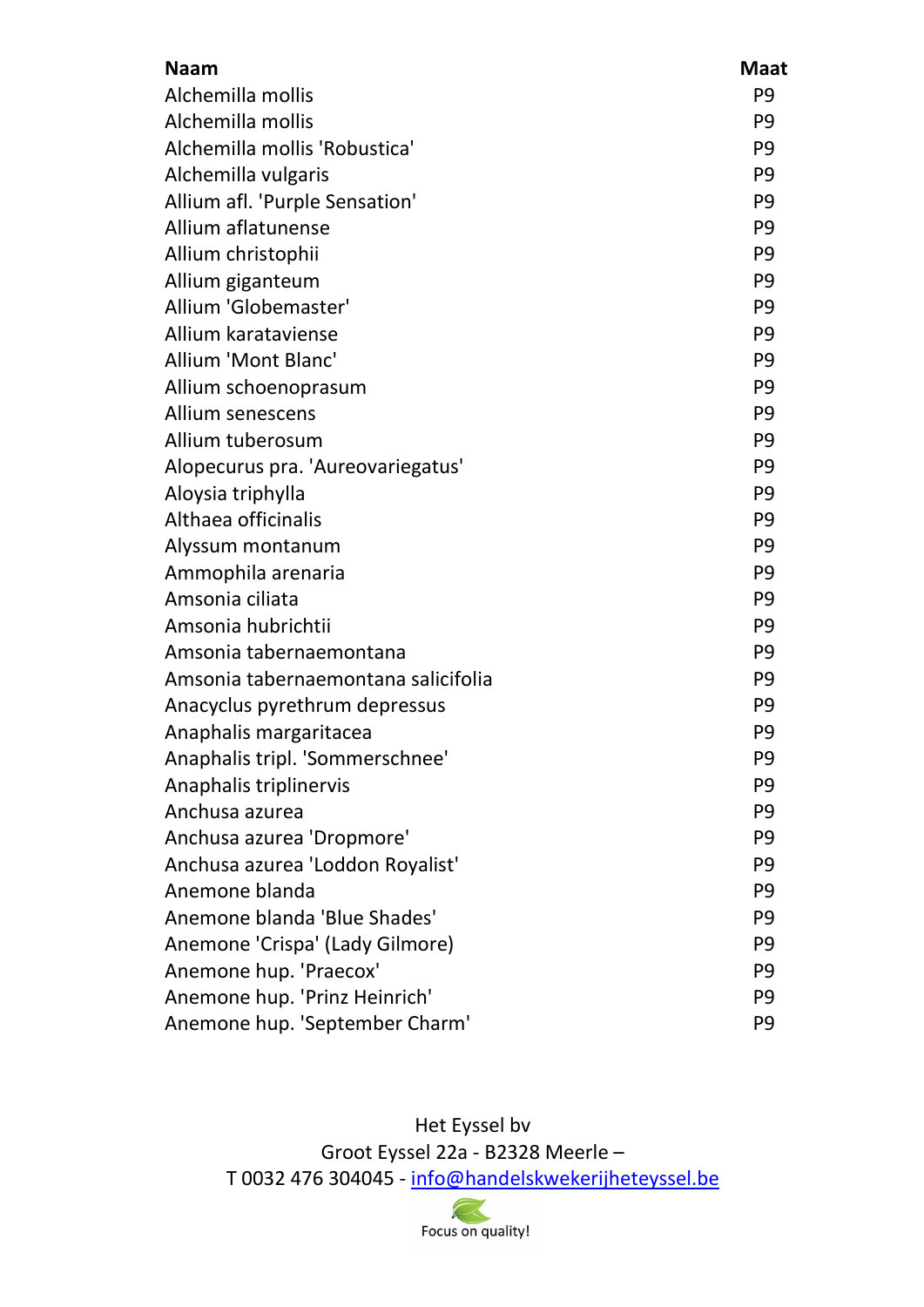| Naam | Maat |
|---|---|
| Alchemilla mollis | P9 |
| Alchemilla mollis | P9 |
| Alchemilla mollis 'Robustica' | P9 |
| Alchemilla vulgaris | P9 |
| Allium afl. 'Purple Sensation' | P9 |
| Allium aflatunense | P9 |
| Allium christophii | P9 |
| Allium giganteum | P9 |
| Allium 'Globemaster' | P9 |
| Allium karataviense | P9 |
| Allium 'Mont Blanc' | P9 |
| Allium schoenoprasum | P9 |
| Allium senescens | P9 |
| Allium tuberosum | P9 |
| Alopecurus pra. 'Aureovariegatus' | P9 |
| Aloysia triphylla | P9 |
| Althaea officinalis | P9 |
| Alyssum montanum | P9 |
| Ammophila arenaria | P9 |
| Amsonia ciliata | P9 |
| Amsonia hubrichtii | P9 |
| Amsonia tabernaemontana | P9 |
| Amsonia tabernaemontana salicifolia | P9 |
| Anacyclus pyrethrum depressus | P9 |
| Anaphalis margaritacea | P9 |
| Anaphalis tripl. 'Sommerschnee' | P9 |
| Anaphalis triplinervis | P9 |
| Anchusa azurea | P9 |
| Anchusa azurea 'Dropmore' | P9 |
| Anchusa azurea 'Loddon Royalist' | P9 |
| Anemone blanda | P9 |
| Anemone blanda 'Blue Shades' | P9 |
| Anemone 'Crispa' (Lady Gilmore) | P9 |
| Anemone hup. 'Praecox' | P9 |
| Anemone hup. 'Prinz Heinrich' | P9 |
| Anemone hup. 'September Charm' | P9 |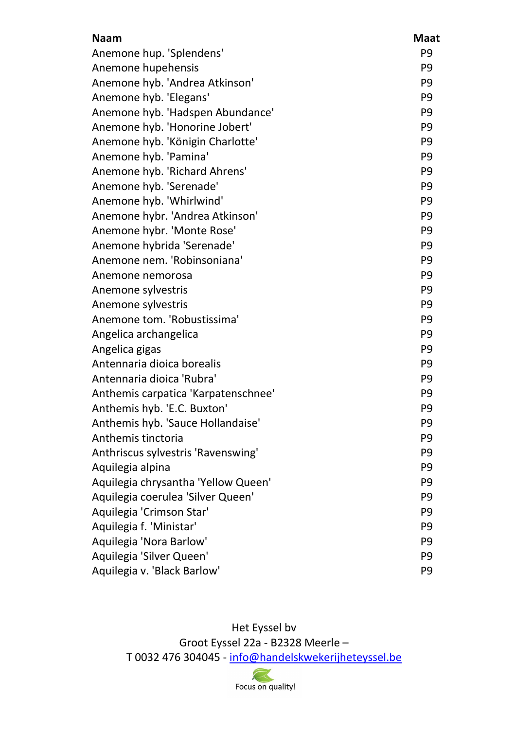| Naam | Maat |
|---|---|
| Anemone hup. 'Splendens' | P9 |
| Anemone hupehensis | P9 |
| Anemone hyb. 'Andrea Atkinson' | P9 |
| Anemone hyb. 'Elegans' | P9 |
| Anemone hyb. 'Hadspen Abundance' | P9 |
| Anemone hyb. 'Honorine Jobert' | P9 |
| Anemone hyb. 'Königin Charlotte' | P9 |
| Anemone hyb. 'Pamina' | P9 |
| Anemone hyb. 'Richard Ahrens' | P9 |
| Anemone hyb. 'Serenade' | P9 |
| Anemone hyb. 'Whirlwind' | P9 |
| Anemone hybr. 'Andrea Atkinson' | P9 |
| Anemone hybr. 'Monte Rose' | P9 |
| Anemone hybrida 'Serenade' | P9 |
| Anemone nem. 'Robinsoniana' | P9 |
| Anemone nemorosa | P9 |
| Anemone sylvestris | P9 |
| Anemone sylvestris | P9 |
| Anemone tom. 'Robustissima' | P9 |
| Angelica archangelica | P9 |
| Angelica gigas | P9 |
| Antennaria dioica borealis | P9 |
| Antennaria dioica 'Rubra' | P9 |
| Anthemis carpatica 'Karpatenschnee' | P9 |
| Anthemis hyb. 'E.C. Buxton' | P9 |
| Anthemis hyb. 'Sauce Hollandaise' | P9 |
| Anthemis tinctoria | P9 |
| Anthriscus sylvestris 'Ravenswing' | P9 |
| Aquilegia alpina | P9 |
| Aquilegia chrysantha 'Yellow Queen' | P9 |
| Aquilegia coerulea 'Silver Queen' | P9 |
| Aquilegia 'Crimson Star' | P9 |
| Aquilegia f. 'Ministar' | P9 |
| Aquilegia 'Nora Barlow' | P9 |
| Aquilegia 'Silver Queen' | P9 |
| Aquilegia v. 'Black Barlow' | P9 |

Het Eyssel bv
Groot Eyssel 22a - B2328 Meerle –
T 0032 476 304045 - info@handelskwekerijheteyssel.be

Focus on quality!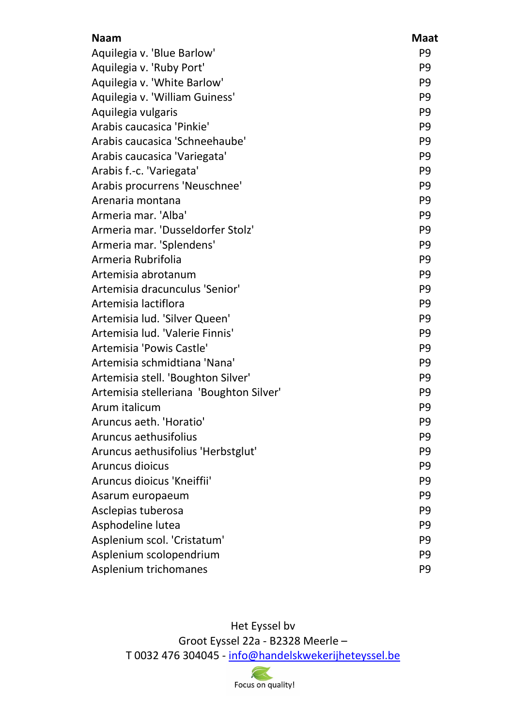| Naam | Maat |
| --- | --- |
| Aquilegia v. 'Blue Barlow' | P9 |
| Aquilegia v. 'Ruby Port' | P9 |
| Aquilegia v. 'White Barlow' | P9 |
| Aquilegia v. 'William Guiness' | P9 |
| Aquilegia vulgaris | P9 |
| Arabis caucasica 'Pinkie' | P9 |
| Arabis caucasica 'Schneehaube' | P9 |
| Arabis caucasica 'Variegata' | P9 |
| Arabis f.-c. 'Variegata' | P9 |
| Arabis procurrens 'Neuschnee' | P9 |
| Arenaria montana | P9 |
| Armeria mar. 'Alba' | P9 |
| Armeria mar. 'Dusseldorfer Stolz' | P9 |
| Armeria mar. 'Splendens' | P9 |
| Armeria Rubrifolia | P9 |
| Artemisia abrotanum | P9 |
| Artemisia dracunculus 'Senior' | P9 |
| Artemisia lactiflora | P9 |
| Artemisia lud. 'Silver Queen' | P9 |
| Artemisia lud. 'Valerie Finnis' | P9 |
| Artemisia 'Powis Castle' | P9 |
| Artemisia schmidtiana 'Nana' | P9 |
| Artemisia stell. 'Boughton Silver' | P9 |
| Artemisia stelleriana 'Boughton Silver' | P9 |
| Arum italicum | P9 |
| Aruncus aeth. 'Horatio' | P9 |
| Aruncus aethusifolius | P9 |
| Aruncus aethusifolius 'Herbstglut' | P9 |
| Aruncus dioicus | P9 |
| Aruncus dioicus 'Kneiffii' | P9 |
| Asarum europaeum | P9 |
| Asclepias tuberosa | P9 |
| Asphodeline lutea | P9 |
| Asplenium scol. 'Cristatum' | P9 |
| Asplenium scolopendrium | P9 |
| Asplenium trichomanes | P9 |

Het Eyssel bv
Groot Eyssel 22a - B2328 Meerle –
T 0032 476 304045 - info@handelskwekerijheteyssel.be

Focus on quality!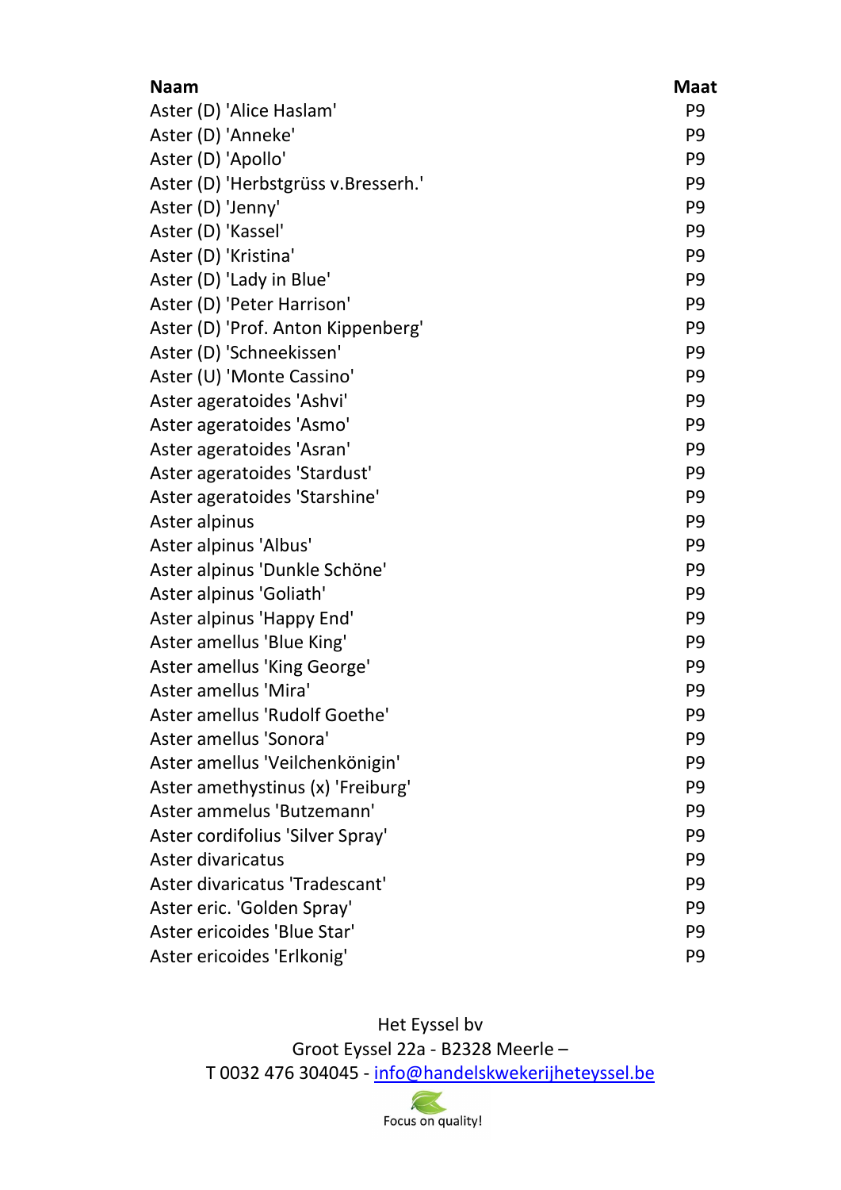| Naam | Maat |
| --- | --- |
| Aster (D) 'Alice Haslam' | P9 |
| Aster (D) 'Anneke' | P9 |
| Aster (D) 'Apollo' | P9 |
| Aster (D) 'Herbstgrüss v.Bresserh.' | P9 |
| Aster (D) 'Jenny' | P9 |
| Aster (D) 'Kassel' | P9 |
| Aster (D) 'Kristina' | P9 |
| Aster (D) 'Lady in Blue' | P9 |
| Aster (D) 'Peter Harrison' | P9 |
| Aster (D) 'Prof. Anton Kippenberg' | P9 |
| Aster (D) 'Schneekissen' | P9 |
| Aster (U) 'Monte Cassino' | P9 |
| Aster ageratoides 'Ashvi' | P9 |
| Aster ageratoides 'Asmo' | P9 |
| Aster ageratoides 'Asran' | P9 |
| Aster ageratoides 'Stardust' | P9 |
| Aster ageratoides 'Starshine' | P9 |
| Aster alpinus | P9 |
| Aster alpinus 'Albus' | P9 |
| Aster alpinus 'Dunkle Schöne' | P9 |
| Aster alpinus 'Goliath' | P9 |
| Aster alpinus 'Happy End' | P9 |
| Aster amellus 'Blue King' | P9 |
| Aster amellus 'King George' | P9 |
| Aster amellus 'Mira' | P9 |
| Aster amellus 'Rudolf Goethe' | P9 |
| Aster amellus 'Sonora' | P9 |
| Aster amellus 'Veilchenkönigin' | P9 |
| Aster amethystinus (x) 'Freiburg' | P9 |
| Aster ammelus 'Butzemann' | P9 |
| Aster cordifolius 'Silver Spray' | P9 |
| Aster divaricatus | P9 |
| Aster divaricatus 'Tradescant' | P9 |
| Aster eric. 'Golden Spray' | P9 |
| Aster ericoides 'Blue Star' | P9 |
| Aster ericoides 'Erlkonig' | P9 |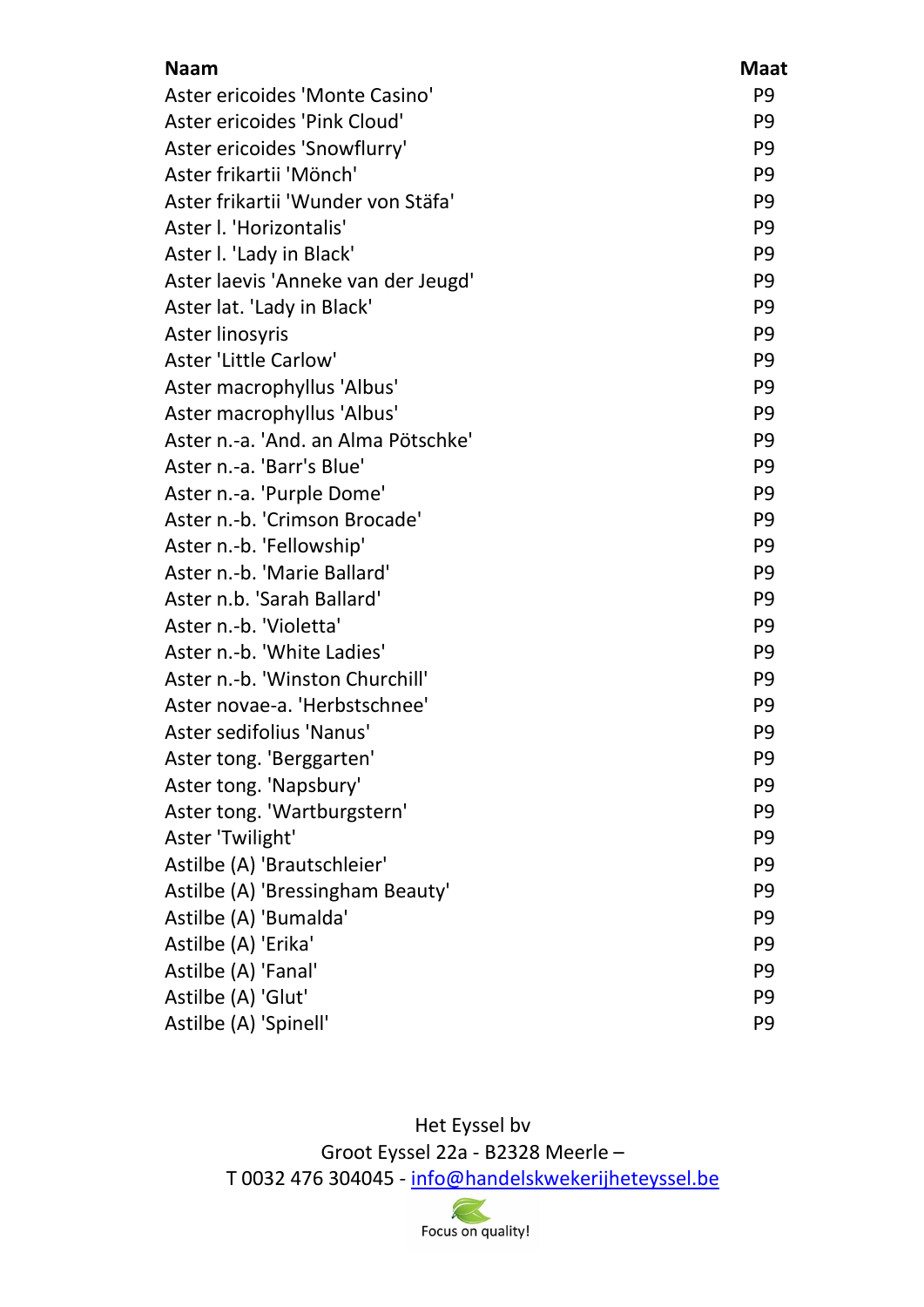| Naam | Maat |
|---|---|
| Aster ericoides 'Monte Casino' | P9 |
| Aster ericoides 'Pink Cloud' | P9 |
| Aster ericoides 'Snowflurry' | P9 |
| Aster frikartii 'Mönch' | P9 |
| Aster frikartii 'Wunder von Stäfa' | P9 |
| Aster l. 'Horizontalis' | P9 |
| Aster l. 'Lady in Black' | P9 |
| Aster laevis 'Anneke van der Jeugd' | P9 |
| Aster lat. 'Lady in Black' | P9 |
| Aster linosyris | P9 |
| Aster 'Little Carlow' | P9 |
| Aster macrophyllus 'Albus' | P9 |
| Aster macrophyllus 'Albus' | P9 |
| Aster n.-a. 'And. an Alma Pötschke' | P9 |
| Aster n.-a. 'Barr's Blue' | P9 |
| Aster n.-a. 'Purple Dome' | P9 |
| Aster n.-b. 'Crimson Brocade' | P9 |
| Aster n.-b. 'Fellowship' | P9 |
| Aster n.-b. 'Marie Ballard' | P9 |
| Aster n.b. 'Sarah Ballard' | P9 |
| Aster n.-b. 'Violetta' | P9 |
| Aster n.-b. 'White Ladies' | P9 |
| Aster n.-b. 'Winston Churchill' | P9 |
| Aster novae-a. 'Herbstschnee' | P9 |
| Aster sedifolius 'Nanus' | P9 |
| Aster tong. 'Berggarten' | P9 |
| Aster tong. 'Napsbury' | P9 |
| Aster tong. 'Wartburgstern' | P9 |
| Aster 'Twilight' | P9 |
| Astilbe (A) 'Brautschleier' | P9 |
| Astilbe (A) 'Bressingham Beauty' | P9 |
| Astilbe (A) 'Bumalda' | P9 |
| Astilbe (A) 'Erika' | P9 |
| Astilbe (A) 'Fanal' | P9 |
| Astilbe (A) 'Glut' | P9 |
| Astilbe (A) 'Spinell' | P9 |

Het Eyssel bv
Groot Eyssel 22a - B2328 Meerle –
T 0032 476 304045 - info@handelskwekerijheteyssel.be

Focus on quality!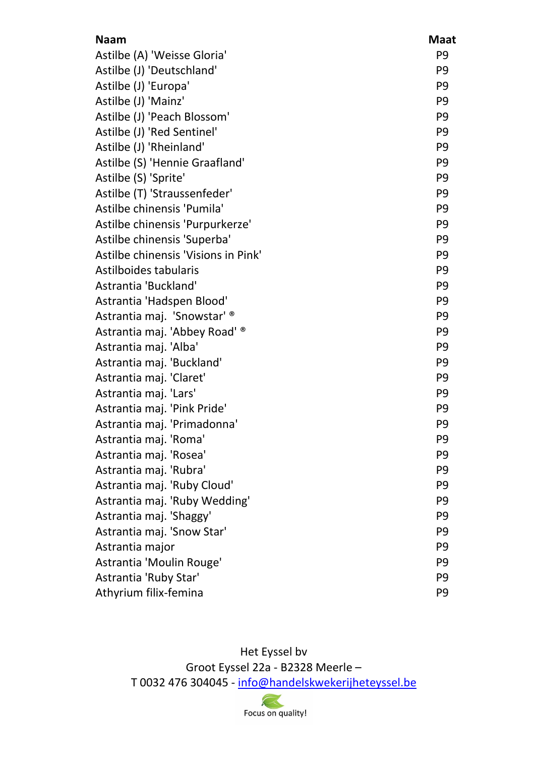| Naam | Maat |
|---|---|
| Astilbe (A) 'Weisse Gloria' | P9 |
| Astilbe (J) 'Deutschland' | P9 |
| Astilbe (J) 'Europa' | P9 |
| Astilbe (J) 'Mainz' | P9 |
| Astilbe (J) 'Peach Blossom' | P9 |
| Astilbe (J) 'Red Sentinel' | P9 |
| Astilbe (J) 'Rheinland' | P9 |
| Astilbe (S) 'Hennie Graafland' | P9 |
| Astilbe (S) 'Sprite' | P9 |
| Astilbe (T) 'Straussenfeder' | P9 |
| Astilbe chinensis 'Pumila' | P9 |
| Astilbe chinensis 'Purpurkerze' | P9 |
| Astilbe chinensis 'Superba' | P9 |
| Astilbe chinensis 'Visions in Pink' | P9 |
| Astilboides tabularis | P9 |
| Astrantia 'Buckland' | P9 |
| Astrantia 'Hadspen Blood' | P9 |
| Astrantia maj. 'Snowstar' ® | P9 |
| Astrantia maj. 'Abbey Road' ® | P9 |
| Astrantia maj. 'Alba' | P9 |
| Astrantia maj. 'Buckland' | P9 |
| Astrantia maj. 'Claret' | P9 |
| Astrantia maj. 'Lars' | P9 |
| Astrantia maj. 'Pink Pride' | P9 |
| Astrantia maj. 'Primadonna' | P9 |
| Astrantia maj. 'Roma' | P9 |
| Astrantia maj. 'Rosea' | P9 |
| Astrantia maj. 'Rubra' | P9 |
| Astrantia maj. 'Ruby Cloud' | P9 |
| Astrantia maj. 'Ruby Wedding' | P9 |
| Astrantia maj. 'Shaggy' | P9 |
| Astrantia maj. 'Snow Star' | P9 |
| Astrantia major | P9 |
| Astrantia 'Moulin Rouge' | P9 |
| Astrantia 'Ruby Star' | P9 |
| Athyrium filix-femina | P9 |

Het Eyssel bv
Groot Eyssel 22a - B2328 Meerle –
T 0032 476 304045 - info@handelskwekerijheteyssel.be

Focus on quality!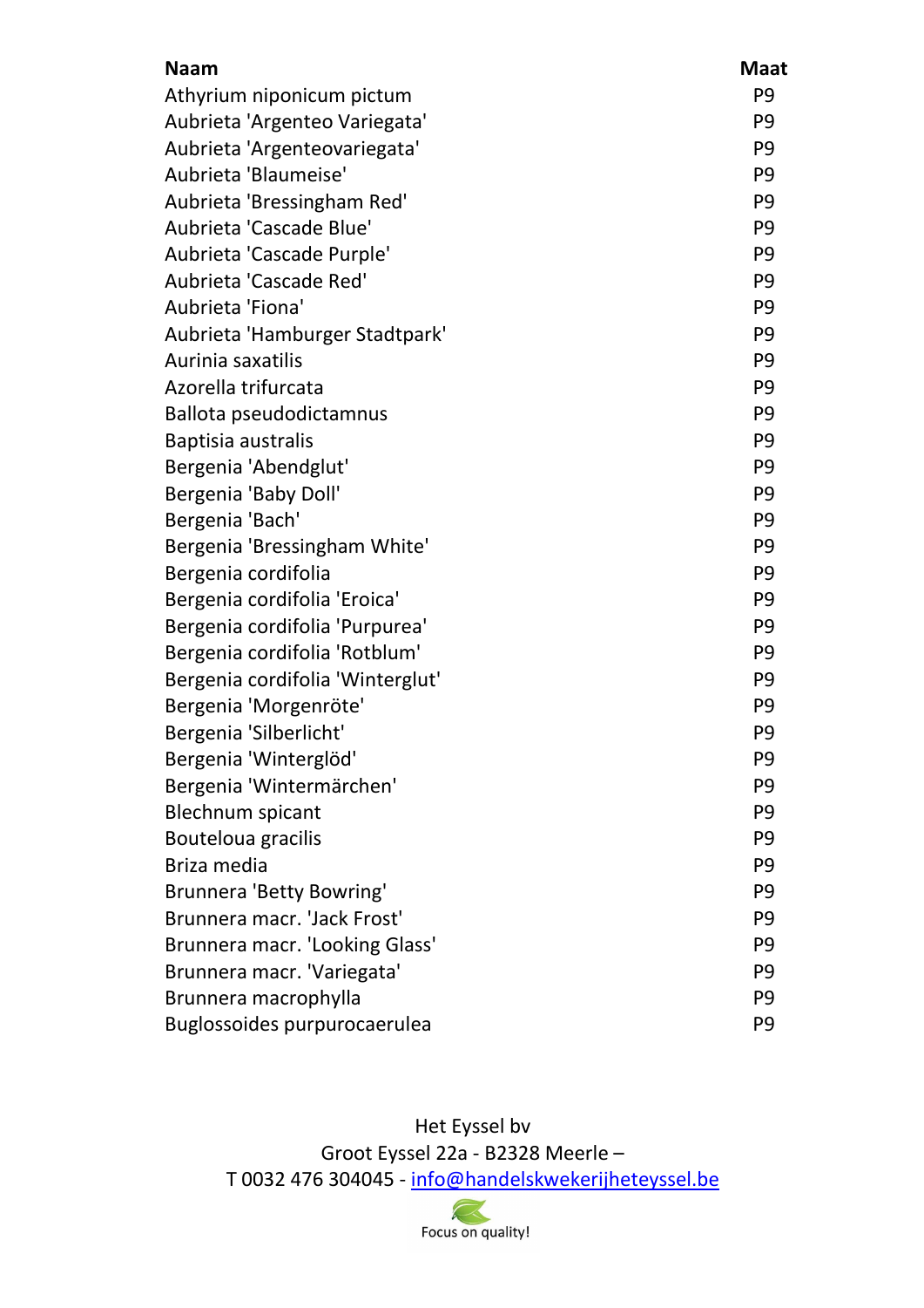| Naam | Maat |
| --- | --- |
| Athyrium niponicum pictum | P9 |
| Aubrieta 'Argenteo Variegata' | P9 |
| Aubrieta 'Argenteovariegata' | P9 |
| Aubrieta 'Blaumeise' | P9 |
| Aubrieta 'Bressingham Red' | P9 |
| Aubrieta 'Cascade Blue' | P9 |
| Aubrieta 'Cascade Purple' | P9 |
| Aubrieta 'Cascade Red' | P9 |
| Aubrieta 'Fiona' | P9 |
| Aubrieta 'Hamburger Stadtpark' | P9 |
| Aurinia saxatilis | P9 |
| Azorella trifurcata | P9 |
| Ballota pseudodictamnus | P9 |
| Baptisia australis | P9 |
| Bergenia 'Abendglut' | P9 |
| Bergenia 'Baby Doll' | P9 |
| Bergenia 'Bach' | P9 |
| Bergenia 'Bressingham White' | P9 |
| Bergenia cordifolia | P9 |
| Bergenia cordifolia 'Eroica' | P9 |
| Bergenia cordifolia 'Purpurea' | P9 |
| Bergenia cordifolia 'Rotblum' | P9 |
| Bergenia cordifolia 'Winterglut' | P9 |
| Bergenia 'Morgenröte' | P9 |
| Bergenia 'Silberlicht' | P9 |
| Bergenia 'Winterglöd' | P9 |
| Bergenia 'Wintermärchen' | P9 |
| Blechnum spicant | P9 |
| Bouteloua gracilis | P9 |
| Briza media | P9 |
| Brunnera 'Betty Bowring' | P9 |
| Brunnera macr. 'Jack Frost' | P9 |
| Brunnera macr. 'Looking Glass' | P9 |
| Brunnera macr. 'Variegata' | P9 |
| Brunnera macrophylla | P9 |
| Buglossoides purpurocaerulea | P9 |

Het Eyssel bv
Groot Eyssel 22a - B2328 Meerle –
T 0032 476 304045 - info@handelskwekerijheteyssel.be

Focus on quality!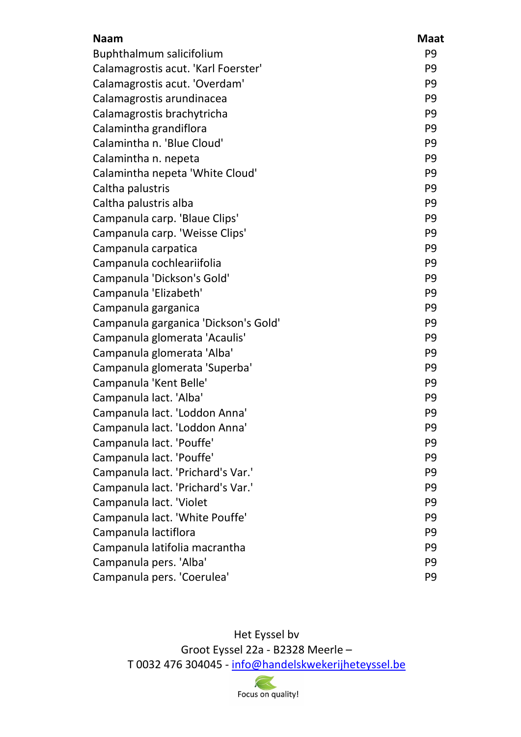| Naam | Maat |
| --- | --- |
| Buphthalmum salicifolium | P9 |
| Calamagrostis acut. 'Karl Foerster' | P9 |
| Calamagrostis acut. 'Overdam' | P9 |
| Calamagrostis arundinacea | P9 |
| Calamagrostis brachytricha | P9 |
| Calamintha grandiflora | P9 |
| Calamintha n. 'Blue Cloud' | P9 |
| Calamintha n. nepeta | P9 |
| Calamintha nepeta 'White Cloud' | P9 |
| Caltha palustris | P9 |
| Caltha palustris alba | P9 |
| Campanula carp. 'Blaue Clips' | P9 |
| Campanula carp. 'Weisse Clips' | P9 |
| Campanula carpatica | P9 |
| Campanula cochleariifolia | P9 |
| Campanula 'Dickson's Gold' | P9 |
| Campanula 'Elizabeth' | P9 |
| Campanula garganica | P9 |
| Campanula garganica 'Dickson's Gold' | P9 |
| Campanula glomerata 'Acaulis' | P9 |
| Campanula glomerata 'Alba' | P9 |
| Campanula glomerata 'Superba' | P9 |
| Campanula 'Kent Belle' | P9 |
| Campanula lact. 'Alba' | P9 |
| Campanula lact. 'Loddon Anna' | P9 |
| Campanula lact. 'Loddon Anna' | P9 |
| Campanula lact. 'Pouffe' | P9 |
| Campanula lact. 'Pouffe' | P9 |
| Campanula lact. 'Prichard's Var.' | P9 |
| Campanula lact. 'Prichard's Var.' | P9 |
| Campanula lact. 'Violet | P9 |
| Campanula lact. 'White Pouffe' | P9 |
| Campanula lactiflora | P9 |
| Campanula latifolia macrantha | P9 |
| Campanula pers. 'Alba' | P9 |
| Campanula pers. 'Coerulea' | P9 |

Het Eyssel bv
Groot Eyssel 22a - B2328 Meerle –
T 0032 476 304045 - info@handelskwekerijheteyssel.be

Focus on quality!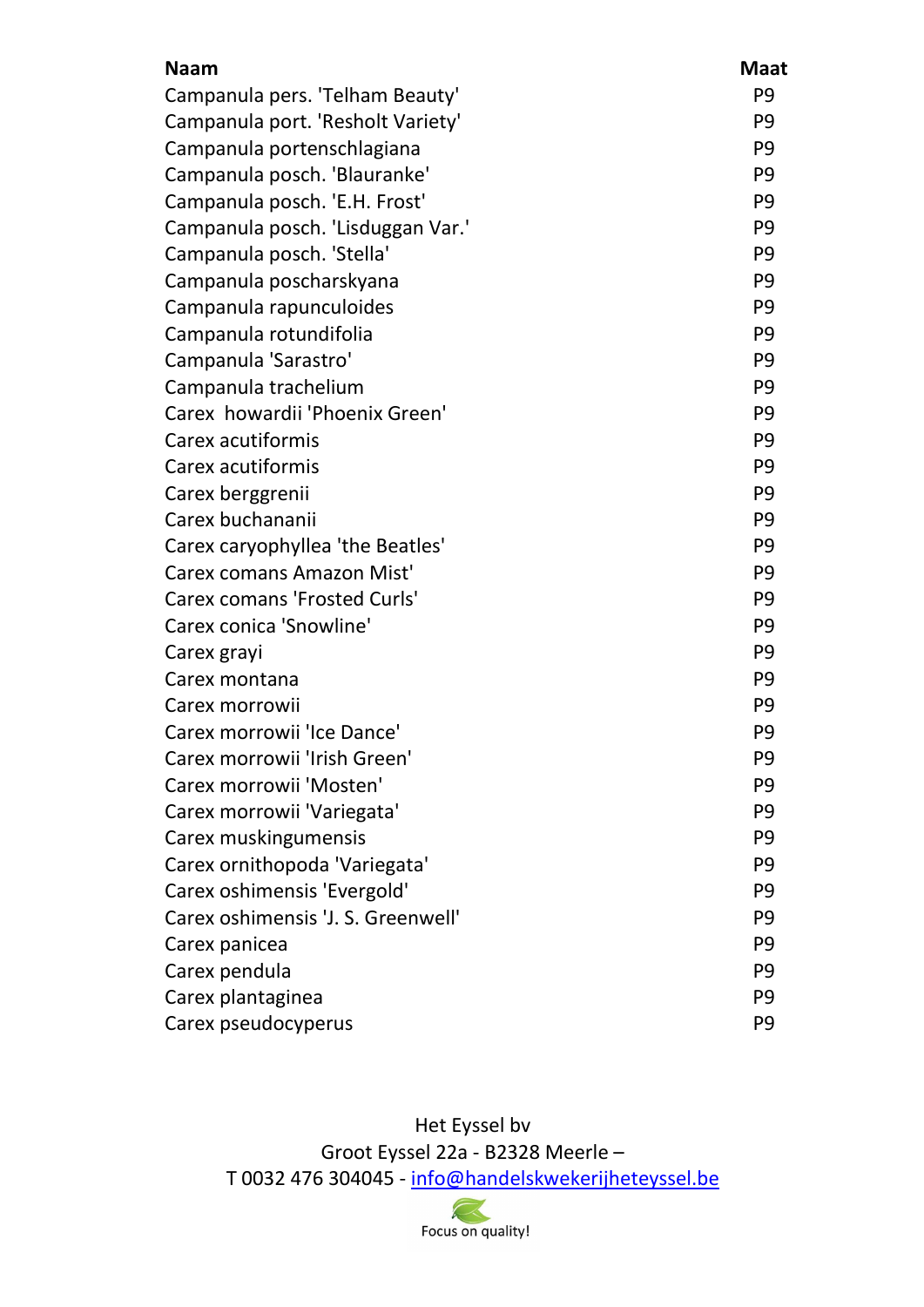| Naam | Maat |
|---|---|
| Campanula pers. 'Telham Beauty' | P9 |
| Campanula port. 'Resholt Variety' | P9 |
| Campanula portenschlagiana | P9 |
| Campanula posch. 'Blauranke' | P9 |
| Campanula posch. 'E.H. Frost' | P9 |
| Campanula posch. 'Lisduggan Var.' | P9 |
| Campanula posch. 'Stella' | P9 |
| Campanula poscharskyana | P9 |
| Campanula rapunculoides | P9 |
| Campanula rotundifolia | P9 |
| Campanula 'Sarastro' | P9 |
| Campanula trachelium | P9 |
| Carex  howardii 'Phoenix Green' | P9 |
| Carex acutiformis | P9 |
| Carex acutiformis | P9 |
| Carex berggrenii | P9 |
| Carex buchananii | P9 |
| Carex caryophyllea 'the Beatles' | P9 |
| Carex comans Amazon Mist' | P9 |
| Carex comans 'Frosted Curls' | P9 |
| Carex conica 'Snowline' | P9 |
| Carex grayi | P9 |
| Carex montana | P9 |
| Carex morrowii | P9 |
| Carex morrowii 'Ice Dance' | P9 |
| Carex morrowii 'Irish Green' | P9 |
| Carex morrowii 'Mosten' | P9 |
| Carex morrowii 'Variegata' | P9 |
| Carex muskingumensis | P9 |
| Carex ornithopoda 'Variegata' | P9 |
| Carex oshimensis 'Evergold' | P9 |
| Carex oshimensis 'J. S. Greenwell' | P9 |
| Carex panicea | P9 |
| Carex pendula | P9 |
| Carex plantaginea | P9 |
| Carex pseudocyperus | P9 |

Het Eyssel bv
Groot Eyssel 22a - B2328 Meerle –
T 0032 476 304045 - info@handelskwekerijheteyssel.be

Focus on quality!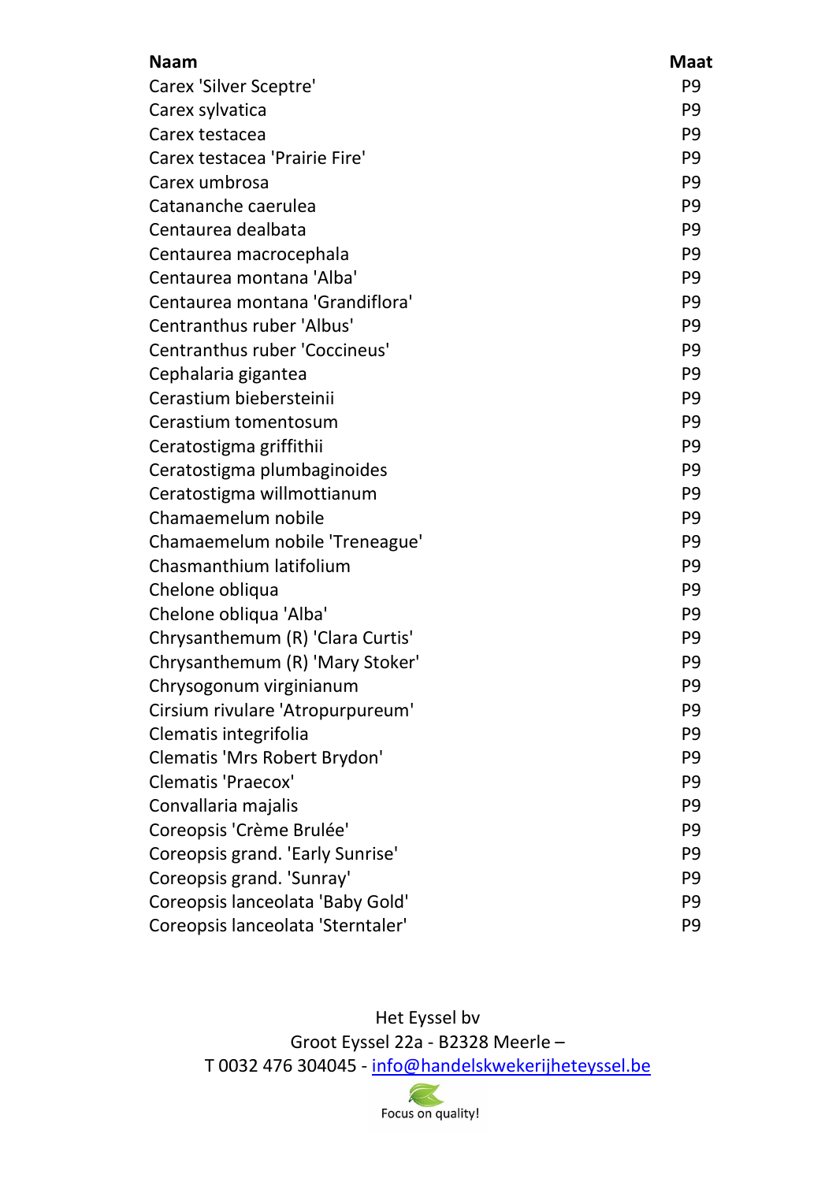| Naam | Maat |
|---|---|
| Carex 'Silver Sceptre' | P9 |
| Carex sylvatica | P9 |
| Carex testacea | P9 |
| Carex testacea 'Prairie Fire' | P9 |
| Carex umbrosa | P9 |
| Catananche caerulea | P9 |
| Centaurea dealbata | P9 |
| Centaurea macrocephala | P9 |
| Centaurea montana 'Alba' | P9 |
| Centaurea montana 'Grandiflora' | P9 |
| Centranthus ruber 'Albus' | P9 |
| Centranthus ruber 'Coccineus' | P9 |
| Cephalaria gigantea | P9 |
| Cerastium biebersteinii | P9 |
| Cerastium tomentosum | P9 |
| Ceratostigma griffithii | P9 |
| Ceratostigma plumbaginoides | P9 |
| Ceratostigma willmottianum | P9 |
| Chamaemelum nobile | P9 |
| Chamaemelum nobile 'Treneague' | P9 |
| Chasmanthium latifolium | P9 |
| Chelone obliqua | P9 |
| Chelone obliqua 'Alba' | P9 |
| Chrysanthemum (R) 'Clara Curtis' | P9 |
| Chrysanthemum (R) 'Mary Stoker' | P9 |
| Chrysogonum virginianum | P9 |
| Cirsium rivulare 'Atropurpureum' | P9 |
| Clematis integrifolia | P9 |
| Clematis 'Mrs Robert Brydon' | P9 |
| Clematis 'Praecox' | P9 |
| Convallaria majalis | P9 |
| Coreopsis 'Crème Brulée' | P9 |
| Coreopsis grand. 'Early Sunrise' | P9 |
| Coreopsis grand. 'Sunray' | P9 |
| Coreopsis lanceolata 'Baby Gold' | P9 |
| Coreopsis lanceolata 'Sterntaler' | P9 |

Het Eyssel bv
Groot Eyssel 22a - B2328 Meerle –
T 0032 476 304045 - info@handelskwekerijheteyssel.be

Focus on quality!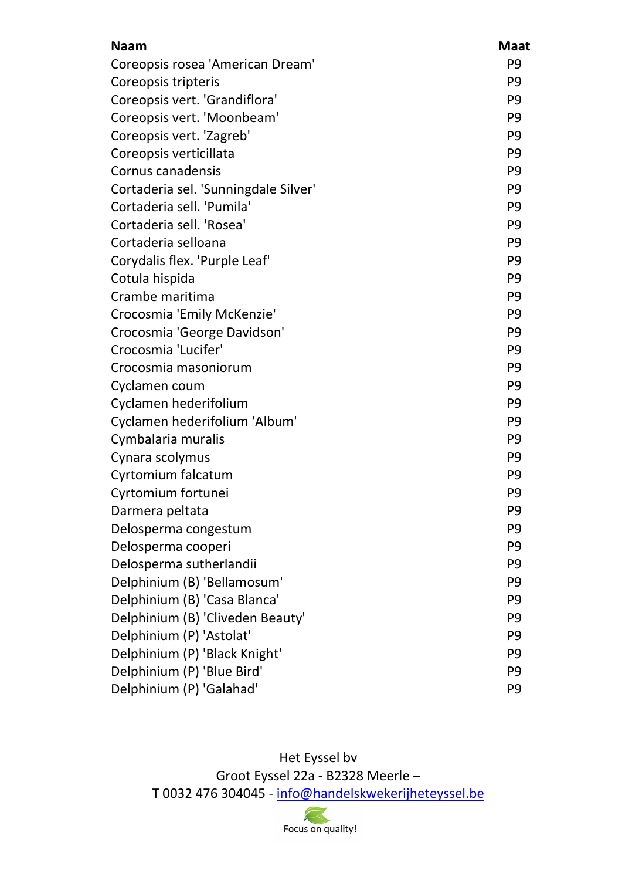| Naam | Maat |
|---|---|
| Coreopsis rosea 'American Dream' | P9 |
| Coreopsis tripteris | P9 |
| Coreopsis vert. 'Grandiflora' | P9 |
| Coreopsis vert. 'Moonbeam' | P9 |
| Coreopsis vert. 'Zagreb' | P9 |
| Coreopsis verticillata | P9 |
| Cornus canadensis | P9 |
| Cortaderia sel. 'Sunningdale Silver' | P9 |
| Cortaderia sell. 'Pumila' | P9 |
| Cortaderia sell. 'Rosea' | P9 |
| Cortaderia selloana | P9 |
| Corydalis flex. 'Purple Leaf' | P9 |
| Cotula hispida | P9 |
| Crambe maritima | P9 |
| Crocosmia 'Emily McKenzie' | P9 |
| Crocosmia 'George Davidson' | P9 |
| Crocosmia 'Lucifer' | P9 |
| Crocosmia masoniorum | P9 |
| Cyclamen coum | P9 |
| Cyclamen hederifolium | P9 |
| Cyclamen hederifolium 'Album' | P9 |
| Cymbalaria muralis | P9 |
| Cynara scolymus | P9 |
| Cyrtomium falcatum | P9 |
| Cyrtomium fortunei | P9 |
| Darmera peltata | P9 |
| Delosperma congestum | P9 |
| Delosperma cooperi | P9 |
| Delosperma sutherlandii | P9 |
| Delphinium (B) 'Bellamosum' | P9 |
| Delphinium (B) 'Casa Blanca' | P9 |
| Delphinium (B) 'Cliveden Beauty' | P9 |
| Delphinium (P) 'Astolat' | P9 |
| Delphinium (P) 'Black Knight' | P9 |
| Delphinium (P) 'Blue Bird' | P9 |
| Delphinium (P) 'Galahad' | P9 |

Het Eyssel bv
Groot Eyssel 22a - B2328 Meerle –
T 0032 476 304045 - info@handelskwekerijheteyssel.be

Focus on quality!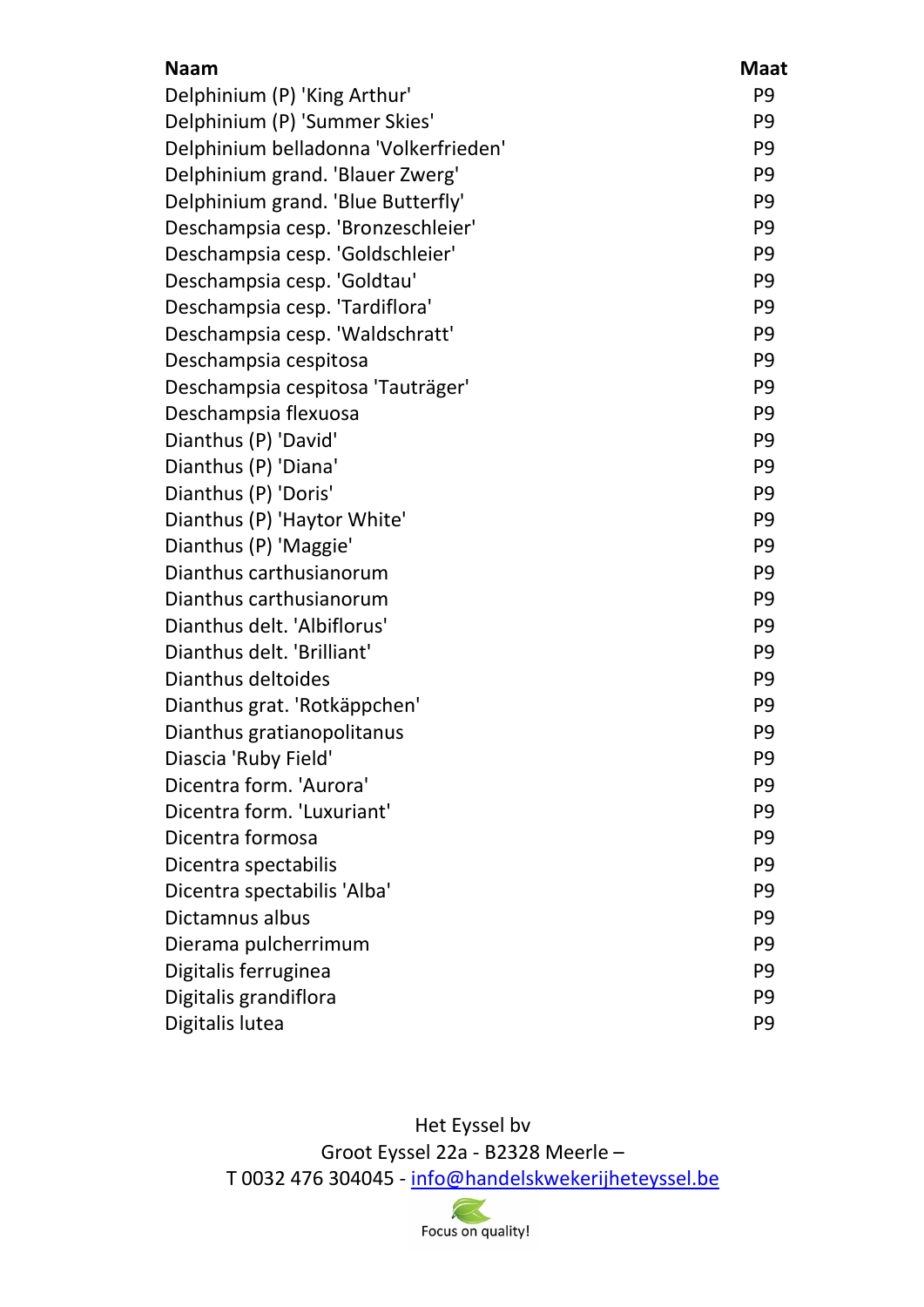| Naam | Maat |
| --- | --- |
| Delphinium (P) 'King Arthur' | P9 |
| Delphinium (P) 'Summer Skies' | P9 |
| Delphinium belladonna 'Volkerfrieden' | P9 |
| Delphinium grand. 'Blauer Zwerg' | P9 |
| Delphinium grand. 'Blue Butterfly' | P9 |
| Deschampsia cesp. 'Bronzeschleier' | P9 |
| Deschampsia cesp. 'Goldschleier' | P9 |
| Deschampsia cesp. 'Goldtau' | P9 |
| Deschampsia cesp. 'Tardiflora' | P9 |
| Deschampsia cesp. 'Waldschratt' | P9 |
| Deschampsia cespitosa | P9 |
| Deschampsia cespitosa 'Tauträger' | P9 |
| Deschampsia flexuosa | P9 |
| Dianthus (P) 'David' | P9 |
| Dianthus (P) 'Diana' | P9 |
| Dianthus (P) 'Doris' | P9 |
| Dianthus (P) 'Haytor White' | P9 |
| Dianthus (P) 'Maggie' | P9 |
| Dianthus carthusianorum | P9 |
| Dianthus carthusianorum | P9 |
| Dianthus delt. 'Albiflorus' | P9 |
| Dianthus delt. 'Brilliant' | P9 |
| Dianthus deltoides | P9 |
| Dianthus grat. 'Rotkäppchen' | P9 |
| Dianthus gratianopolitanus | P9 |
| Diascia 'Ruby Field' | P9 |
| Dicentra form. 'Aurora' | P9 |
| Dicentra form. 'Luxuriant' | P9 |
| Dicentra formosa | P9 |
| Dicentra spectabilis | P9 |
| Dicentra spectabilis 'Alba' | P9 |
| Dictamnus albus | P9 |
| Dierama pulcherrimum | P9 |
| Digitalis ferruginea | P9 |
| Digitalis grandiflora | P9 |
| Digitalis lutea | P9 |

Het Eyssel bv
Groot Eyssel 22a - B2328 Meerle –
T 0032 476 304045 - info@handelskwekerijheteyssel.be

Focus on quality!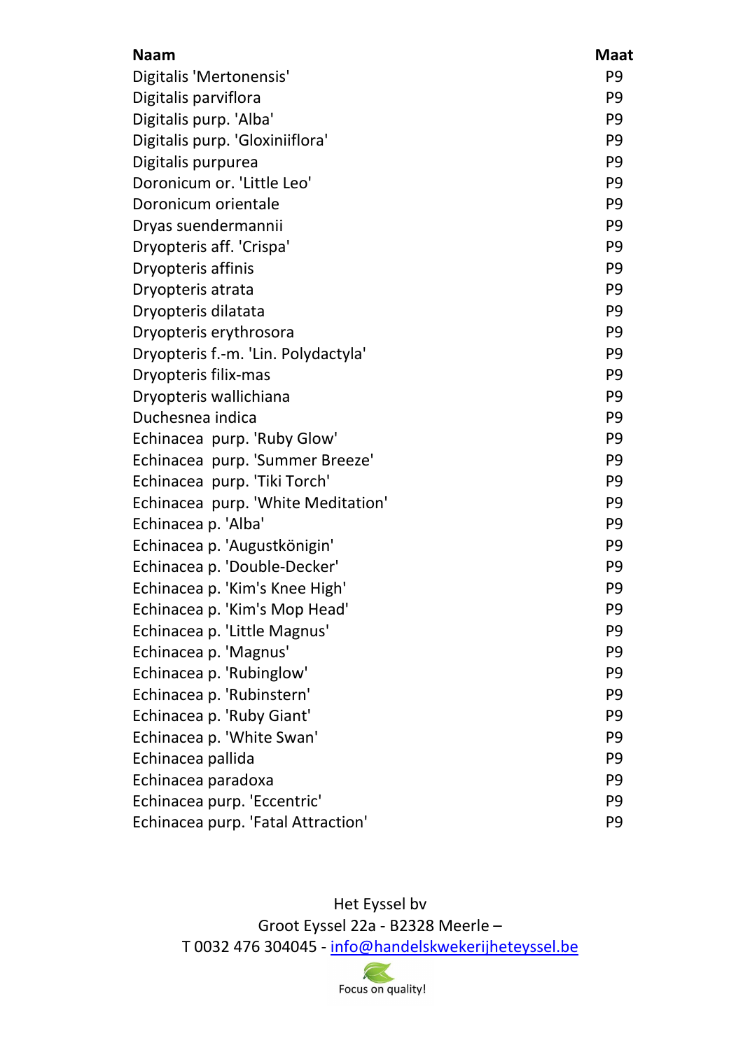| Naam | Maat |
|---|---|
| Digitalis 'Mertonensis' | P9 |
| Digitalis parviflora | P9 |
| Digitalis purp. 'Alba' | P9 |
| Digitalis purp. 'Gloxiniiflora' | P9 |
| Digitalis purpurea | P9 |
| Doronicum or. 'Little Leo' | P9 |
| Doronicum orientale | P9 |
| Dryas suendermannii | P9 |
| Dryopteris aff. 'Crispa' | P9 |
| Dryopteris affinis | P9 |
| Dryopteris atrata | P9 |
| Dryopteris dilatata | P9 |
| Dryopteris erythrosora | P9 |
| Dryopteris f.-m. 'Lin. Polydactyla' | P9 |
| Dryopteris filix-mas | P9 |
| Dryopteris wallichiana | P9 |
| Duchesnea indica | P9 |
| Echinacea  purp. 'Ruby Glow' | P9 |
| Echinacea  purp. 'Summer Breeze' | P9 |
| Echinacea  purp. 'Tiki Torch' | P9 |
| Echinacea  purp. 'White Meditation' | P9 |
| Echinacea p. 'Alba' | P9 |
| Echinacea p. 'Augustkönigin' | P9 |
| Echinacea p. 'Double-Decker' | P9 |
| Echinacea p. 'Kim's Knee High' | P9 |
| Echinacea p. 'Kim's Mop Head' | P9 |
| Echinacea p. 'Little Magnus' | P9 |
| Echinacea p. 'Magnus' | P9 |
| Echinacea p. 'Rubinglow' | P9 |
| Echinacea p. 'Rubinstern' | P9 |
| Echinacea p. 'Ruby Giant' | P9 |
| Echinacea p. 'White Swan' | P9 |
| Echinacea pallida | P9 |
| Echinacea paradoxa | P9 |
| Echinacea purp. 'Eccentric' | P9 |
| Echinacea purp. 'Fatal Attraction' | P9 |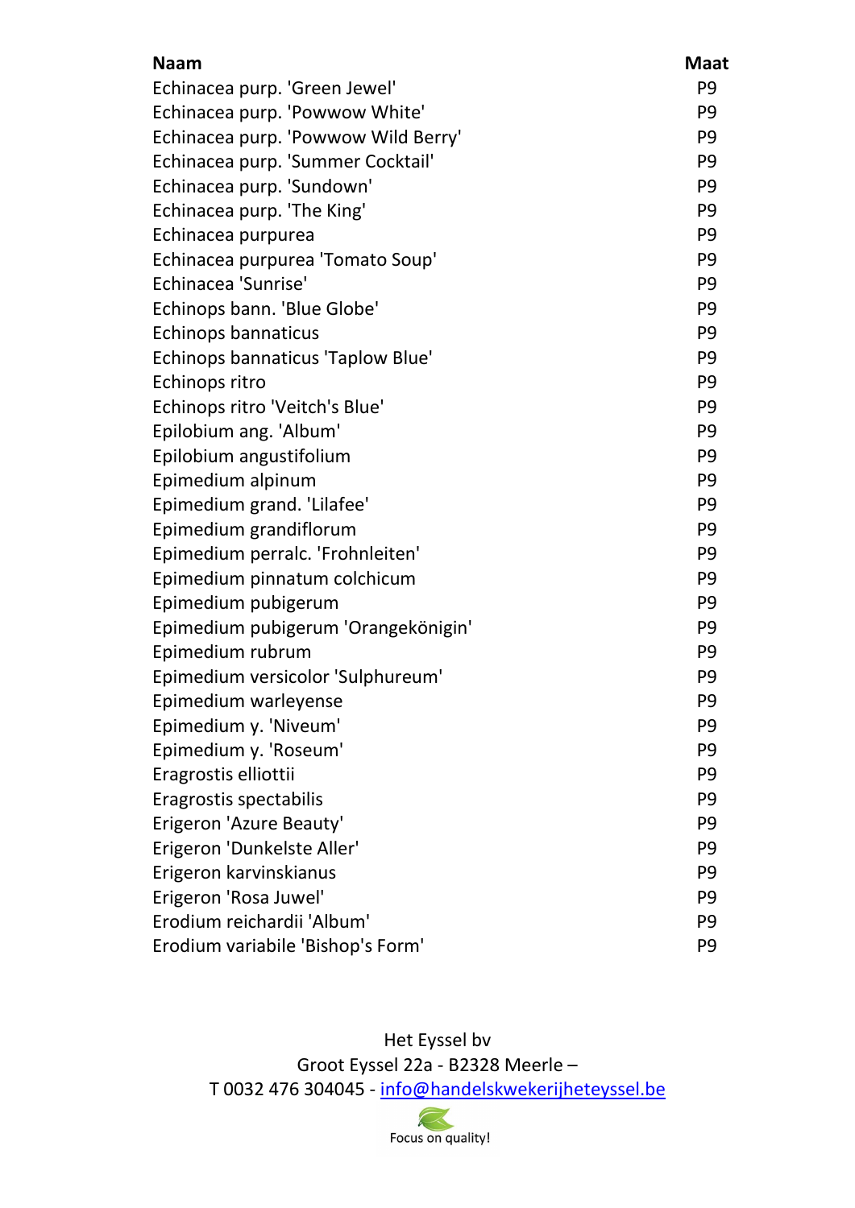| Naam | Maat |
|---|---|
| Echinacea purp. 'Green Jewel' | P9 |
| Echinacea purp. 'Powwow White' | P9 |
| Echinacea purp. 'Powwow Wild Berry' | P9 |
| Echinacea purp. 'Summer Cocktail' | P9 |
| Echinacea purp. 'Sundown' | P9 |
| Echinacea purp. 'The King' | P9 |
| Echinacea purpurea | P9 |
| Echinacea purpurea 'Tomato Soup' | P9 |
| Echinacea 'Sunrise' | P9 |
| Echinops bann. 'Blue Globe' | P9 |
| Echinops bannaticus | P9 |
| Echinops bannaticus 'Taplow Blue' | P9 |
| Echinops ritro | P9 |
| Echinops ritro 'Veitch's Blue' | P9 |
| Epilobium ang. 'Album' | P9 |
| Epilobium angustifolium | P9 |
| Epimedium alpinum | P9 |
| Epimedium grand. 'Lilafee' | P9 |
| Epimedium grandiflorum | P9 |
| Epimedium perralc. 'Frohnleiten' | P9 |
| Epimedium pinnatum colchicum | P9 |
| Epimedium pubigerum | P9 |
| Epimedium pubigerum 'Orangekönigin' | P9 |
| Epimedium rubrum | P9 |
| Epimedium versicolor 'Sulphureum' | P9 |
| Epimedium warleyense | P9 |
| Epimedium y. 'Niveum' | P9 |
| Epimedium y. 'Roseum' | P9 |
| Eragrostis elliottii | P9 |
| Eragrostis spectabilis | P9 |
| Erigeron 'Azure Beauty' | P9 |
| Erigeron 'Dunkelste Aller' | P9 |
| Erigeron karvinskianus | P9 |
| Erigeron 'Rosa Juwel' | P9 |
| Erodium reichardii 'Album' | P9 |
| Erodium variabile 'Bishop's Form' | P9 |

Het Eyssel bv
Groot Eyssel 22a - B2328 Meerle –
T 0032 476 304045 - info@handelskwekerijheteyssel.be

Focus on quality!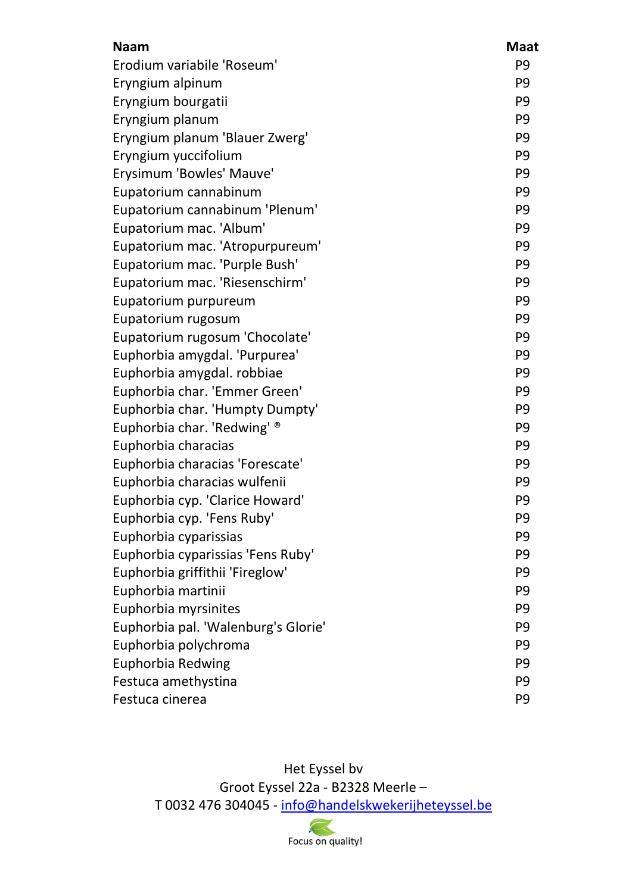| Naam | Maat |
|---|---|
| Erodium variabile 'Roseum' | P9 |
| Eryngium alpinum | P9 |
| Eryngium bourgatii | P9 |
| Eryngium planum | P9 |
| Eryngium planum 'Blauer Zwerg' | P9 |
| Eryngium yuccifolium | P9 |
| Erysimum 'Bowles' Mauve' | P9 |
| Eupatorium cannabinum | P9 |
| Eupatorium cannabinum 'Plenum' | P9 |
| Eupatorium mac. 'Album' | P9 |
| Eupatorium mac. 'Atropurpureum' | P9 |
| Eupatorium mac. 'Purple Bush' | P9 |
| Eupatorium mac. 'Riesenschirm' | P9 |
| Eupatorium purpureum | P9 |
| Eupatorium rugosum | P9 |
| Eupatorium rugosum 'Chocolate' | P9 |
| Euphorbia amygdal. 'Purpurea' | P9 |
| Euphorbia amygdal. robbiae | P9 |
| Euphorbia char. 'Emmer Green' | P9 |
| Euphorbia char. 'Humpty Dumpty' | P9 |
| Euphorbia char. 'Redwing' ® | P9 |
| Euphorbia characias | P9 |
| Euphorbia characias 'Forescate' | P9 |
| Euphorbia characias wulfenii | P9 |
| Euphorbia cyp. 'Clarice Howard' | P9 |
| Euphorbia cyp. 'Fens Ruby' | P9 |
| Euphorbia cyparissias | P9 |
| Euphorbia cyparissias 'Fens Ruby' | P9 |
| Euphorbia griffithii 'Fireglow' | P9 |
| Euphorbia martinii | P9 |
| Euphorbia myrsinites | P9 |
| Euphorbia pal. 'Walenburg's Glorie' | P9 |
| Euphorbia polychroma | P9 |
| Euphorbia Redwing | P9 |
| Festuca amethystina | P9 |
| Festuca cinerea | P9 |

Het Eyssel bv
Groot Eyssel 22a - B2328 Meerle –
T 0032 476 304045 - info@handelskwekerijheteyssel.be

Focus on quality!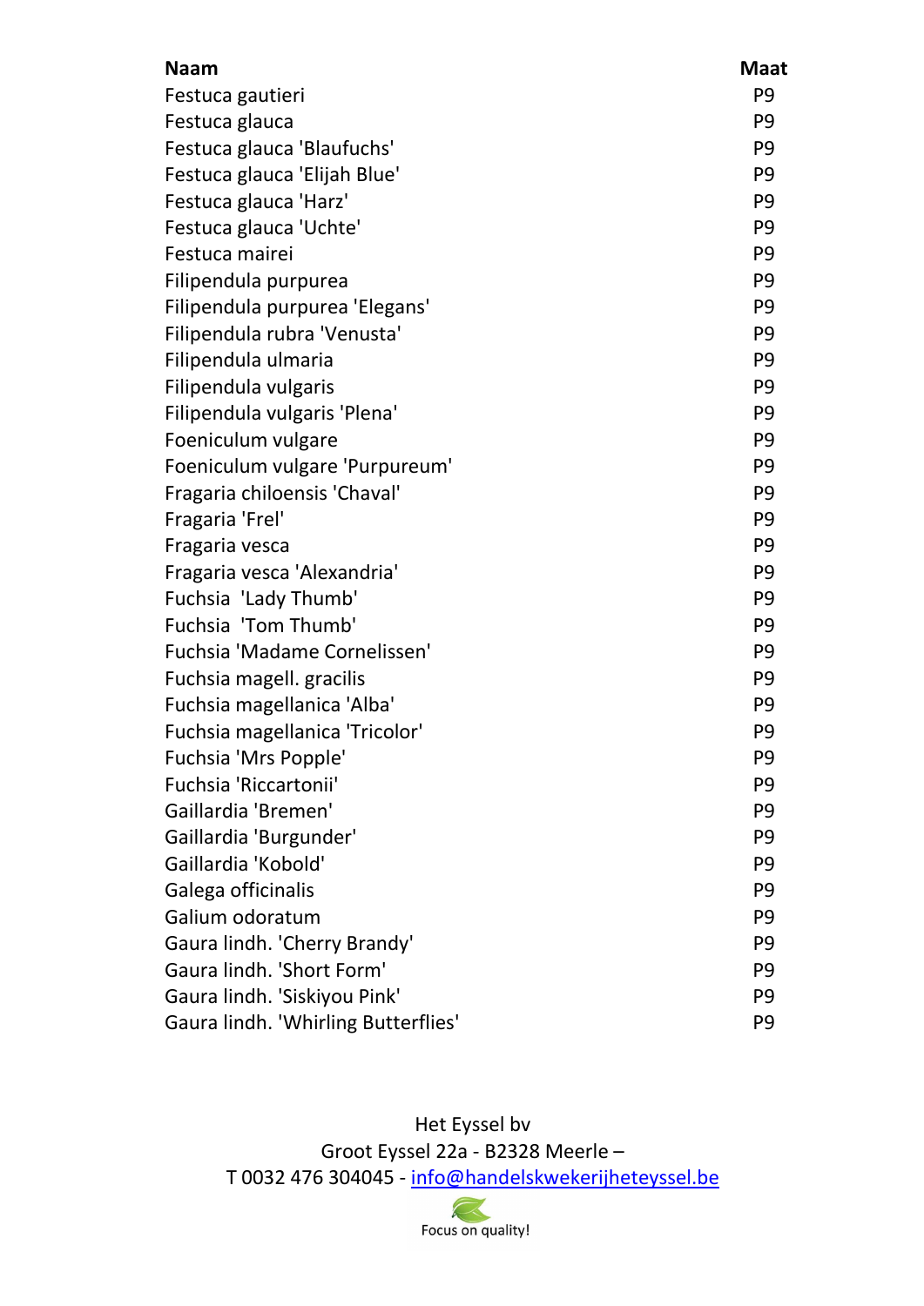| Naam | Maat |
|---|---|
| Festuca gautieri | P9 |
| Festuca glauca | P9 |
| Festuca glauca 'Blaufuchs' | P9 |
| Festuca glauca 'Elijah Blue' | P9 |
| Festuca glauca 'Harz' | P9 |
| Festuca glauca 'Uchte' | P9 |
| Festuca mairei | P9 |
| Filipendula purpurea | P9 |
| Filipendula purpurea 'Elegans' | P9 |
| Filipendula rubra 'Venusta' | P9 |
| Filipendula ulmaria | P9 |
| Filipendula vulgaris | P9 |
| Filipendula vulgaris 'Plena' | P9 |
| Foeniculum vulgare | P9 |
| Foeniculum vulgare 'Purpureum' | P9 |
| Fragaria chiloensis 'Chaval' | P9 |
| Fragaria 'Frel' | P9 |
| Fragaria vesca | P9 |
| Fragaria vesca 'Alexandria' | P9 |
| Fuchsia 'Lady Thumb' | P9 |
| Fuchsia 'Tom Thumb' | P9 |
| Fuchsia 'Madame Cornelissen' | P9 |
| Fuchsia magell. gracilis | P9 |
| Fuchsia magellanica 'Alba' | P9 |
| Fuchsia magellanica 'Tricolor' | P9 |
| Fuchsia 'Mrs Popple' | P9 |
| Fuchsia 'Riccartonii' | P9 |
| Gaillardia 'Bremen' | P9 |
| Gaillardia 'Burgunder' | P9 |
| Gaillardia 'Kobold' | P9 |
| Galega officinalis | P9 |
| Galium odoratum | P9 |
| Gaura lindh. 'Cherry Brandy' | P9 |
| Gaura lindh. 'Short Form' | P9 |
| Gaura lindh. 'Siskiyou Pink' | P9 |
| Gaura lindh. 'Whirling Butterflies' | P9 |

Het Eyssel bv
Groot Eyssel 22a - B2328 Meerle –
T 0032 476 304045 - info@handelskwekerijheteyssel.be

Focus on quality!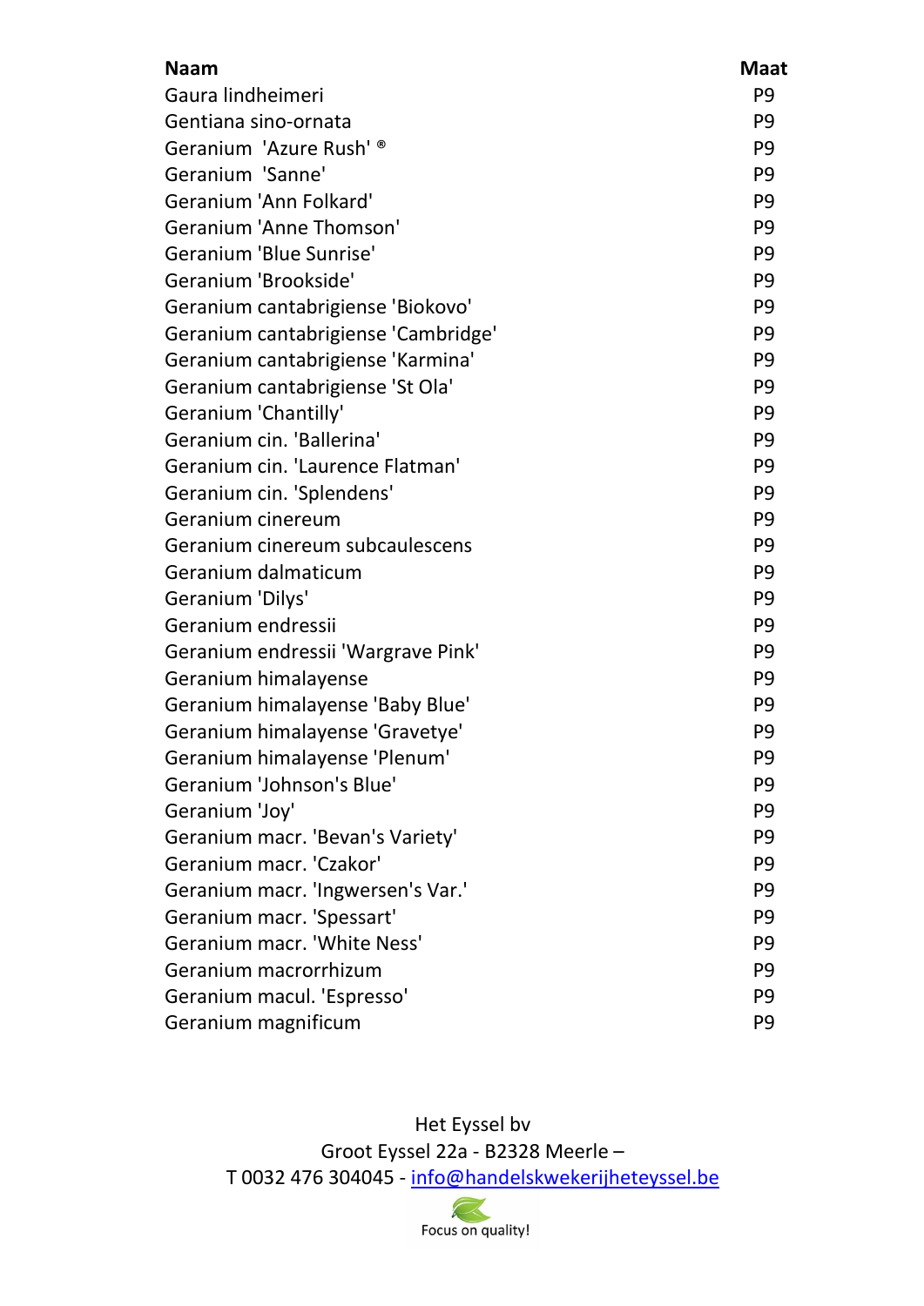| Naam | Maat |
|---|---|
| Gaura lindheimeri | P9 |
| Gentiana sino-ornata | P9 |
| Geranium  'Azure Rush' ® | P9 |
| Geranium  'Sanne' | P9 |
| Geranium 'Ann Folkard' | P9 |
| Geranium 'Anne Thomson' | P9 |
| Geranium 'Blue Sunrise' | P9 |
| Geranium 'Brookside' | P9 |
| Geranium cantabrigiense 'Biokovo' | P9 |
| Geranium cantabrigiense 'Cambridge' | P9 |
| Geranium cantabrigiense 'Karmina' | P9 |
| Geranium cantabrigiense 'St Ola' | P9 |
| Geranium 'Chantilly' | P9 |
| Geranium cin. 'Ballerina' | P9 |
| Geranium cin. 'Laurence Flatman' | P9 |
| Geranium cin. 'Splendens' | P9 |
| Geranium cinereum | P9 |
| Geranium cinereum subcaulescens | P9 |
| Geranium dalmaticum | P9 |
| Geranium 'Dilys' | P9 |
| Geranium endressii | P9 |
| Geranium endressii 'Wargrave Pink' | P9 |
| Geranium himalayense | P9 |
| Geranium himalayense 'Baby Blue' | P9 |
| Geranium himalayense 'Gravetye' | P9 |
| Geranium himalayense 'Plenum' | P9 |
| Geranium 'Johnson's Blue' | P9 |
| Geranium 'Joy' | P9 |
| Geranium macr. 'Bevan's Variety' | P9 |
| Geranium macr. 'Czakor' | P9 |
| Geranium macr. 'Ingwersen's Var.' | P9 |
| Geranium macr. 'Spessart' | P9 |
| Geranium macr. 'White Ness' | P9 |
| Geranium macrorrhizum | P9 |
| Geranium macul. 'Espresso' | P9 |
| Geranium magnificum | P9 |

Het Eyssel bv
Groot Eyssel 22a - B2328 Meerle –
T 0032 476 304045 - info@handelskwekerijheteyssel.be

Focus on quality!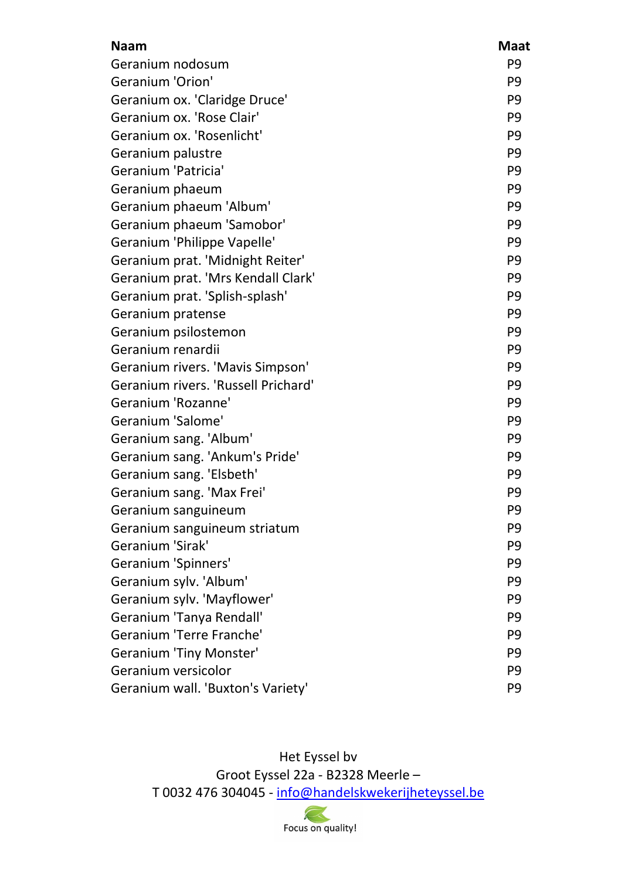| Naam | Maat |
|---|---|
| Geranium nodosum | P9 |
| Geranium 'Orion' | P9 |
| Geranium ox. 'Claridge Druce' | P9 |
| Geranium ox. 'Rose Clair' | P9 |
| Geranium ox. 'Rosenlicht' | P9 |
| Geranium palustre | P9 |
| Geranium 'Patricia' | P9 |
| Geranium phaeum | P9 |
| Geranium phaeum 'Album' | P9 |
| Geranium phaeum 'Samobor' | P9 |
| Geranium 'Philippe Vapelle' | P9 |
| Geranium prat. 'Midnight Reiter' | P9 |
| Geranium prat. 'Mrs Kendall Clark' | P9 |
| Geranium prat. 'Splish-splash' | P9 |
| Geranium pratense | P9 |
| Geranium psilostemon | P9 |
| Geranium renardii | P9 |
| Geranium rivers. 'Mavis Simpson' | P9 |
| Geranium rivers. 'Russell Prichard' | P9 |
| Geranium 'Rozanne' | P9 |
| Geranium 'Salome' | P9 |
| Geranium sang. 'Album' | P9 |
| Geranium sang. 'Ankum's Pride' | P9 |
| Geranium sang. 'Elsbeth' | P9 |
| Geranium sang. 'Max Frei' | P9 |
| Geranium sanguineum | P9 |
| Geranium sanguineum striatum | P9 |
| Geranium 'Sirak' | P9 |
| Geranium 'Spinners' | P9 |
| Geranium sylv. 'Album' | P9 |
| Geranium sylv. 'Mayflower' | P9 |
| Geranium 'Tanya Rendall' | P9 |
| Geranium 'Terre Franche' | P9 |
| Geranium 'Tiny Monster' | P9 |
| Geranium versicolor | P9 |
| Geranium wall. 'Buxton's Variety' | P9 |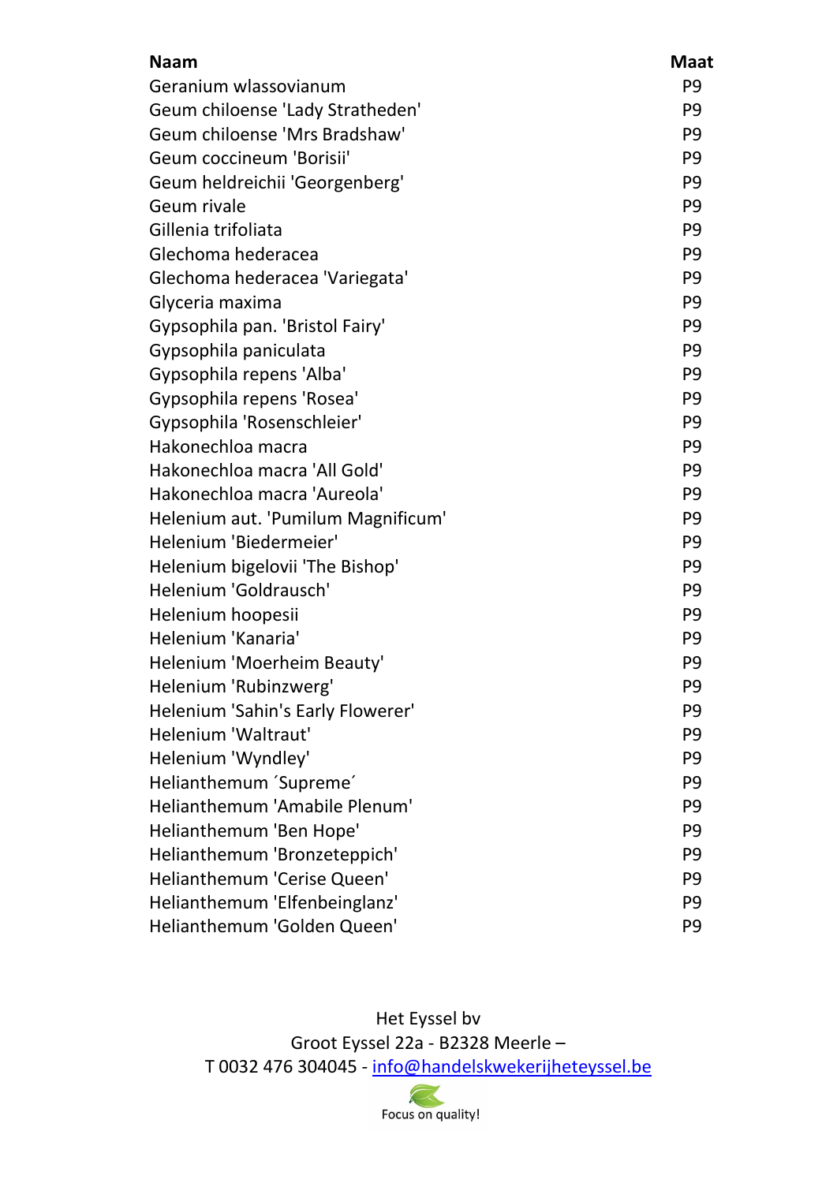| Naam | Maat |
|---|---|
| Geranium wlassovianum | P9 |
| Geum chiloense 'Lady Stratheden' | P9 |
| Geum chiloense 'Mrs Bradshaw' | P9 |
| Geum coccineum 'Borisii' | P9 |
| Geum heldreichii 'Georgenberg' | P9 |
| Geum rivale | P9 |
| Gillenia trifoliata | P9 |
| Glechoma hederacea | P9 |
| Glechoma hederacea 'Variegata' | P9 |
| Glyceria maxima | P9 |
| Gypsophila pan. 'Bristol Fairy' | P9 |
| Gypsophila paniculata | P9 |
| Gypsophila repens 'Alba' | P9 |
| Gypsophila repens 'Rosea' | P9 |
| Gypsophila 'Rosenschleier' | P9 |
| Hakonechloa macra | P9 |
| Hakonechloa macra 'All Gold' | P9 |
| Hakonechloa macra 'Aureola' | P9 |
| Helenium aut. 'Pumilum Magnificum' | P9 |
| Helenium 'Biedermeier' | P9 |
| Helenium bigelovii 'The Bishop' | P9 |
| Helenium 'Goldrausch' | P9 |
| Helenium hoopesii | P9 |
| Helenium 'Kanaria' | P9 |
| Helenium 'Moerheim Beauty' | P9 |
| Helenium 'Rubinzwerg' | P9 |
| Helenium 'Sahin's Early Flowerer' | P9 |
| Helenium 'Waltraut' | P9 |
| Helenium 'Wyndley' | P9 |
| Helianthemum ´Supreme´ | P9 |
| Helianthemum 'Amabile Plenum' | P9 |
| Helianthemum 'Ben Hope' | P9 |
| Helianthemum 'Bronzeteppich' | P9 |
| Helianthemum 'Cerise Queen' | P9 |
| Helianthemum 'Elfenbeinglanz' | P9 |
| Helianthemum 'Golden Queen' | P9 |

Het Eyssel bv
Groot Eyssel 22a - B2328 Meerle –
T 0032 476 304045 - info@handelskwekerijheteyssel.be

Focus on quality!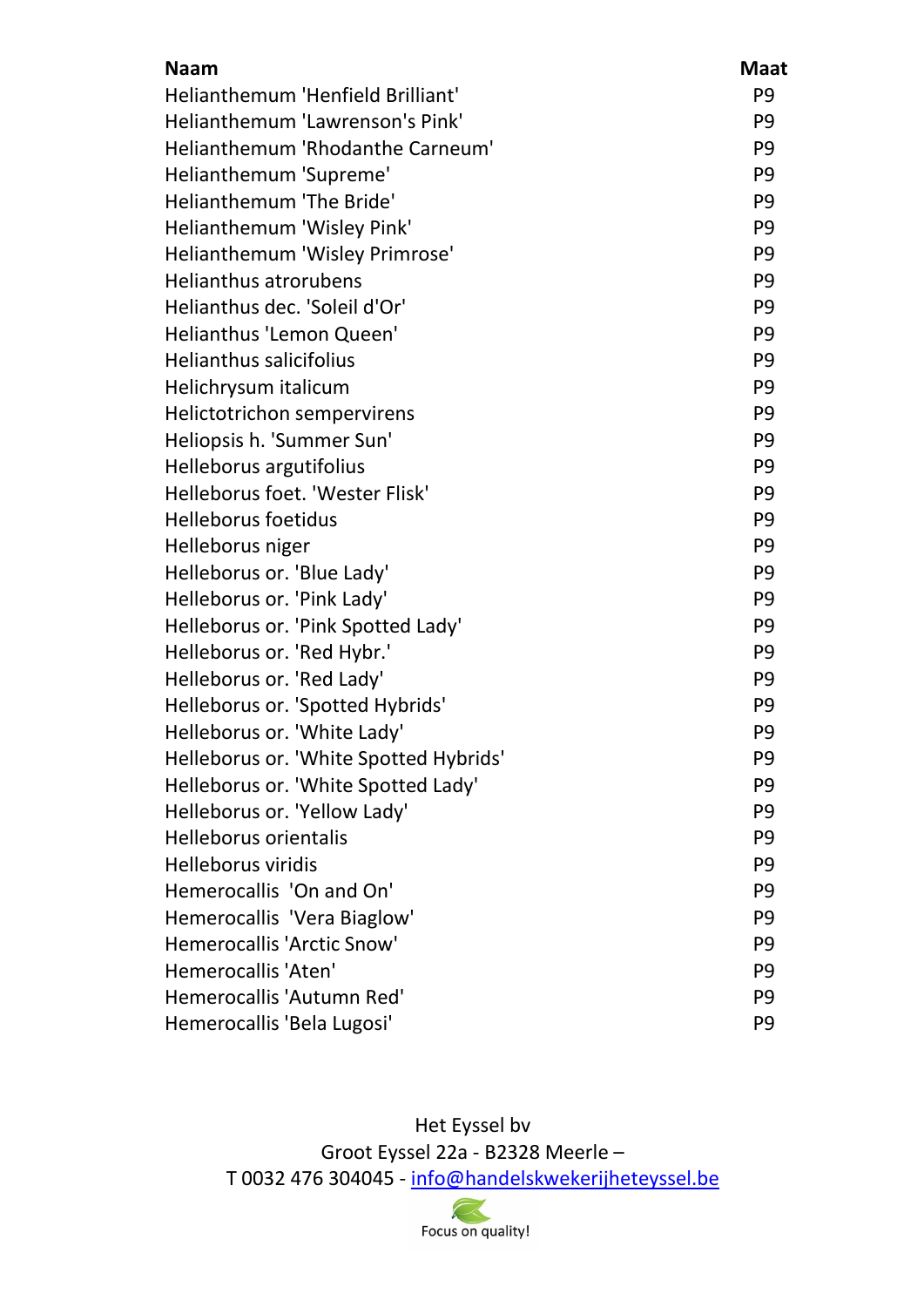| Naam | Maat |
| --- | --- |
| Helianthemum 'Henfield Brilliant' | P9 |
| Helianthemum 'Lawrenson's Pink' | P9 |
| Helianthemum 'Rhodanthe Carneum' | P9 |
| Helianthemum 'Supreme' | P9 |
| Helianthemum 'The Bride' | P9 |
| Helianthemum 'Wisley Pink' | P9 |
| Helianthemum 'Wisley Primrose' | P9 |
| Helianthus atrorubens | P9 |
| Helianthus dec. 'Soleil d'Or' | P9 |
| Helianthus 'Lemon Queen' | P9 |
| Helianthus salicifolius | P9 |
| Helichrysum italicum | P9 |
| Helictotrichon sempervirens | P9 |
| Heliopsis h. 'Summer Sun' | P9 |
| Helleborus argutifolius | P9 |
| Helleborus foet. 'Wester Flisk' | P9 |
| Helleborus foetidus | P9 |
| Helleborus niger | P9 |
| Helleborus or. 'Blue Lady' | P9 |
| Helleborus or. 'Pink Lady' | P9 |
| Helleborus or. 'Pink Spotted Lady' | P9 |
| Helleborus or. 'Red Hybr.' | P9 |
| Helleborus or. 'Red Lady' | P9 |
| Helleborus or. 'Spotted Hybrids' | P9 |
| Helleborus or. 'White Lady' | P9 |
| Helleborus or. 'White Spotted Hybrids' | P9 |
| Helleborus or. 'White Spotted Lady' | P9 |
| Helleborus or. 'Yellow Lady' | P9 |
| Helleborus orientalis | P9 |
| Helleborus viridis | P9 |
| Hemerocallis 'On and On' | P9 |
| Hemerocallis 'Vera Biaglow' | P9 |
| Hemerocallis 'Arctic Snow' | P9 |
| Hemerocallis 'Aten' | P9 |
| Hemerocallis 'Autumn Red' | P9 |
| Hemerocallis 'Bela Lugosi' | P9 |

Het Eyssel bv
Groot Eyssel 22a - B2328 Meerle –
T 0032 476 304045 - info@handelskwekerijheteyssel.be

Focus on quality!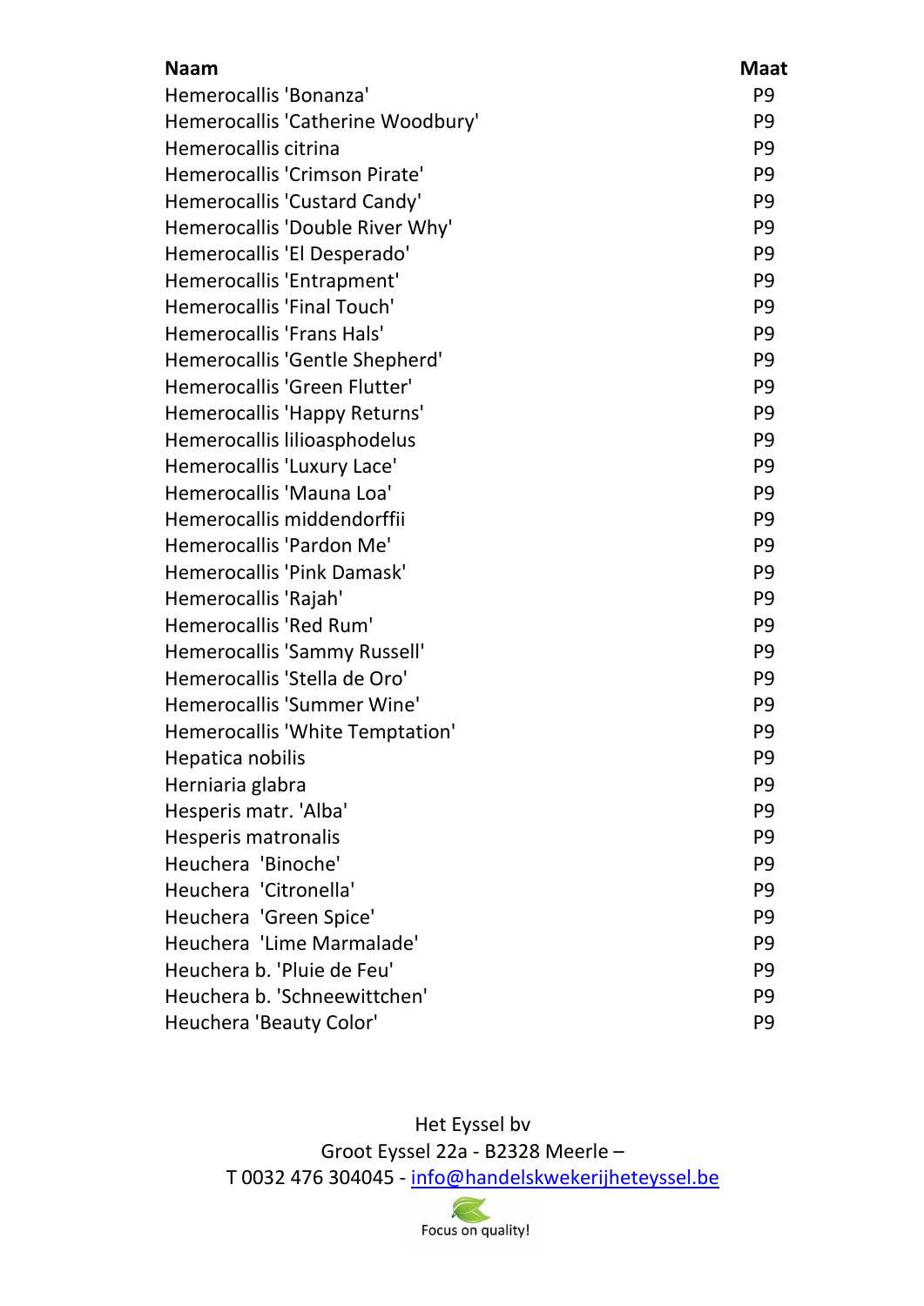| Naam | Maat |
| --- | --- |
| Hemerocallis 'Bonanza' | P9 |
| Hemerocallis 'Catherine Woodbury' | P9 |
| Hemerocallis citrina | P9 |
| Hemerocallis 'Crimson Pirate' | P9 |
| Hemerocallis 'Custard Candy' | P9 |
| Hemerocallis 'Double River Why' | P9 |
| Hemerocallis 'El Desperado' | P9 |
| Hemerocallis 'Entrapment' | P9 |
| Hemerocallis 'Final Touch' | P9 |
| Hemerocallis 'Frans Hals' | P9 |
| Hemerocallis 'Gentle Shepherd' | P9 |
| Hemerocallis 'Green Flutter' | P9 |
| Hemerocallis 'Happy Returns' | P9 |
| Hemerocallis lilioasphodelus | P9 |
| Hemerocallis 'Luxury Lace' | P9 |
| Hemerocallis 'Mauna Loa' | P9 |
| Hemerocallis middendorffii | P9 |
| Hemerocallis 'Pardon Me' | P9 |
| Hemerocallis 'Pink Damask' | P9 |
| Hemerocallis 'Rajah' | P9 |
| Hemerocallis 'Red Rum' | P9 |
| Hemerocallis 'Sammy Russell' | P9 |
| Hemerocallis 'Stella de Oro' | P9 |
| Hemerocallis 'Summer Wine' | P9 |
| Hemerocallis 'White Temptation' | P9 |
| Hepatica nobilis | P9 |
| Herniaria glabra | P9 |
| Hesperis matr. 'Alba' | P9 |
| Hesperis matronalis | P9 |
| Heuchera  'Binoche' | P9 |
| Heuchera  'Citronella' | P9 |
| Heuchera  'Green Spice' | P9 |
| Heuchera  'Lime Marmalade' | P9 |
| Heuchera b. 'Pluie de Feu' | P9 |
| Heuchera b. 'Schneewittchen' | P9 |
| Heuchera 'Beauty Color' | P9 |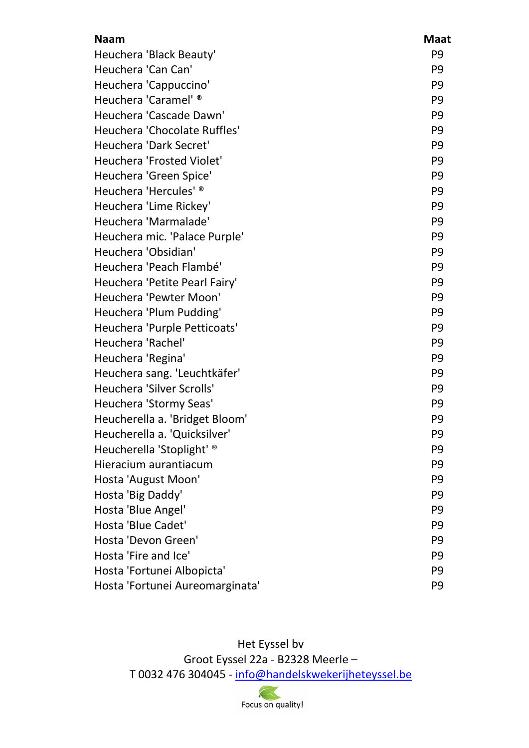| Naam | Maat |
|---|---|
| Heuchera 'Black Beauty' | P9 |
| Heuchera 'Can Can' | P9 |
| Heuchera 'Cappuccino' | P9 |
| Heuchera 'Caramel' ® | P9 |
| Heuchera 'Cascade Dawn' | P9 |
| Heuchera 'Chocolate Ruffles' | P9 |
| Heuchera 'Dark Secret' | P9 |
| Heuchera 'Frosted Violet' | P9 |
| Heuchera 'Green Spice' | P9 |
| Heuchera 'Hercules' ® | P9 |
| Heuchera 'Lime Rickey' | P9 |
| Heuchera 'Marmalade' | P9 |
| Heuchera mic. 'Palace Purple' | P9 |
| Heuchera 'Obsidian' | P9 |
| Heuchera 'Peach Flambé' | P9 |
| Heuchera 'Petite Pearl Fairy' | P9 |
| Heuchera 'Pewter Moon' | P9 |
| Heuchera 'Plum Pudding' | P9 |
| Heuchera 'Purple Petticoats' | P9 |
| Heuchera 'Rachel' | P9 |
| Heuchera 'Regina' | P9 |
| Heuchera sang. 'Leuchtkäfer' | P9 |
| Heuchera 'Silver Scrolls' | P9 |
| Heuchera 'Stormy Seas' | P9 |
| Heucherella a. 'Bridget Bloom' | P9 |
| Heucherella a. 'Quicksilver' | P9 |
| Heucherella 'Stoplight' ® | P9 |
| Hieracium aurantiacum | P9 |
| Hosta 'August Moon' | P9 |
| Hosta 'Big Daddy' | P9 |
| Hosta 'Blue Angel' | P9 |
| Hosta 'Blue Cadet' | P9 |
| Hosta 'Devon Green' | P9 |
| Hosta 'Fire and Ice' | P9 |
| Hosta 'Fortunei Albopicta' | P9 |
| Hosta 'Fortunei Aureomarginata' | P9 |

Het Eyssel bv
Groot Eyssel 22a - B2328 Meerle –
T 0032 476 304045 - info@handelskwekerijheteyssel.be

Focus on quality!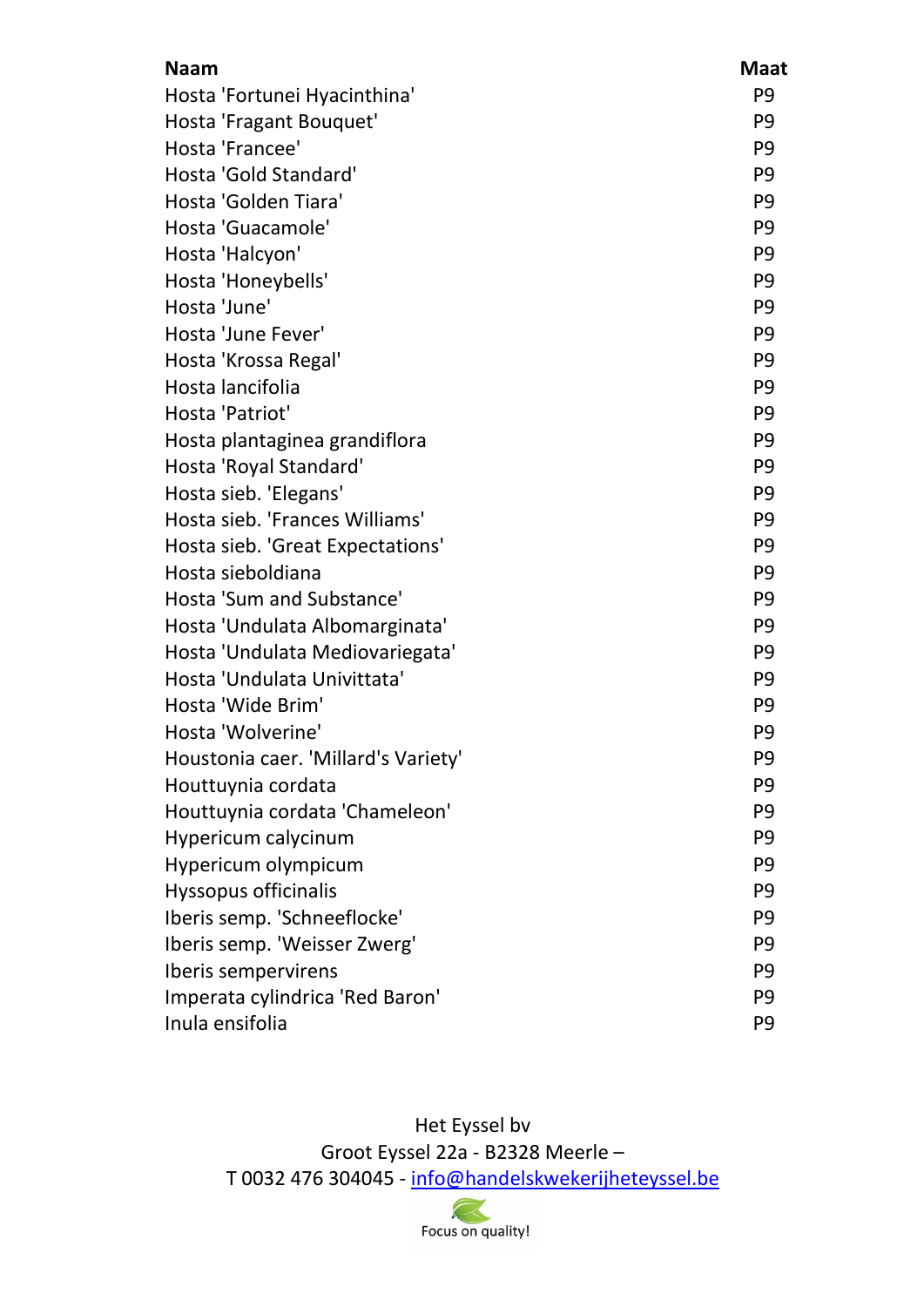| Naam | Maat |
|---|---|
| Hosta 'Fortunei Hyacinthina' | P9 |
| Hosta 'Fragant Bouquet' | P9 |
| Hosta 'Francee' | P9 |
| Hosta 'Gold Standard' | P9 |
| Hosta 'Golden Tiara' | P9 |
| Hosta 'Guacamole' | P9 |
| Hosta 'Halcyon' | P9 |
| Hosta 'Honeybells' | P9 |
| Hosta 'June' | P9 |
| Hosta 'June Fever' | P9 |
| Hosta 'Krossa Regal' | P9 |
| Hosta lancifolia | P9 |
| Hosta 'Patriot' | P9 |
| Hosta plantaginea grandiflora | P9 |
| Hosta 'Royal Standard' | P9 |
| Hosta sieb. 'Elegans' | P9 |
| Hosta sieb. 'Frances Williams' | P9 |
| Hosta sieb. 'Great Expectations' | P9 |
| Hosta sieboldiana | P9 |
| Hosta 'Sum and Substance' | P9 |
| Hosta 'Undulata Albomarginata' | P9 |
| Hosta 'Undulata Mediovariegata' | P9 |
| Hosta 'Undulata Univittata' | P9 |
| Hosta 'Wide Brim' | P9 |
| Hosta 'Wolverine' | P9 |
| Houstonia caer. 'Millard's Variety' | P9 |
| Houttuynia cordata | P9 |
| Houttuynia cordata 'Chameleon' | P9 |
| Hypericum calycinum | P9 |
| Hypericum olympicum | P9 |
| Hyssopus officinalis | P9 |
| Iberis semp. 'Schneeflocke' | P9 |
| Iberis semp. 'Weisser Zwerg' | P9 |
| Iberis sempervirens | P9 |
| Imperata cylindrica 'Red Baron' | P9 |
| Inula ensifolia | P9 |

Het Eyssel bv
Groot Eyssel 22a - B2328 Meerle –
T 0032 476 304045 - info@handelskwekerijheteyssel.be

Focus on quality!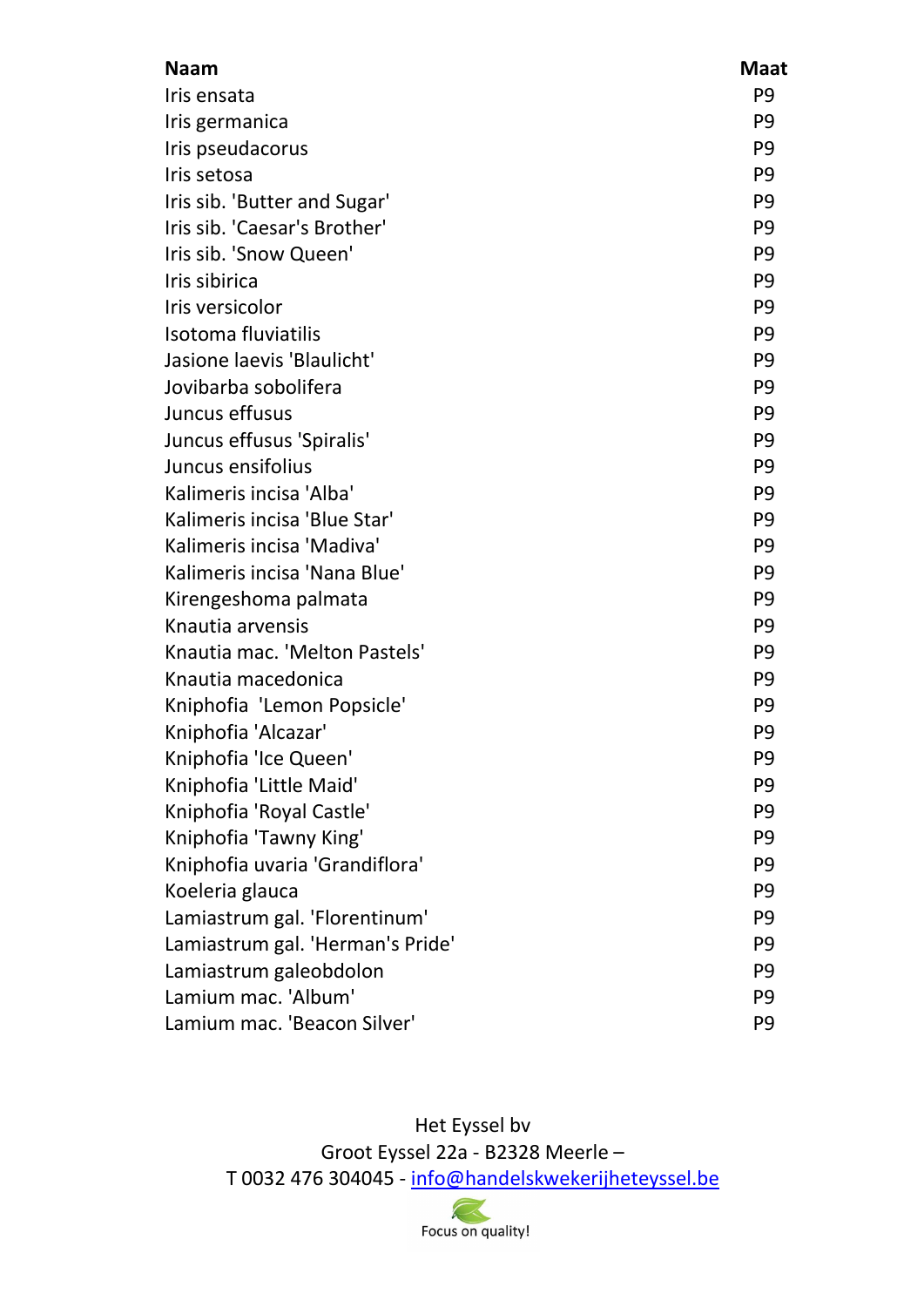| Naam | Maat |
|---|---|
| Iris ensata | P9 |
| Iris germanica | P9 |
| Iris pseudacorus | P9 |
| Iris setosa | P9 |
| Iris sib. 'Butter and Sugar' | P9 |
| Iris sib. 'Caesar's Brother' | P9 |
| Iris sib. 'Snow Queen' | P9 |
| Iris sibirica | P9 |
| Iris versicolor | P9 |
| Isotoma fluviatilis | P9 |
| Jasione laevis 'Blaulicht' | P9 |
| Jovibarba sobolifera | P9 |
| Juncus effusus | P9 |
| Juncus effusus 'Spiralis' | P9 |
| Juncus ensifolius | P9 |
| Kalimeris incisa 'Alba' | P9 |
| Kalimeris incisa 'Blue Star' | P9 |
| Kalimeris incisa 'Madiva' | P9 |
| Kalimeris incisa 'Nana Blue' | P9 |
| Kirengeshoma palmata | P9 |
| Knautia arvensis | P9 |
| Knautia mac. 'Melton Pastels' | P9 |
| Knautia macedonica | P9 |
| Kniphofia 'Lemon Popsicle' | P9 |
| Kniphofia 'Alcazar' | P9 |
| Kniphofia 'Ice Queen' | P9 |
| Kniphofia 'Little Maid' | P9 |
| Kniphofia 'Royal Castle' | P9 |
| Kniphofia 'Tawny King' | P9 |
| Kniphofia uvaria 'Grandiflora' | P9 |
| Koeleria glauca | P9 |
| Lamiastrum gal. 'Florentinum' | P9 |
| Lamiastrum gal. 'Herman's Pride' | P9 |
| Lamiastrum galeobdolon | P9 |
| Lamium mac. 'Album' | P9 |
| Lamium mac. 'Beacon Silver' | P9 |

Het Eyssel bv
Groot Eyssel 22a - B2328 Meerle –
T 0032 476 304045 - info@handelskwekerijheteyssel.be

Focus on quality!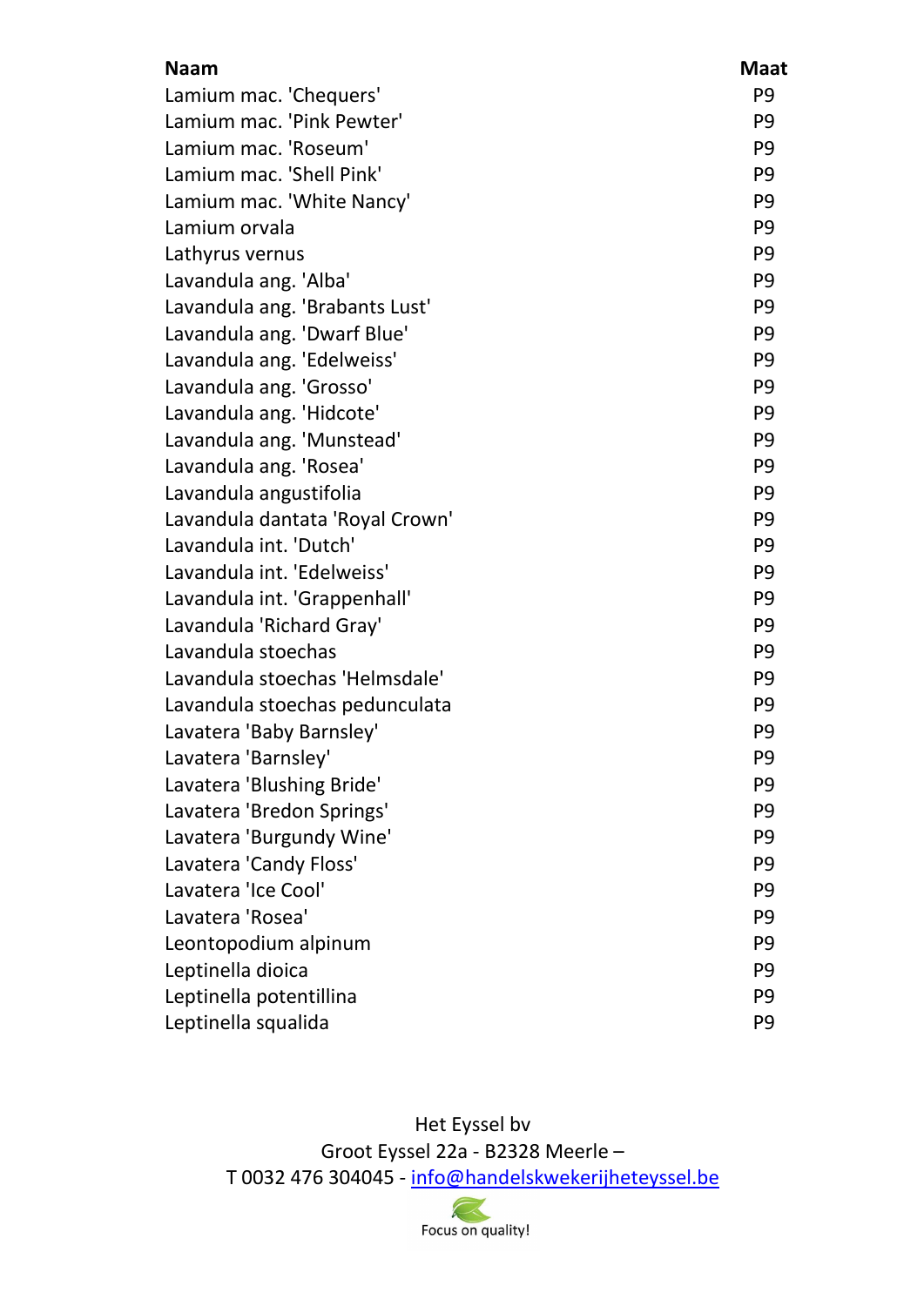| Naam | Maat |
|---|---|
| Lamium mac. 'Chequers' | P9 |
| Lamium mac. 'Pink Pewter' | P9 |
| Lamium mac. 'Roseum' | P9 |
| Lamium mac. 'Shell Pink' | P9 |
| Lamium mac. 'White Nancy' | P9 |
| Lamium orvala | P9 |
| Lathyrus vernus | P9 |
| Lavandula ang. 'Alba' | P9 |
| Lavandula ang. 'Brabants Lust' | P9 |
| Lavandula ang. 'Dwarf Blue' | P9 |
| Lavandula ang. 'Edelweiss' | P9 |
| Lavandula ang. 'Grosso' | P9 |
| Lavandula ang. 'Hidcote' | P9 |
| Lavandula ang. 'Munstead' | P9 |
| Lavandula ang. 'Rosea' | P9 |
| Lavandula angustifolia | P9 |
| Lavandula dantata 'Royal Crown' | P9 |
| Lavandula int. 'Dutch' | P9 |
| Lavandula int. 'Edelweiss' | P9 |
| Lavandula int. 'Grappenhall' | P9 |
| Lavandula 'Richard Gray' | P9 |
| Lavandula stoechas | P9 |
| Lavandula stoechas 'Helmsdale' | P9 |
| Lavandula stoechas pedunculata | P9 |
| Lavatera 'Baby Barnsley' | P9 |
| Lavatera 'Barnsley' | P9 |
| Lavatera 'Blushing Bride' | P9 |
| Lavatera 'Bredon Springs' | P9 |
| Lavatera 'Burgundy Wine' | P9 |
| Lavatera 'Candy Floss' | P9 |
| Lavatera 'Ice Cool' | P9 |
| Lavatera 'Rosea' | P9 |
| Leontopodium alpinum | P9 |
| Leptinella dioica | P9 |
| Leptinella potentillina | P9 |
| Leptinella squalida | P9 |

Het Eyssel bv
Groot Eyssel 22a - B2328 Meerle –
T 0032 476 304045 - info@handelskwekerijheteyssel.be

Focus on quality!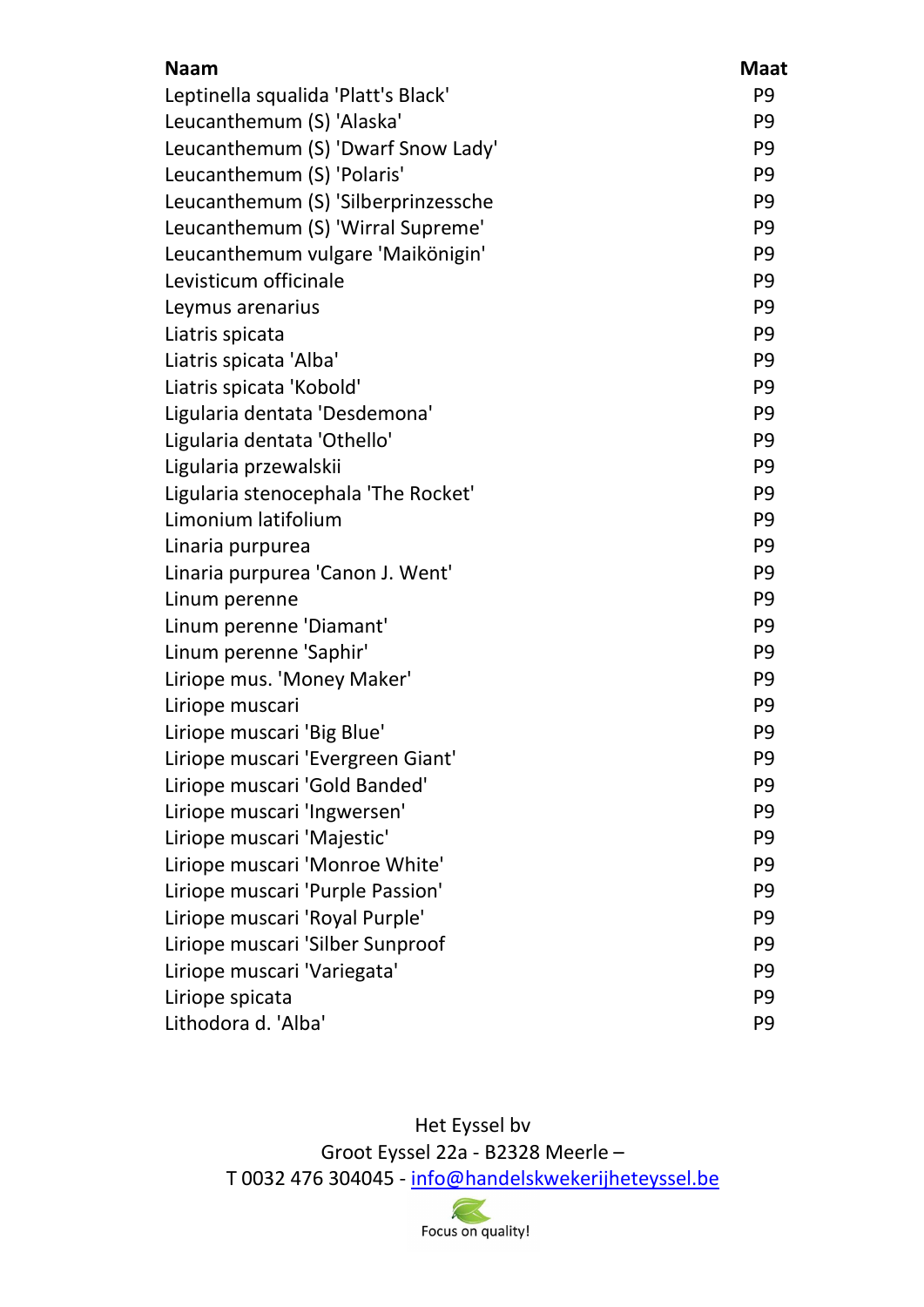| Naam | Maat |
|---|---|
| Leptinella squalida 'Platt's Black' | P9 |
| Leucanthemum (S) 'Alaska' | P9 |
| Leucanthemum (S) 'Dwarf Snow Lady' | P9 |
| Leucanthemum (S) 'Polaris' | P9 |
| Leucanthemum (S) 'Silberprinzessche | P9 |
| Leucanthemum (S) 'Wirral Supreme' | P9 |
| Leucanthemum vulgare 'Maikönigin' | P9 |
| Levisticum officinale | P9 |
| Leymus arenarius | P9 |
| Liatris spicata | P9 |
| Liatris spicata 'Alba' | P9 |
| Liatris spicata 'Kobold' | P9 |
| Ligularia dentata 'Desdemona' | P9 |
| Ligularia dentata 'Othello' | P9 |
| Ligularia przewalskii | P9 |
| Ligularia stenocephala 'The Rocket' | P9 |
| Limonium latifolium | P9 |
| Linaria purpurea | P9 |
| Linaria purpurea 'Canon J. Went' | P9 |
| Linum perenne | P9 |
| Linum perenne 'Diamant' | P9 |
| Linum perenne 'Saphir' | P9 |
| Liriope mus. 'Money Maker' | P9 |
| Liriope muscari | P9 |
| Liriope muscari 'Big Blue' | P9 |
| Liriope muscari 'Evergreen Giant' | P9 |
| Liriope muscari 'Gold Banded' | P9 |
| Liriope muscari 'Ingwersen' | P9 |
| Liriope muscari 'Majestic' | P9 |
| Liriope muscari 'Monroe White' | P9 |
| Liriope muscari 'Purple Passion' | P9 |
| Liriope muscari 'Royal Purple' | P9 |
| Liriope muscari 'Silber Sunproof | P9 |
| Liriope muscari 'Variegata' | P9 |
| Liriope spicata | P9 |
| Lithodora d. 'Alba' | P9 |

Het Eyssel bv
Groot Eyssel 22a - B2328 Meerle –
T 0032 476 304045 - info@handelskwekerijheteyssel.be

Focus on quality!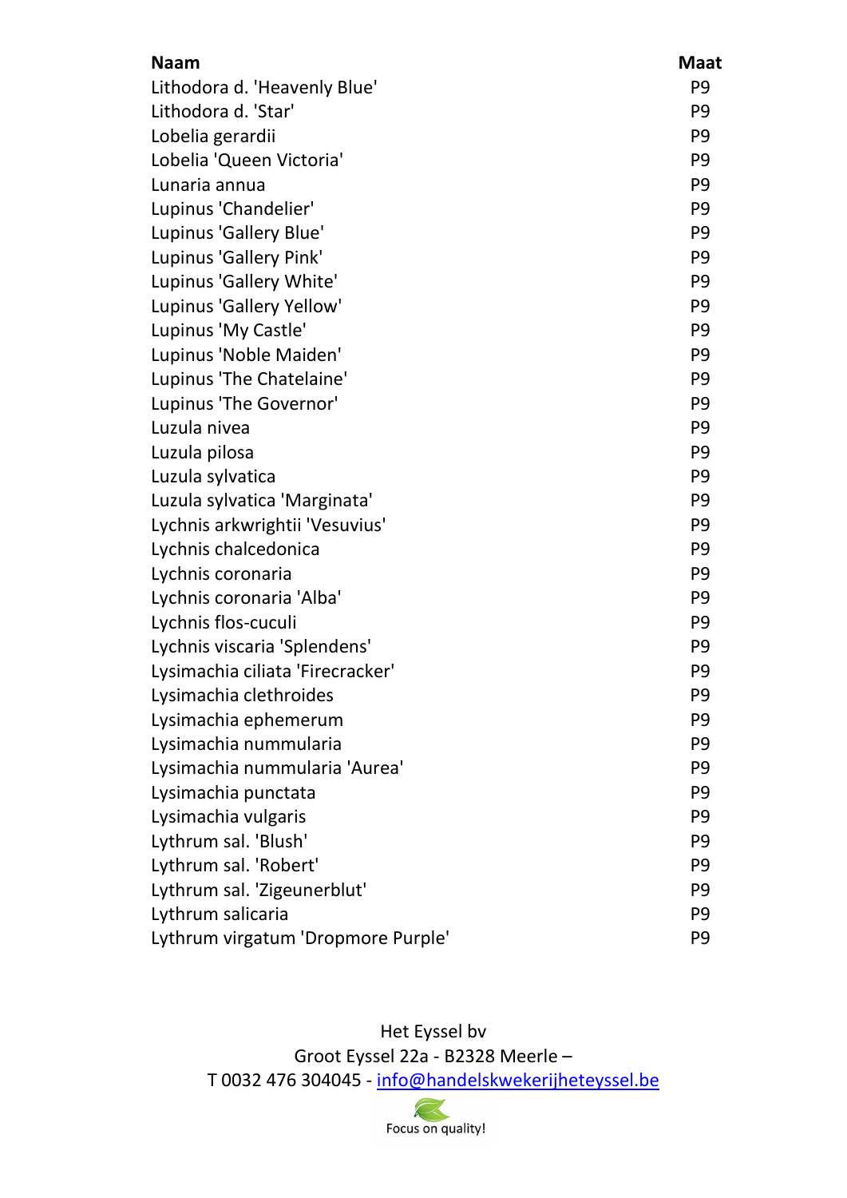| Naam | Maat |
|---|---|
| Lithodora d. 'Heavenly Blue' | P9 |
| Lithodora d. 'Star' | P9 |
| Lobelia gerardii | P9 |
| Lobelia 'Queen Victoria' | P9 |
| Lunaria annua | P9 |
| Lupinus 'Chandelier' | P9 |
| Lupinus 'Gallery Blue' | P9 |
| Lupinus 'Gallery Pink' | P9 |
| Lupinus 'Gallery White' | P9 |
| Lupinus 'Gallery Yellow' | P9 |
| Lupinus 'My Castle' | P9 |
| Lupinus 'Noble Maiden' | P9 |
| Lupinus 'The Chatelaine' | P9 |
| Lupinus 'The Governor' | P9 |
| Luzula nivea | P9 |
| Luzula pilosa | P9 |
| Luzula sylvatica | P9 |
| Luzula sylvatica 'Marginata' | P9 |
| Lychnis arkwrightii 'Vesuvius' | P9 |
| Lychnis chalcedonica | P9 |
| Lychnis coronaria | P9 |
| Lychnis coronaria 'Alba' | P9 |
| Lychnis flos-cuculi | P9 |
| Lychnis viscaria 'Splendens' | P9 |
| Lysimachia ciliata 'Firecracker' | P9 |
| Lysimachia clethroides | P9 |
| Lysimachia ephemerum | P9 |
| Lysimachia nummularia | P9 |
| Lysimachia nummularia 'Aurea' | P9 |
| Lysimachia punctata | P9 |
| Lysimachia vulgaris | P9 |
| Lythrum sal. 'Blush' | P9 |
| Lythrum sal. 'Robert' | P9 |
| Lythrum sal. 'Zigeunerblut' | P9 |
| Lythrum salicaria | P9 |
| Lythrum virgatum 'Dropmore Purple' | P9 |

Het Eyssel bv
Groot Eyssel 22a - B2328 Meerle –
T 0032 476 304045 - info@handelskwekerijheteyssel.be

Focus on quality!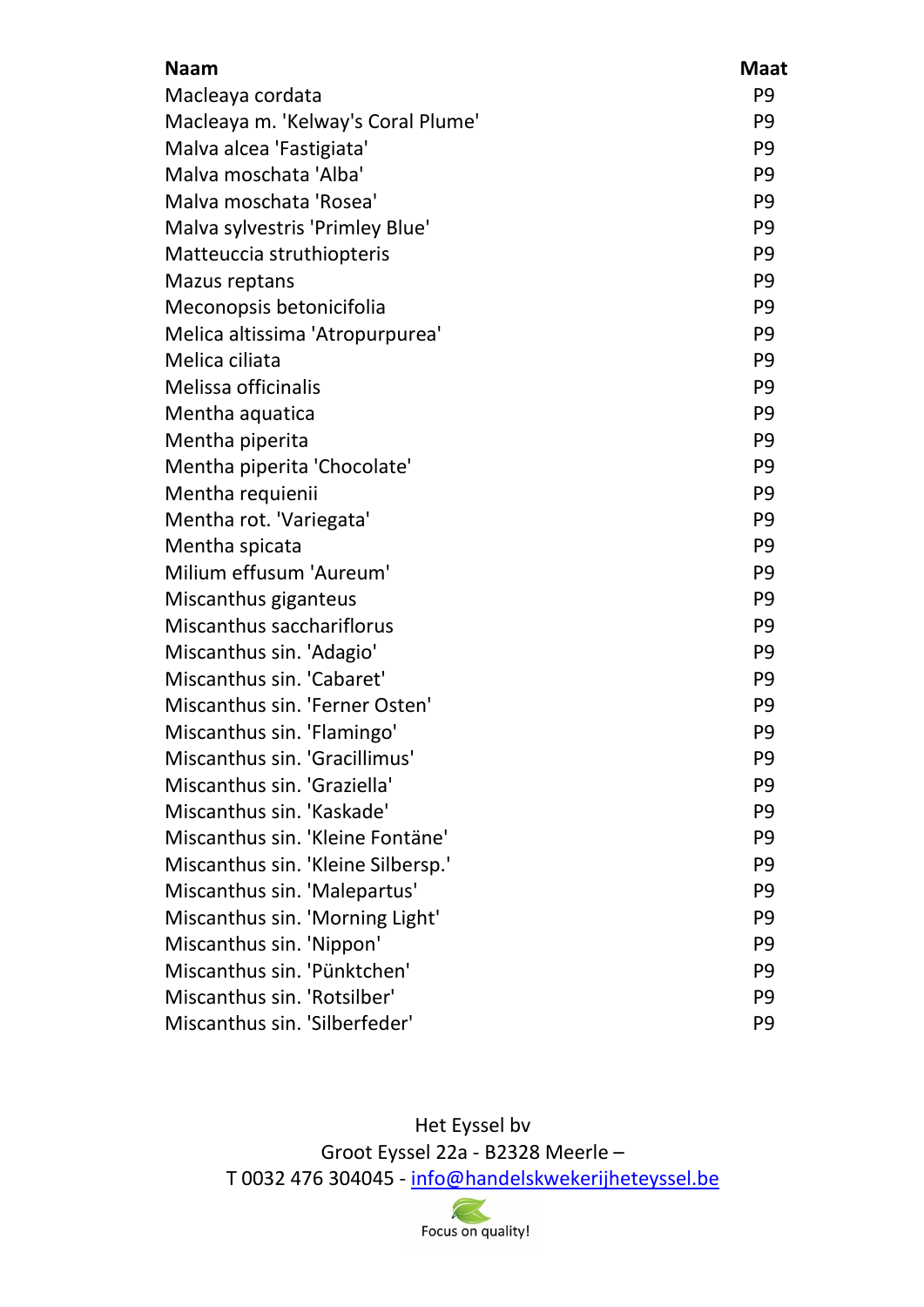| Naam | Maat |
| --- | --- |
| Macleaya cordata | P9 |
| Macleaya m. 'Kelway's Coral Plume' | P9 |
| Malva alcea 'Fastigiata' | P9 |
| Malva moschata 'Alba' | P9 |
| Malva moschata 'Rosea' | P9 |
| Malva sylvestris 'Primley Blue' | P9 |
| Matteuccia struthiopteris | P9 |
| Mazus reptans | P9 |
| Meconopsis betonicifolia | P9 |
| Melica altissima 'Atropurpurea' | P9 |
| Melica ciliata | P9 |
| Melissa officinalis | P9 |
| Mentha aquatica | P9 |
| Mentha piperita | P9 |
| Mentha piperita 'Chocolate' | P9 |
| Mentha requienii | P9 |
| Mentha rot. 'Variegata' | P9 |
| Mentha spicata | P9 |
| Milium effusum 'Aureum' | P9 |
| Miscanthus giganteus | P9 |
| Miscanthus sacchariflorus | P9 |
| Miscanthus sin. 'Adagio' | P9 |
| Miscanthus sin. 'Cabaret' | P9 |
| Miscanthus sin. 'Ferner Osten' | P9 |
| Miscanthus sin. 'Flamingo' | P9 |
| Miscanthus sin. 'Gracillimus' | P9 |
| Miscanthus sin. 'Graziella' | P9 |
| Miscanthus sin. 'Kaskade' | P9 |
| Miscanthus sin. 'Kleine Fontäne' | P9 |
| Miscanthus sin. 'Kleine Silbersp.' | P9 |
| Miscanthus sin. 'Malepartus' | P9 |
| Miscanthus sin. 'Morning Light' | P9 |
| Miscanthus sin. 'Nippon' | P9 |
| Miscanthus sin. 'Pünktchen' | P9 |
| Miscanthus sin. 'Rotsilber' | P9 |
| Miscanthus sin. 'Silberfeder' | P9 |

Het Eyssel bv
Groot Eyssel 22a - B2328 Meerle –
T 0032 476 304045 - info@handelskwekerijheteyssel.be

Focus on quality!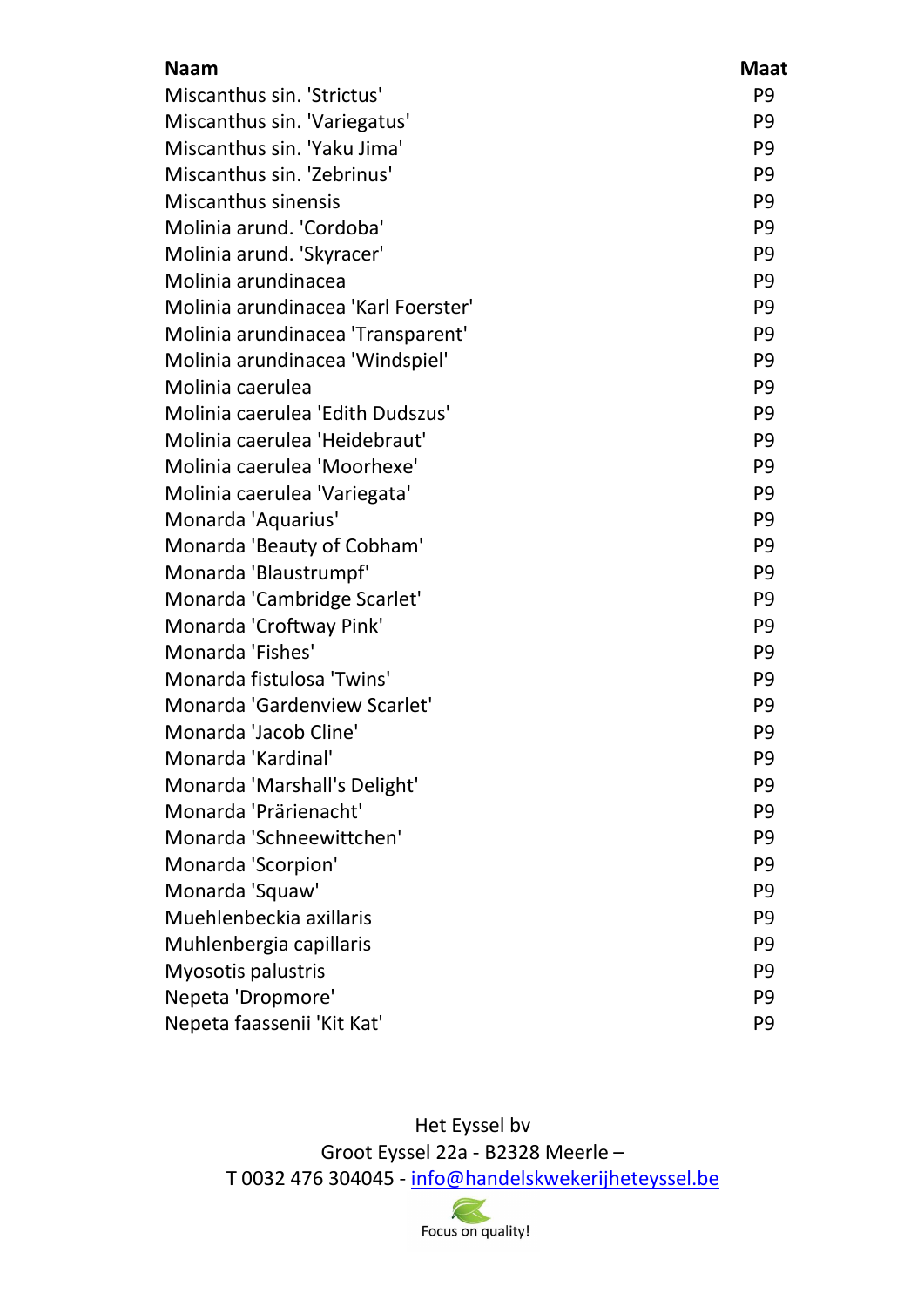| Naam | Maat |
|---|---|
| Miscanthus sin. 'Strictus' | P9 |
| Miscanthus sin. 'Variegatus' | P9 |
| Miscanthus sin. 'Yaku Jima' | P9 |
| Miscanthus sin. 'Zebrinus' | P9 |
| Miscanthus sinensis | P9 |
| Molinia arund. 'Cordoba' | P9 |
| Molinia arund. 'Skyracer' | P9 |
| Molinia arundinacea | P9 |
| Molinia arundinacea 'Karl Foerster' | P9 |
| Molinia arundinacea 'Transparent' | P9 |
| Molinia arundinacea 'Windspiel' | P9 |
| Molinia caerulea | P9 |
| Molinia caerulea 'Edith Dudszus' | P9 |
| Molinia caerulea 'Heidebraut' | P9 |
| Molinia caerulea 'Moorhexe' | P9 |
| Molinia caerulea 'Variegata' | P9 |
| Monarda 'Aquarius' | P9 |
| Monarda 'Beauty of Cobham' | P9 |
| Monarda 'Blaustrumpf' | P9 |
| Monarda 'Cambridge Scarlet' | P9 |
| Monarda 'Croftway Pink' | P9 |
| Monarda 'Fishes' | P9 |
| Monarda fistulosa 'Twins' | P9 |
| Monarda 'Gardenview Scarlet' | P9 |
| Monarda 'Jacob Cline' | P9 |
| Monarda 'Kardinal' | P9 |
| Monarda 'Marshall's Delight' | P9 |
| Monarda 'Prärienacht' | P9 |
| Monarda 'Schneewittchen' | P9 |
| Monarda 'Scorpion' | P9 |
| Monarda 'Squaw' | P9 |
| Muehlenbeckia axillaris | P9 |
| Muhlenbergia capillaris | P9 |
| Myosotis palustris | P9 |
| Nepeta 'Dropmore' | P9 |
| Nepeta faassenii 'Kit Kat' | P9 |

Het Eyssel bv
Groot Eyssel 22a - B2328 Meerle –
T 0032 476 304045 - info@handelskwekerijheteyssel.be

Focus on quality!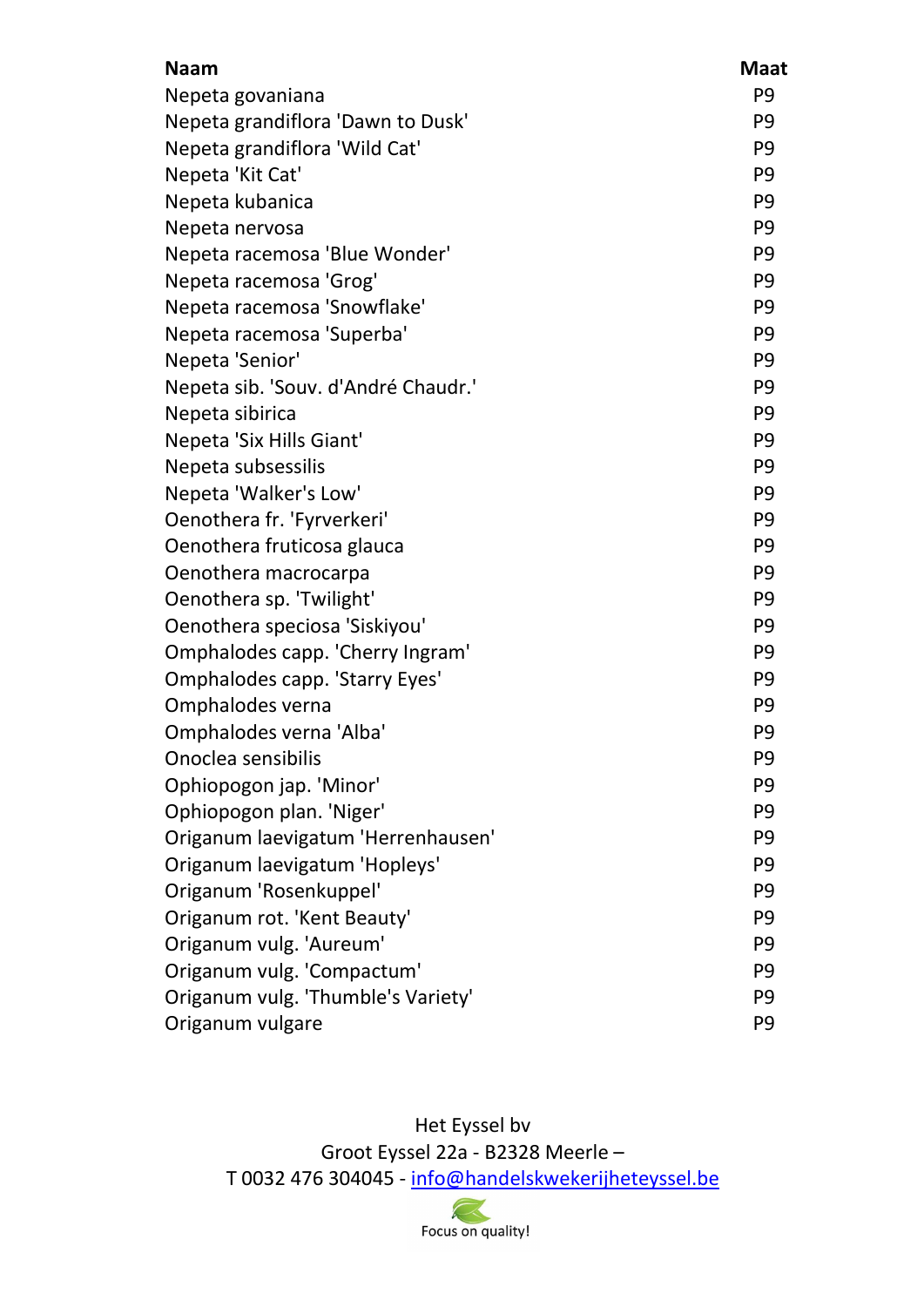| Naam | Maat |
|---|---|
| Nepeta govaniana | P9 |
| Nepeta grandiflora 'Dawn to Dusk' | P9 |
| Nepeta grandiflora 'Wild Cat' | P9 |
| Nepeta 'Kit Cat' | P9 |
| Nepeta kubanica | P9 |
| Nepeta nervosa | P9 |
| Nepeta racemosa 'Blue Wonder' | P9 |
| Nepeta racemosa 'Grog' | P9 |
| Nepeta racemosa 'Snowflake' | P9 |
| Nepeta racemosa 'Superba' | P9 |
| Nepeta 'Senior' | P9 |
| Nepeta sib. 'Souv. d'André Chaudr.' | P9 |
| Nepeta sibirica | P9 |
| Nepeta 'Six Hills Giant' | P9 |
| Nepeta subsessilis | P9 |
| Nepeta 'Walker's Low' | P9 |
| Oenothera fr. 'Fyrverkeri' | P9 |
| Oenothera fruticosa glauca | P9 |
| Oenothera macrocarpa | P9 |
| Oenothera sp. 'Twilight' | P9 |
| Oenothera speciosa 'Siskiyou' | P9 |
| Omphalodes capp. 'Cherry Ingram' | P9 |
| Omphalodes capp. 'Starry Eyes' | P9 |
| Omphalodes verna | P9 |
| Omphalodes verna 'Alba' | P9 |
| Onoclea sensibilis | P9 |
| Ophiopogon jap. 'Minor' | P9 |
| Ophiopogon plan. 'Niger' | P9 |
| Origanum laevigatum 'Herrenhausen' | P9 |
| Origanum laevigatum 'Hopleys' | P9 |
| Origanum 'Rosenkuppel' | P9 |
| Origanum rot. 'Kent Beauty' | P9 |
| Origanum vulg. 'Aureum' | P9 |
| Origanum vulg. 'Compactum' | P9 |
| Origanum vulg. 'Thumble's Variety' | P9 |
| Origanum vulgare | P9 |

Het Eyssel bv
Groot Eyssel 22a - B2328 Meerle –
T 0032 476 304045 - info@handelskwekerijheteyssel.be

Focus on quality!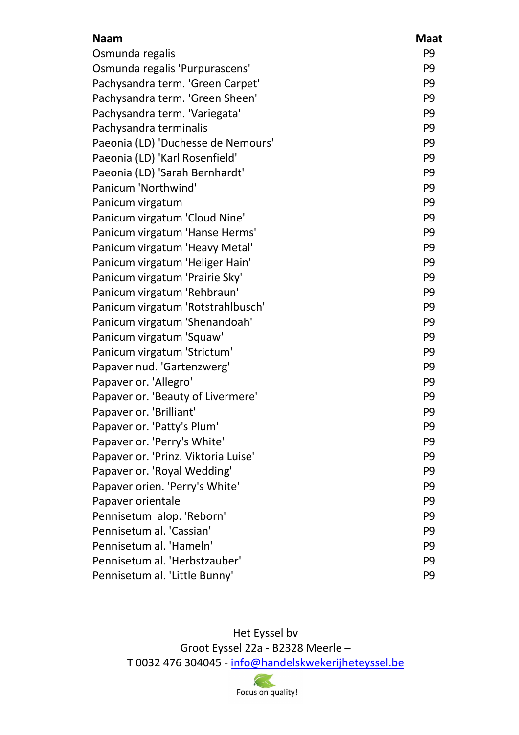| Naam | Maat |
|---|---|
| Osmunda regalis | P9 |
| Osmunda regalis 'Purpurascens' | P9 |
| Pachysandra term. 'Green Carpet' | P9 |
| Pachysandra term. 'Green Sheen' | P9 |
| Pachysandra term. 'Variegata' | P9 |
| Pachysandra terminalis | P9 |
| Paeonia (LD) 'Duchesse de Nemours' | P9 |
| Paeonia (LD) 'Karl Rosenfield' | P9 |
| Paeonia (LD) 'Sarah Bernhardt' | P9 |
| Panicum 'Northwind' | P9 |
| Panicum virgatum | P9 |
| Panicum virgatum 'Cloud Nine' | P9 |
| Panicum virgatum 'Hanse Herms' | P9 |
| Panicum virgatum 'Heavy Metal' | P9 |
| Panicum virgatum 'Heliger Hain' | P9 |
| Panicum virgatum 'Prairie Sky' | P9 |
| Panicum virgatum 'Rehbraun' | P9 |
| Panicum virgatum 'Rotstrahlbusch' | P9 |
| Panicum virgatum 'Shenandoah' | P9 |
| Panicum virgatum 'Squaw' | P9 |
| Panicum virgatum 'Strictum' | P9 |
| Papaver nud. 'Gartenzwerg' | P9 |
| Papaver or. 'Allegro' | P9 |
| Papaver or. 'Beauty of Livermere' | P9 |
| Papaver or. 'Brilliant' | P9 |
| Papaver or. 'Patty's Plum' | P9 |
| Papaver or. 'Perry's White' | P9 |
| Papaver or. 'Prinz. Viktoria Luise' | P9 |
| Papaver or. 'Royal Wedding' | P9 |
| Papaver orien. 'Perry's White' | P9 |
| Papaver orientale | P9 |
| Pennisetum alop. 'Reborn' | P9 |
| Pennisetum al. 'Cassian' | P9 |
| Pennisetum al. 'Hameln' | P9 |
| Pennisetum al. 'Herbstzauber' | P9 |
| Pennisetum al. 'Little Bunny' | P9 |

Het Eyssel bv
Groot Eyssel 22a - B2328 Meerle –
T 0032 476 304045 - info@handelskwekerijheteyssel.be

Focus on quality!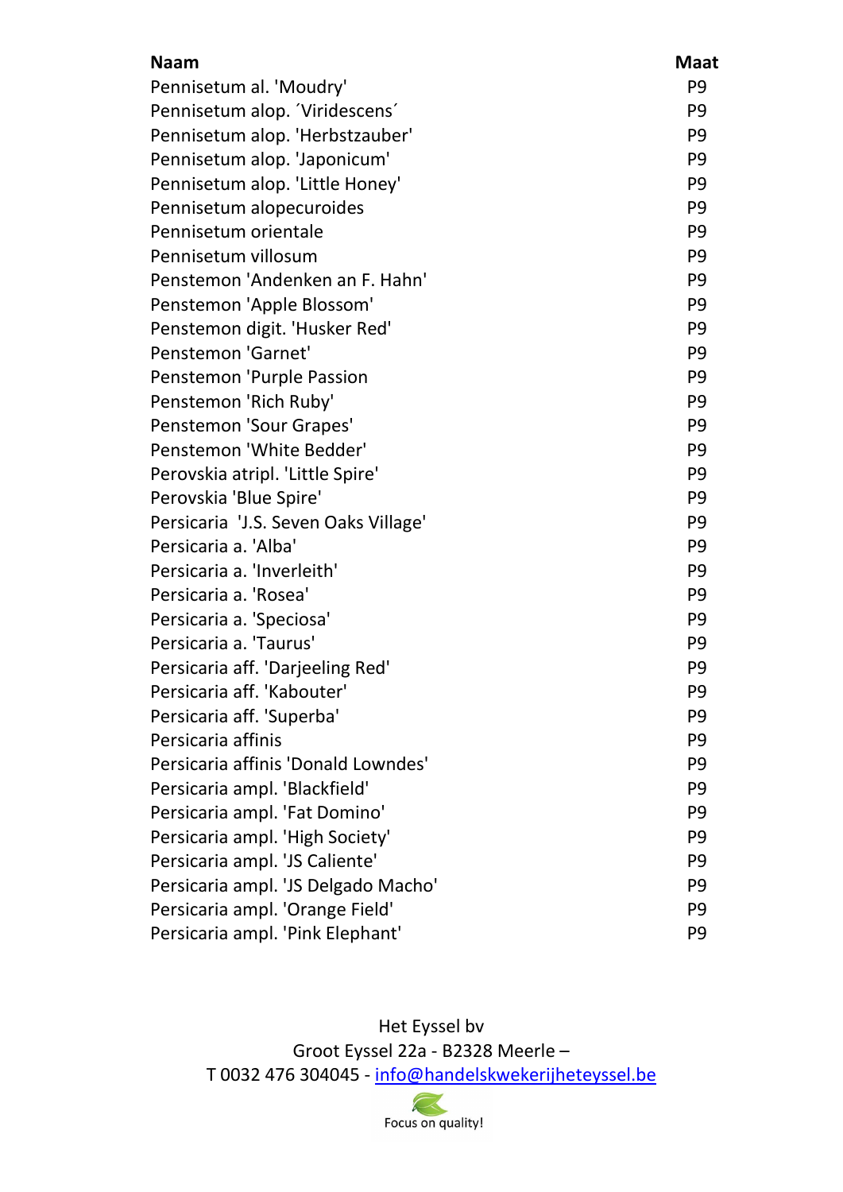| Naam | Maat |
|---|---|
| Pennisetum al. 'Moudry' | P9 |
| Pennisetum alop. ´Viridescens´ | P9 |
| Pennisetum alop. 'Herbstzauber' | P9 |
| Pennisetum alop. 'Japonicum' | P9 |
| Pennisetum alop. 'Little Honey' | P9 |
| Pennisetum alopecuroides | P9 |
| Pennisetum orientale | P9 |
| Pennisetum villosum | P9 |
| Penstemon 'Andenken an F. Hahn' | P9 |
| Penstemon 'Apple Blossom' | P9 |
| Penstemon digit. 'Husker Red' | P9 |
| Penstemon 'Garnet' | P9 |
| Penstemon 'Purple Passion | P9 |
| Penstemon 'Rich Ruby' | P9 |
| Penstemon 'Sour Grapes' | P9 |
| Penstemon 'White Bedder' | P9 |
| Perovskia atripl. 'Little Spire' | P9 |
| Perovskia 'Blue Spire' | P9 |
| Persicaria 'J.S. Seven Oaks Village' | P9 |
| Persicaria a. 'Alba' | P9 |
| Persicaria a. 'Inverleith' | P9 |
| Persicaria a. 'Rosea' | P9 |
| Persicaria a. 'Speciosa' | P9 |
| Persicaria a. 'Taurus' | P9 |
| Persicaria aff. 'Darjeeling Red' | P9 |
| Persicaria aff. 'Kabouter' | P9 |
| Persicaria aff. 'Superba' | P9 |
| Persicaria affinis | P9 |
| Persicaria affinis 'Donald Lowndes' | P9 |
| Persicaria ampl. 'Blackfield' | P9 |
| Persicaria ampl. 'Fat Domino' | P9 |
| Persicaria ampl. 'High Society' | P9 |
| Persicaria ampl. 'JS Caliente' | P9 |
| Persicaria ampl. 'JS Delgado Macho' | P9 |
| Persicaria ampl. 'Orange Field' | P9 |
| Persicaria ampl. 'Pink Elephant' | P9 |

Het Eyssel bv
Groot Eyssel 22a - B2328 Meerle –
T 0032 476 304045 - info@handelskwekerijheteyssel.be

Focus on quality!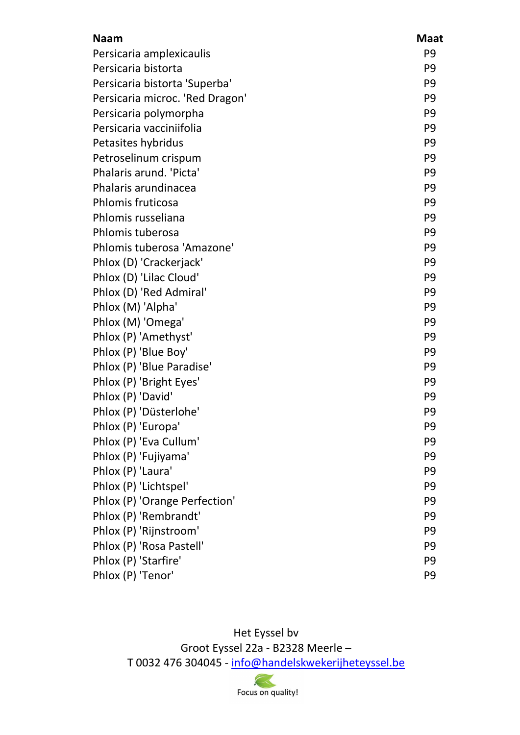| Naam | Maat |
| --- | --- |
| Persicaria amplexicaulis | P9 |
| Persicaria bistorta | P9 |
| Persicaria bistorta 'Superba' | P9 |
| Persicaria microc. 'Red Dragon' | P9 |
| Persicaria polymorpha | P9 |
| Persicaria vacciniifolia | P9 |
| Petasites hybridus | P9 |
| Petroselinum crispum | P9 |
| Phalaris arund. 'Picta' | P9 |
| Phalaris arundinacea | P9 |
| Phlomis fruticosa | P9 |
| Phlomis russeliana | P9 |
| Phlomis tuberosa | P9 |
| Phlomis tuberosa 'Amazone' | P9 |
| Phlox (D) 'Crackerjack' | P9 |
| Phlox (D) 'Lilac Cloud' | P9 |
| Phlox (D) 'Red Admiral' | P9 |
| Phlox (M) 'Alpha' | P9 |
| Phlox (M) 'Omega' | P9 |
| Phlox (P) 'Amethyst' | P9 |
| Phlox (P) 'Blue Boy' | P9 |
| Phlox (P) 'Blue Paradise' | P9 |
| Phlox (P) 'Bright Eyes' | P9 |
| Phlox (P) 'David' | P9 |
| Phlox (P) 'Düsterlohe' | P9 |
| Phlox (P) 'Europa' | P9 |
| Phlox (P) 'Eva Cullum' | P9 |
| Phlox (P) 'Fujiyama' | P9 |
| Phlox (P) 'Laura' | P9 |
| Phlox (P) 'Lichtspel' | P9 |
| Phlox (P) 'Orange Perfection' | P9 |
| Phlox (P) 'Rembrandt' | P9 |
| Phlox (P) 'Rijnstroom' | P9 |
| Phlox (P) 'Rosa Pastell' | P9 |
| Phlox (P) 'Starfire' | P9 |
| Phlox (P) 'Tenor' | P9 |

Het Eyssel bv
Groot Eyssel 22a - B2328 Meerle –
T 0032 476 304045 - info@handelskwekerijheteyssel.be

Focus on quality!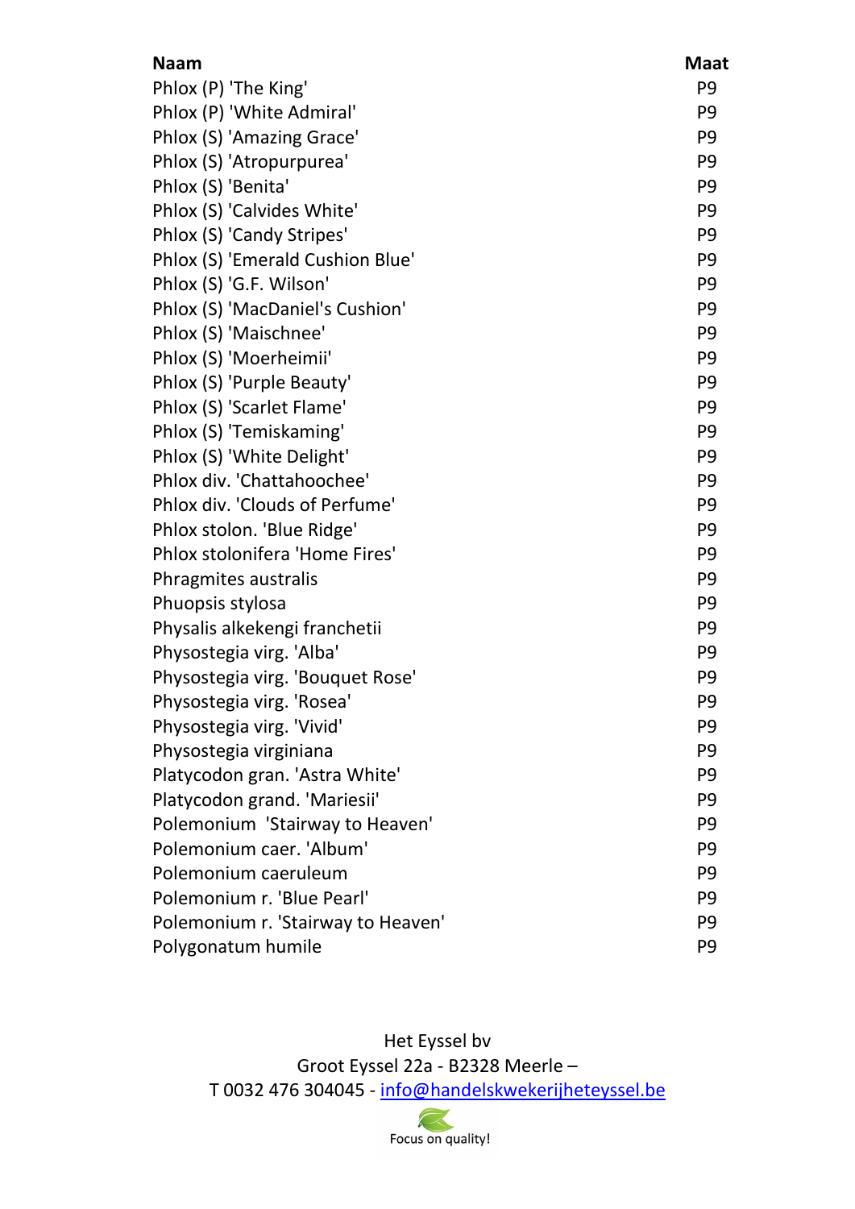| Naam | Maat |
|---|---|
| Phlox (P) 'The King' | P9 |
| Phlox (P) 'White Admiral' | P9 |
| Phlox (S) 'Amazing Grace' | P9 |
| Phlox (S) 'Atropurpurea' | P9 |
| Phlox (S) 'Benita' | P9 |
| Phlox (S) 'Calvides White' | P9 |
| Phlox (S) 'Candy Stripes' | P9 |
| Phlox (S) 'Emerald Cushion Blue' | P9 |
| Phlox (S) 'G.F. Wilson' | P9 |
| Phlox (S) 'MacDaniel's Cushion' | P9 |
| Phlox (S) 'Maischnee' | P9 |
| Phlox (S) 'Moerheimii' | P9 |
| Phlox (S) 'Purple Beauty' | P9 |
| Phlox (S) 'Scarlet Flame' | P9 |
| Phlox (S) 'Temiskaming' | P9 |
| Phlox (S) 'White Delight' | P9 |
| Phlox div. 'Chattahoochee' | P9 |
| Phlox div. 'Clouds of Perfume' | P9 |
| Phlox stolon. 'Blue Ridge' | P9 |
| Phlox stolonifera 'Home Fires' | P9 |
| Phragmites australis | P9 |
| Phuopsis stylosa | P9 |
| Physalis alkekengi franchetii | P9 |
| Physostegia virg. 'Alba' | P9 |
| Physostegia virg. 'Bouquet Rose' | P9 |
| Physostegia virg. 'Rosea' | P9 |
| Physostegia virg. 'Vivid' | P9 |
| Physostegia virginiana | P9 |
| Platycodon gran. 'Astra White' | P9 |
| Platycodon grand. 'Mariesii' | P9 |
| Polemonium 'Stairway to Heaven' | P9 |
| Polemonium caer. 'Album' | P9 |
| Polemonium caeruleum | P9 |
| Polemonium r. 'Blue Pearl' | P9 |
| Polemonium r. 'Stairway to Heaven' | P9 |
| Polygonatum humile | P9 |

Het Eyssel bv
Groot Eyssel 22a - B2328 Meerle –
T 0032 476 304045 - info@handelskwekerijheteyssel.be

Focus on quality!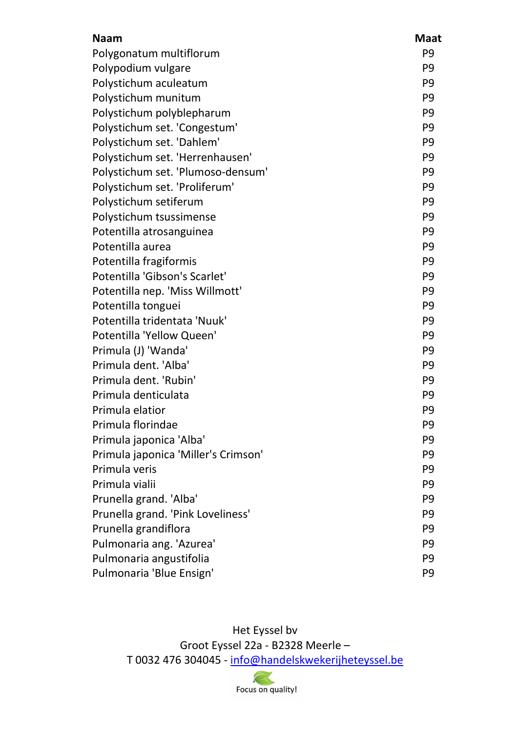| Naam | Maat |
|---|---|
| Polygonatum multiflorum | P9 |
| Polypodium vulgare | P9 |
| Polystichum aculeatum | P9 |
| Polystichum munitum | P9 |
| Polystichum polyblepharum | P9 |
| Polystichum set. 'Congestum' | P9 |
| Polystichum set. 'Dahlem' | P9 |
| Polystichum set. 'Herrenhausen' | P9 |
| Polystichum set. 'Plumoso-densum' | P9 |
| Polystichum set. 'Proliferum' | P9 |
| Polystichum setiferum | P9 |
| Polystichum tsussimense | P9 |
| Potentilla atrosanguinea | P9 |
| Potentilla aurea | P9 |
| Potentilla fragiformis | P9 |
| Potentilla 'Gibson's Scarlet' | P9 |
| Potentilla nep. 'Miss Willmott' | P9 |
| Potentilla tonguei | P9 |
| Potentilla tridentata 'Nuuk' | P9 |
| Potentilla 'Yellow Queen' | P9 |
| Primula (J) 'Wanda' | P9 |
| Primula dent. 'Alba' | P9 |
| Primula dent. 'Rubin' | P9 |
| Primula denticulata | P9 |
| Primula elatior | P9 |
| Primula florindae | P9 |
| Primula japonica 'Alba' | P9 |
| Primula japonica 'Miller's Crimson' | P9 |
| Primula veris | P9 |
| Primula vialii | P9 |
| Prunella grand. 'Alba' | P9 |
| Prunella grand. 'Pink Loveliness' | P9 |
| Prunella grandiflora | P9 |
| Pulmonaria ang. 'Azurea' | P9 |
| Pulmonaria angustifolia | P9 |
| Pulmonaria 'Blue Ensign' | P9 |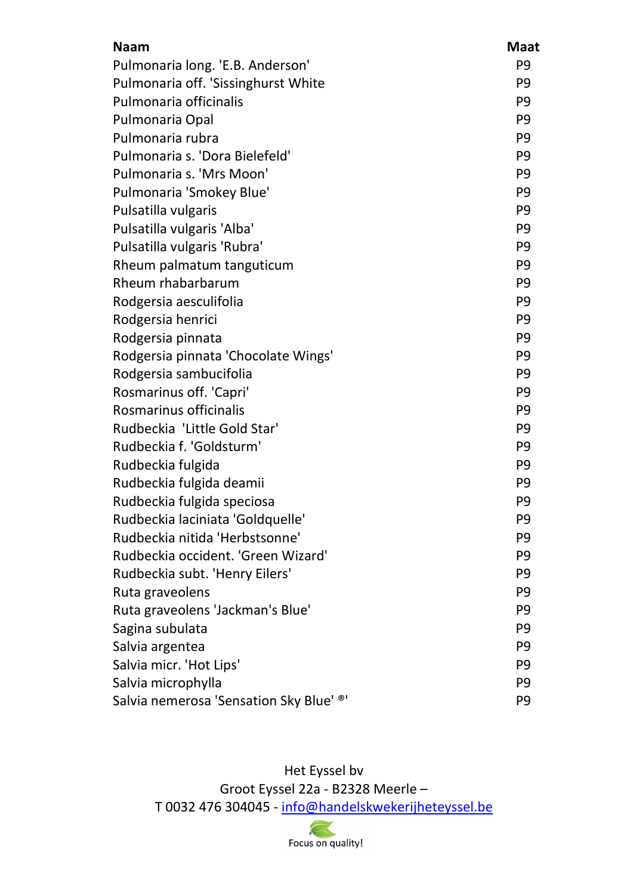| Naam | Maat |
| --- | --- |
| Pulmonaria long. 'E.B. Anderson' | P9 |
| Pulmonaria off. 'Sissinghurst White | P9 |
| Pulmonaria officinalis | P9 |
| Pulmonaria Opal | P9 |
| Pulmonaria rubra | P9 |
| Pulmonaria s. 'Dora Bielefeld' | P9 |
| Pulmonaria s. 'Mrs Moon' | P9 |
| Pulmonaria 'Smokey Blue' | P9 |
| Pulsatilla vulgaris | P9 |
| Pulsatilla vulgaris 'Alba' | P9 |
| Pulsatilla vulgaris 'Rubra' | P9 |
| Rheum palmatum tanguticum | P9 |
| Rheum rhabarbarum | P9 |
| Rodgersia aesculifolia | P9 |
| Rodgersia henrici | P9 |
| Rodgersia pinnata | P9 |
| Rodgersia pinnata 'Chocolate Wings' | P9 |
| Rodgersia sambucifolia | P9 |
| Rosmarinus off. 'Capri' | P9 |
| Rosmarinus officinalis | P9 |
| Rudbeckia 'Little Gold Star' | P9 |
| Rudbeckia f. 'Goldsturm' | P9 |
| Rudbeckia fulgida | P9 |
| Rudbeckia fulgida deamii | P9 |
| Rudbeckia fulgida speciosa | P9 |
| Rudbeckia laciniata 'Goldquelle' | P9 |
| Rudbeckia nitida 'Herbstsonne' | P9 |
| Rudbeckia occident. 'Green Wizard' | P9 |
| Rudbeckia subt. 'Henry Eilers' | P9 |
| Ruta graveolens | P9 |
| Ruta graveolens 'Jackman's Blue' | P9 |
| Sagina subulata | P9 |
| Salvia argentea | P9 |
| Salvia micr. 'Hot Lips' | P9 |
| Salvia microphylla | P9 |
| Salvia nemerosa 'Sensation Sky Blue' ®' | P9 |

Het Eyssel bv
Groot Eyssel 22a - B2328 Meerle –
T 0032 476 304045 - info@handelskwekerijheteyssel.be

Focus on quality!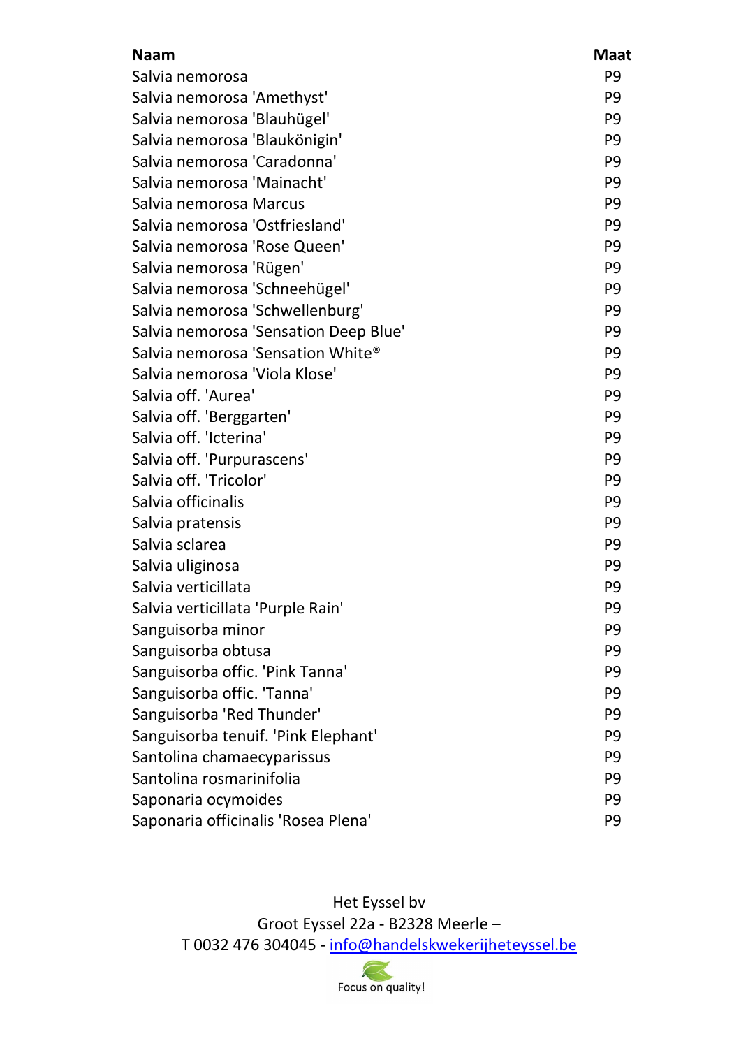| Naam | Maat |
| --- | --- |
| Salvia nemorosa | P9 |
| Salvia nemorosa 'Amethyst' | P9 |
| Salvia nemorosa 'Blauhügel' | P9 |
| Salvia nemorosa 'Blaukönigin' | P9 |
| Salvia nemorosa 'Caradonna' | P9 |
| Salvia nemorosa 'Mainacht' | P9 |
| Salvia nemorosa Marcus | P9 |
| Salvia nemorosa 'Ostfriesland' | P9 |
| Salvia nemorosa 'Rose Queen' | P9 |
| Salvia nemorosa 'Rügen' | P9 |
| Salvia nemorosa 'Schneehügel' | P9 |
| Salvia nemorosa 'Schwellenburg' | P9 |
| Salvia nemorosa 'Sensation Deep Blue' | P9 |
| Salvia nemorosa 'Sensation White® | P9 |
| Salvia nemorosa 'Viola Klose' | P9 |
| Salvia off. 'Aurea' | P9 |
| Salvia off. 'Berggarten' | P9 |
| Salvia off. 'Icterina' | P9 |
| Salvia off. 'Purpurascens' | P9 |
| Salvia off. 'Tricolor' | P9 |
| Salvia officinalis | P9 |
| Salvia pratensis | P9 |
| Salvia sclarea | P9 |
| Salvia uliginosa | P9 |
| Salvia verticillata | P9 |
| Salvia verticillata 'Purple Rain' | P9 |
| Sanguisorba minor | P9 |
| Sanguisorba obtusa | P9 |
| Sanguisorba offic. 'Pink Tanna' | P9 |
| Sanguisorba offic. 'Tanna' | P9 |
| Sanguisorba 'Red Thunder' | P9 |
| Sanguisorba tenuif. 'Pink Elephant' | P9 |
| Santolina chamaecyparissus | P9 |
| Santolina rosmarinifolia | P9 |
| Saponaria ocymoides | P9 |
| Saponaria officinalis 'Rosea Plena' | P9 |

Het Eyssel bv
Groot Eyssel 22a - B2328 Meerle –
T 0032 476 304045 - info@handelskwekerijheteyssel.be

Focus on quality!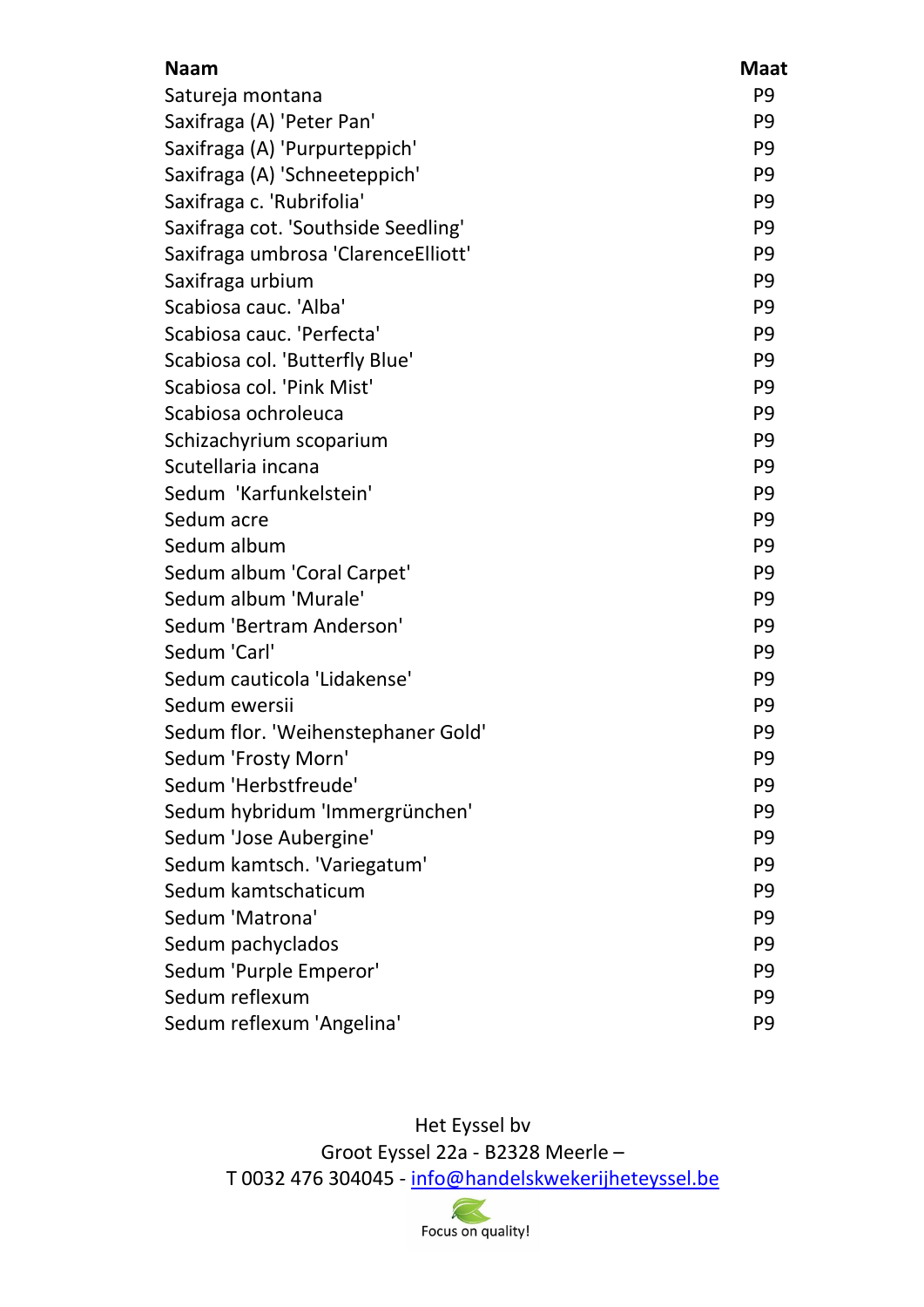| Naam | Maat |
|---|---|
| Satureja montana | P9 |
| Saxifraga (A) 'Peter Pan' | P9 |
| Saxifraga (A) 'Purpurteppich' | P9 |
| Saxifraga (A) 'Schneeteppich' | P9 |
| Saxifraga c. 'Rubrifolia' | P9 |
| Saxifraga cot. 'Southside Seedling' | P9 |
| Saxifraga umbrosa 'ClarenceElliott' | P9 |
| Saxifraga urbium | P9 |
| Scabiosa cauc. 'Alba' | P9 |
| Scabiosa cauc. 'Perfecta' | P9 |
| Scabiosa col. 'Butterfly Blue' | P9 |
| Scabiosa col. 'Pink Mist' | P9 |
| Scabiosa ochroleuca | P9 |
| Schizachyrium scoparium | P9 |
| Scutellaria incana | P9 |
| Sedum  'Karfunkelstein' | P9 |
| Sedum acre | P9 |
| Sedum album | P9 |
| Sedum album 'Coral Carpet' | P9 |
| Sedum album 'Murale' | P9 |
| Sedum 'Bertram Anderson' | P9 |
| Sedum 'Carl' | P9 |
| Sedum cauticola 'Lidakense' | P9 |
| Sedum ewersii | P9 |
| Sedum flor. 'Weihenstephaner Gold' | P9 |
| Sedum 'Frosty Morn' | P9 |
| Sedum 'Herbstfreude' | P9 |
| Sedum hybridum 'Immergrünchen' | P9 |
| Sedum 'Jose Aubergine' | P9 |
| Sedum kamtsch. 'Variegatum' | P9 |
| Sedum kamtschaticum | P9 |
| Sedum 'Matrona' | P9 |
| Sedum pachyclados | P9 |
| Sedum 'Purple Emperor' | P9 |
| Sedum reflexum | P9 |
| Sedum reflexum 'Angelina' | P9 |

Het Eyssel bv
Groot Eyssel 22a - B2328 Meerle –
T 0032 476 304045 - info@handelskwekerijheteyssel.be

Focus on quality!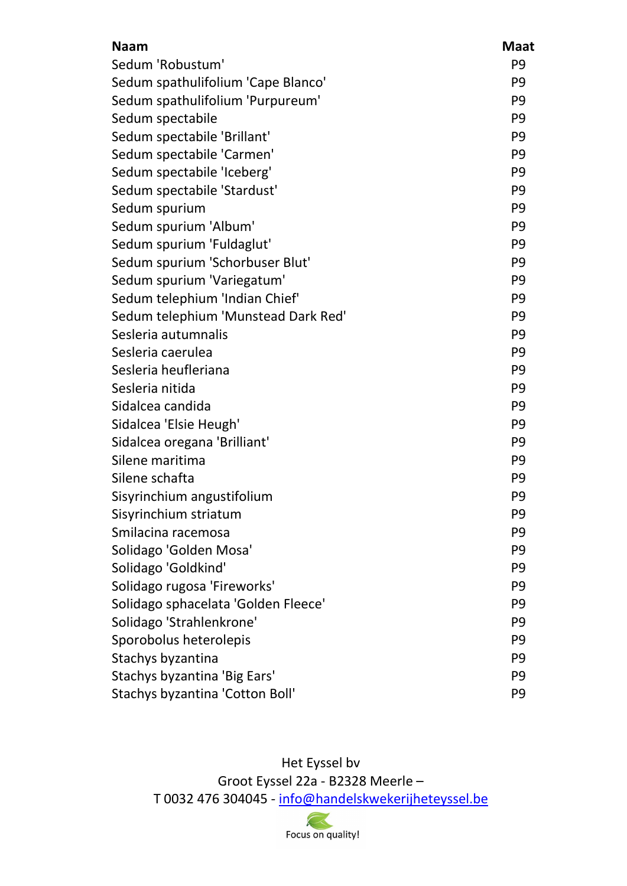| Naam | Maat |
|---|---|
| Sedum 'Robustum' | P9 |
| Sedum spathulifolium 'Cape Blanco' | P9 |
| Sedum spathulifolium 'Purpureum' | P9 |
| Sedum spectabile | P9 |
| Sedum spectabile 'Brillant' | P9 |
| Sedum spectabile 'Carmen' | P9 |
| Sedum spectabile 'Iceberg' | P9 |
| Sedum spectabile 'Stardust' | P9 |
| Sedum spurium | P9 |
| Sedum spurium 'Album' | P9 |
| Sedum spurium 'Fuldaglut' | P9 |
| Sedum spurium 'Schorbuser Blut' | P9 |
| Sedum spurium 'Variegatum' | P9 |
| Sedum telephium 'Indian Chief' | P9 |
| Sedum telephium 'Munstead Dark Red' | P9 |
| Sesleria autumnalis | P9 |
| Sesleria caerulea | P9 |
| Sesleria heufleriana | P9 |
| Sesleria nitida | P9 |
| Sidalcea candida | P9 |
| Sidalcea 'Elsie Heugh' | P9 |
| Sidalcea oregana 'Brilliant' | P9 |
| Silene maritima | P9 |
| Silene schafta | P9 |
| Sisyrinchium angustifolium | P9 |
| Sisyrinchium striatum | P9 |
| Smilacina racemosa | P9 |
| Solidago 'Golden Mosa' | P9 |
| Solidago 'Goldkind' | P9 |
| Solidago rugosa 'Fireworks' | P9 |
| Solidago sphacelata 'Golden Fleece' | P9 |
| Solidago 'Strahlenkrone' | P9 |
| Sporobolus heterolepis | P9 |
| Stachys byzantina | P9 |
| Stachys byzantina 'Big Ears' | P9 |
| Stachys byzantina 'Cotton Boll' | P9 |

Het Eyssel bv
Groot Eyssel 22a - B2328 Meerle –
T 0032 476 304045 - info@handelskwekerijheteyssel.be

Focus on quality!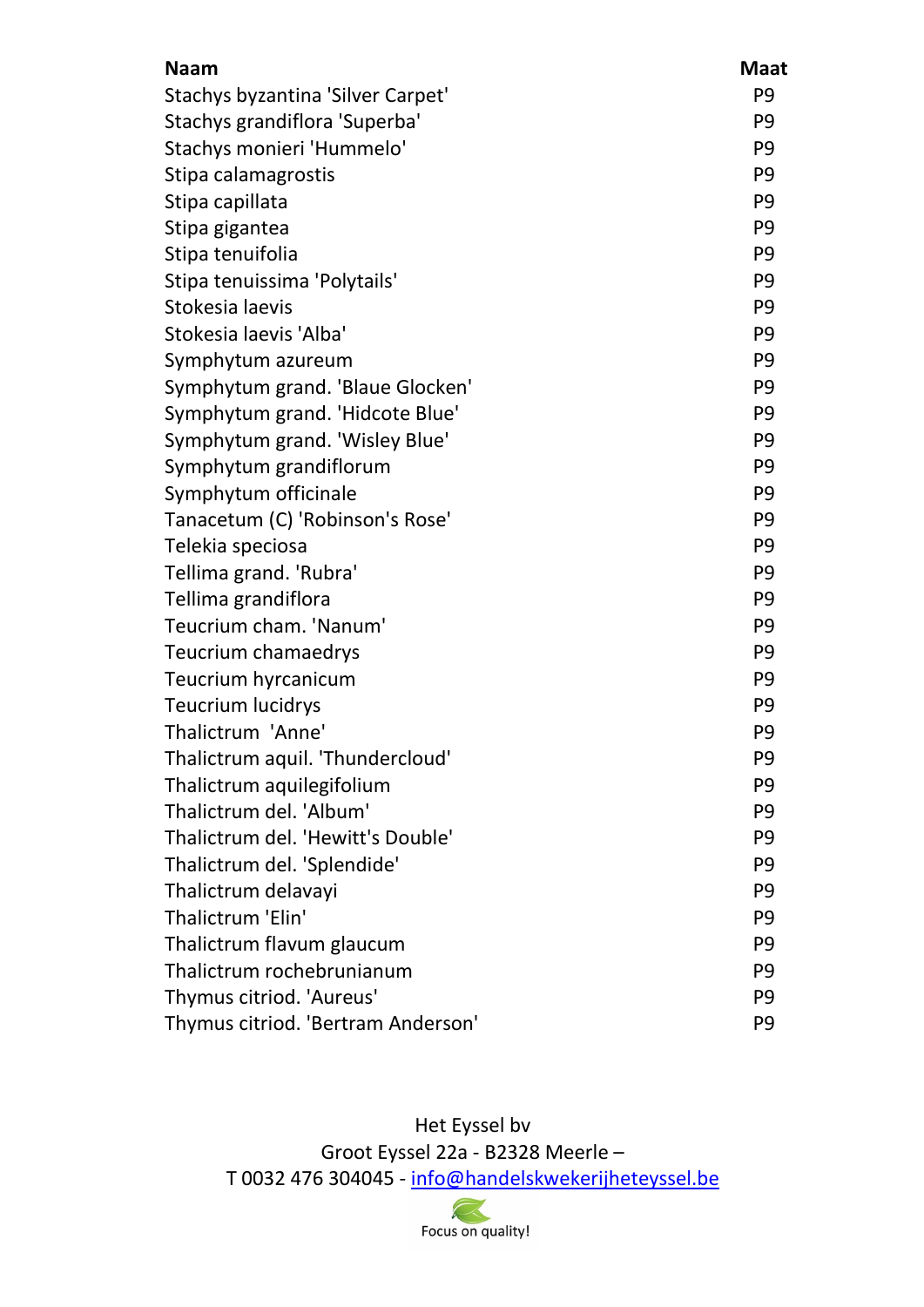| Naam | Maat |
| --- | --- |
| Stachys byzantina 'Silver Carpet' | P9 |
| Stachys grandiflora 'Superba' | P9 |
| Stachys monieri 'Hummelo' | P9 |
| Stipa calamagrostis | P9 |
| Stipa capillata | P9 |
| Stipa gigantea | P9 |
| Stipa tenuifolia | P9 |
| Stipa tenuissima 'Polytails' | P9 |
| Stokesia laevis | P9 |
| Stokesia laevis 'Alba' | P9 |
| Symphytum azureum | P9 |
| Symphytum grand. 'Blaue Glocken' | P9 |
| Symphytum grand. 'Hidcote Blue' | P9 |
| Symphytum grand. 'Wisley Blue' | P9 |
| Symphytum grandiflorum | P9 |
| Symphytum officinale | P9 |
| Tanacetum (C) 'Robinson's Rose' | P9 |
| Telekia speciosa | P9 |
| Tellima grand. 'Rubra' | P9 |
| Tellima grandiflora | P9 |
| Teucrium cham. 'Nanum' | P9 |
| Teucrium chamaedrys | P9 |
| Teucrium hyrcanicum | P9 |
| Teucrium lucidrys | P9 |
| Thalictrum  'Anne' | P9 |
| Thalictrum aquil. 'Thundercloud' | P9 |
| Thalictrum aquilegifolium | P9 |
| Thalictrum del. 'Album' | P9 |
| Thalictrum del. 'Hewitt's Double' | P9 |
| Thalictrum del. 'Splendide' | P9 |
| Thalictrum delavayi | P9 |
| Thalictrum 'Elin' | P9 |
| Thalictrum flavum glaucum | P9 |
| Thalictrum rochebrunianum | P9 |
| Thymus citriod. 'Aureus' | P9 |
| Thymus citriod. 'Bertram Anderson' | P9 |

Het Eyssel bv
Groot Eyssel 22a - B2328 Meerle –
T 0032 476 304045 - info@handelskwekerijheteyssel.be

Focus on quality!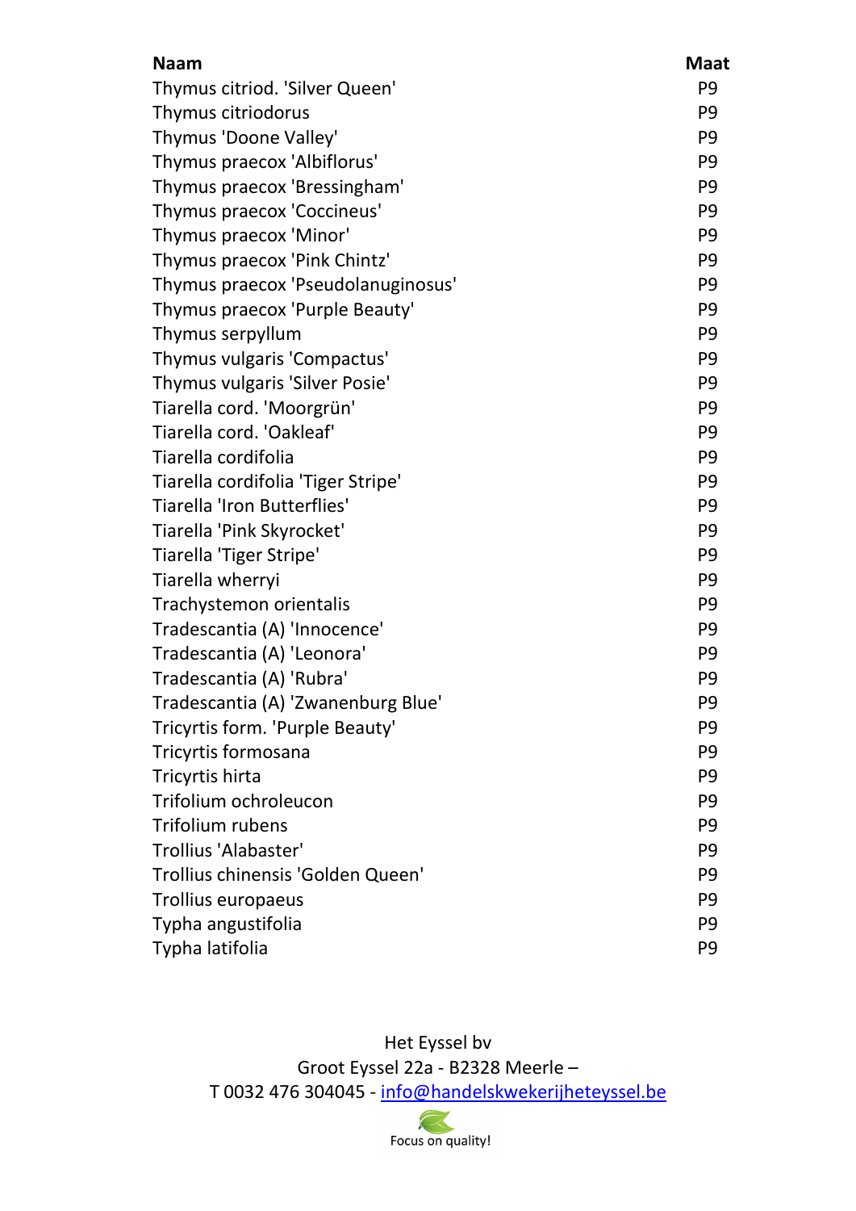| Naam | Maat |
|---|---|
| Thymus citriod. 'Silver Queen' | P9 |
| Thymus citriodorus | P9 |
| Thymus 'Doone Valley' | P9 |
| Thymus praecox 'Albiflorus' | P9 |
| Thymus praecox 'Bressingham' | P9 |
| Thymus praecox 'Coccineus' | P9 |
| Thymus praecox 'Minor' | P9 |
| Thymus praecox 'Pink Chintz' | P9 |
| Thymus praecox 'Pseudolanuginosus' | P9 |
| Thymus praecox 'Purple Beauty' | P9 |
| Thymus serpyllum | P9 |
| Thymus vulgaris 'Compactus' | P9 |
| Thymus vulgaris 'Silver Posie' | P9 |
| Tiarella cord. 'Moorgrün' | P9 |
| Tiarella cord. 'Oakleaf' | P9 |
| Tiarella cordifolia | P9 |
| Tiarella cordifolia 'Tiger Stripe' | P9 |
| Tiarella 'Iron Butterflies' | P9 |
| Tiarella 'Pink Skyrocket' | P9 |
| Tiarella 'Tiger Stripe' | P9 |
| Tiarella wherryi | P9 |
| Trachystemon orientalis | P9 |
| Tradescantia (A) 'Innocence' | P9 |
| Tradescantia (A) 'Leonora' | P9 |
| Tradescantia (A) 'Rubra' | P9 |
| Tradescantia (A) 'Zwanenburg Blue' | P9 |
| Tricyrtis form. 'Purple Beauty' | P9 |
| Tricyrtis formosana | P9 |
| Tricyrtis hirta | P9 |
| Trifolium ochroleucon | P9 |
| Trifolium rubens | P9 |
| Trollius 'Alabaster' | P9 |
| Trollius chinensis 'Golden Queen' | P9 |
| Trollius europaeus | P9 |
| Typha angustifolia | P9 |
| Typha latifolia | P9 |

Het Eyssel bv
Groot Eyssel 22a - B2328 Meerle –
T 0032 476 304045 - info@handelskwekerijheteyssel.be

Focus on quality!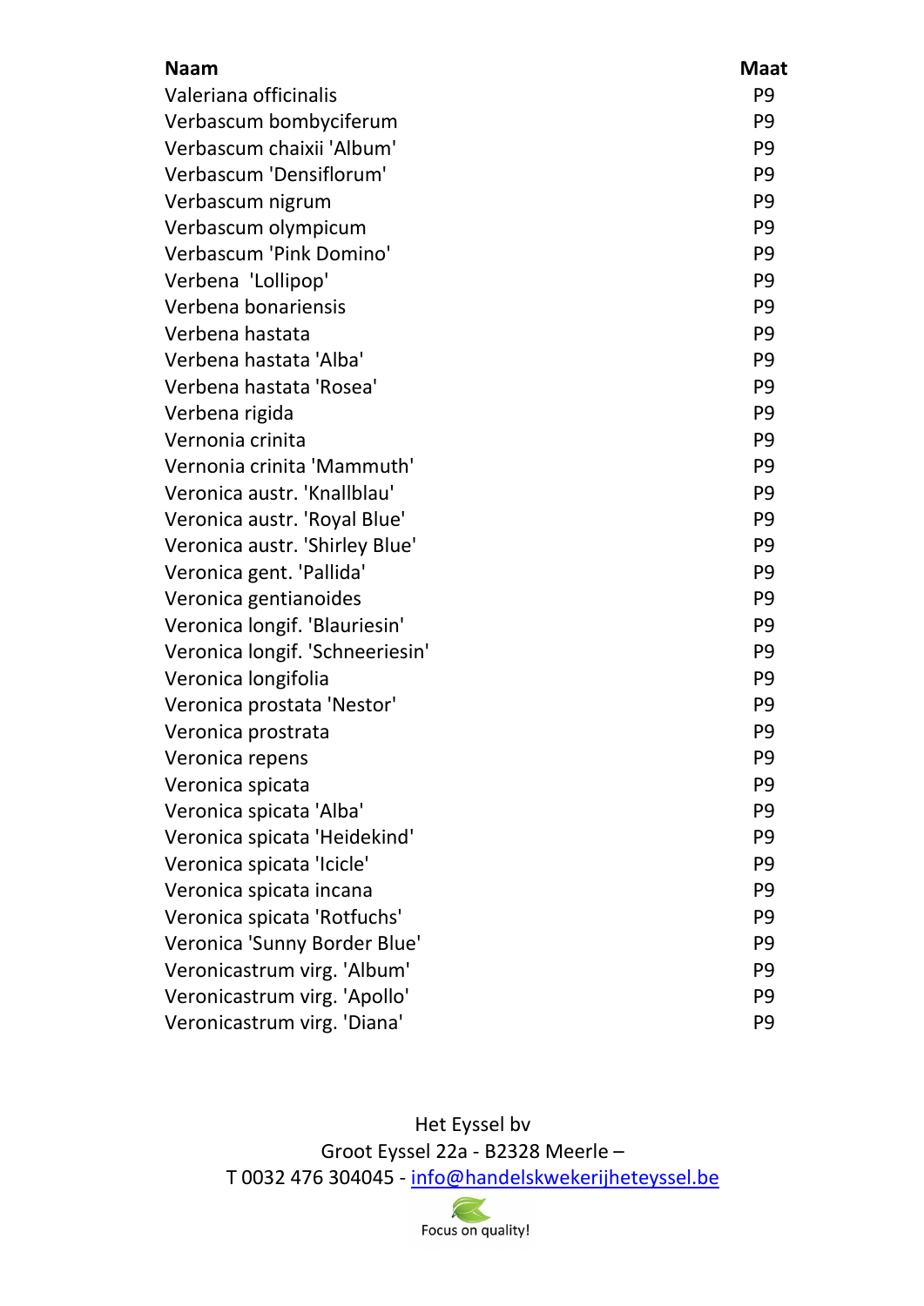| Naam | Maat |
| --- | --- |
| Valeriana officinalis | P9 |
| Verbascum bombyciferum | P9 |
| Verbascum chaixii 'Album' | P9 |
| Verbascum 'Densiflorum' | P9 |
| Verbascum nigrum | P9 |
| Verbascum olympicum | P9 |
| Verbascum 'Pink Domino' | P9 |
| Verbena  'Lollipop' | P9 |
| Verbena bonariensis | P9 |
| Verbena hastata | P9 |
| Verbena hastata 'Alba' | P9 |
| Verbena hastata 'Rosea' | P9 |
| Verbena rigida | P9 |
| Vernonia crinita | P9 |
| Vernonia crinita 'Mammuth' | P9 |
| Veronica austr. 'Knallblau' | P9 |
| Veronica austr. 'Royal Blue' | P9 |
| Veronica austr. 'Shirley Blue' | P9 |
| Veronica gent. 'Pallida' | P9 |
| Veronica gentianoides | P9 |
| Veronica longif. 'Blauriesin' | P9 |
| Veronica longif. 'Schneeriesin' | P9 |
| Veronica longifolia | P9 |
| Veronica prostata 'Nestor' | P9 |
| Veronica prostrata | P9 |
| Veronica repens | P9 |
| Veronica spicata | P9 |
| Veronica spicata 'Alba' | P9 |
| Veronica spicata 'Heidekind' | P9 |
| Veronica spicata 'Icicle' | P9 |
| Veronica spicata incana | P9 |
| Veronica spicata 'Rotfuchs' | P9 |
| Veronica 'Sunny Border Blue' | P9 |
| Veronicastrum virg. 'Album' | P9 |
| Veronicastrum virg. 'Apollo' | P9 |
| Veronicastrum virg. 'Diana' | P9 |

Het Eyssel bv
Groot Eyssel 22a - B2328 Meerle –
T 0032 476 304045 - info@handelskwekerijheteyssel.be

Focus on quality!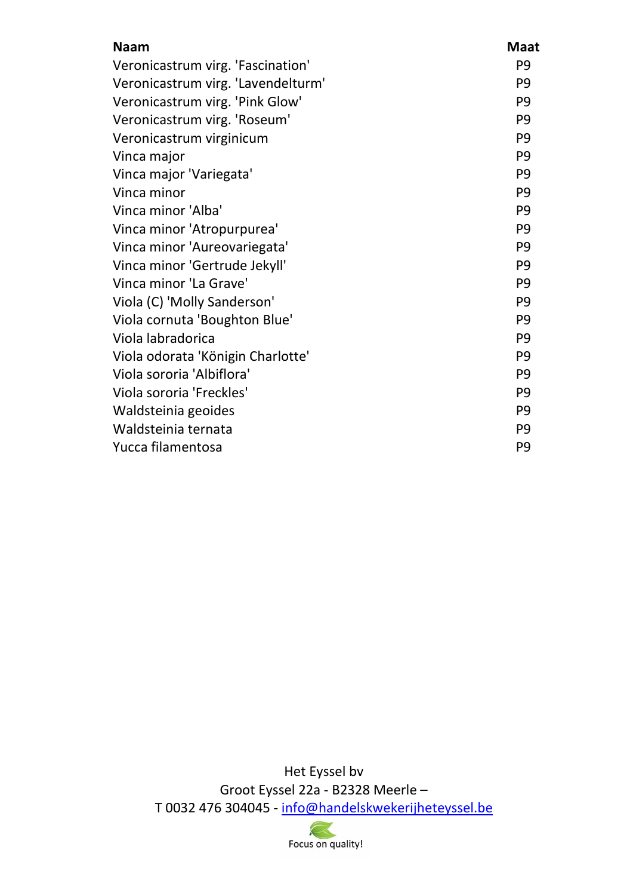| Naam | Maat |
| --- | --- |
| Veronicastrum virg. 'Fascination' | P9 |
| Veronicastrum virg. 'Lavendelturm' | P9 |
| Veronicastrum virg. 'Pink Glow' | P9 |
| Veronicastrum virg. 'Roseum' | P9 |
| Veronicastrum virginicum | P9 |
| Vinca major | P9 |
| Vinca major 'Variegata' | P9 |
| Vinca minor | P9 |
| Vinca minor 'Alba' | P9 |
| Vinca minor 'Atropurpurea' | P9 |
| Vinca minor 'Aureovariegata' | P9 |
| Vinca minor 'Gertrude Jekyll' | P9 |
| Vinca minor 'La Grave' | P9 |
| Viola (C) 'Molly Sanderson' | P9 |
| Viola cornuta 'Boughton Blue' | P9 |
| Viola labradorica | P9 |
| Viola odorata 'Königin Charlotte' | P9 |
| Viola sororia 'Albiflora' | P9 |
| Viola sororia 'Freckles' | P9 |
| Waldsteinia geoides | P9 |
| Waldsteinia ternata | P9 |
| Yucca filamentosa | P9 |

Het Eyssel bv
Groot Eyssel 22a - B2328 Meerle –
T 0032 476 304045 - info@handelskwekerijheteyssel.be

Focus on quality!